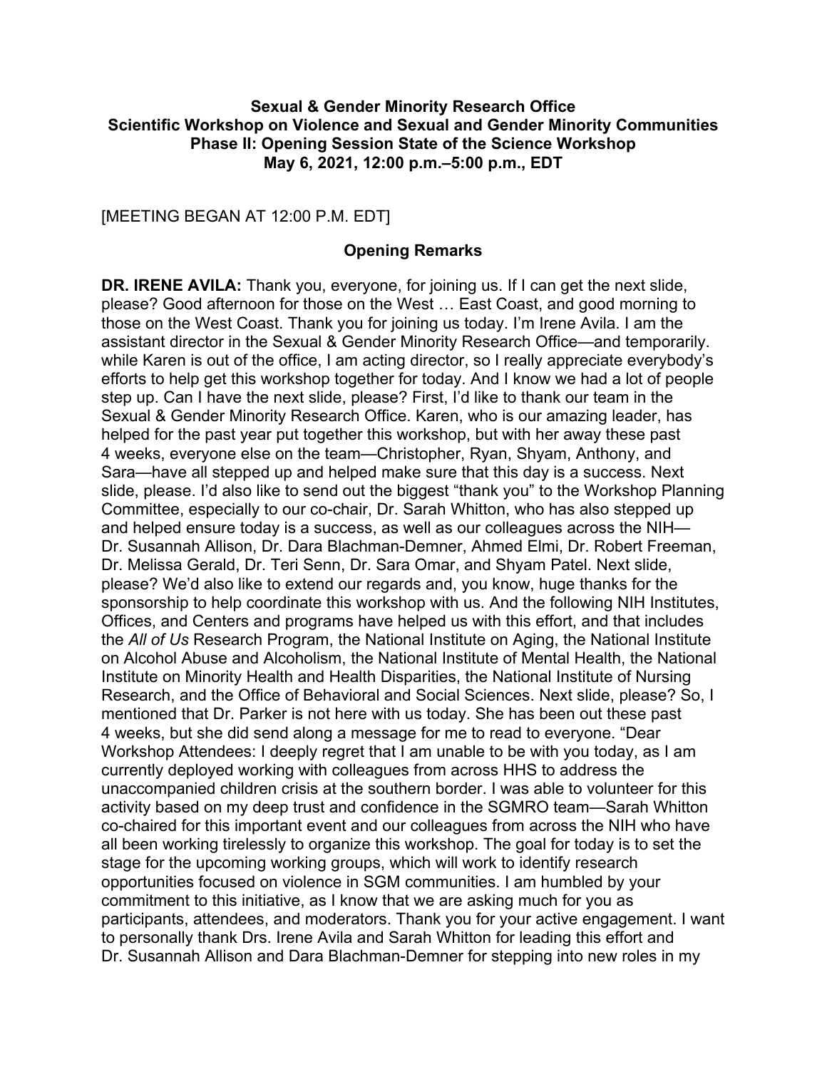**Sexual & Gender Minority Research Office**
**Scientific Workshop on Violence and Sexual and Gender Minority Communities**
**Phase II: Opening Session State of the Science Workshop**
**May 6, 2021, 12:00 p.m.–5:00 p.m., EDT**

[MEETING BEGAN AT 12:00 P.M. EDT]

## Opening Remarks

**DR. IRENE AVILA:** Thank you, everyone, for joining us. If I can get the next slide, please? Good afternoon for those on the West … East Coast, and good morning to those on the West Coast. Thank you for joining us today. I'm Irene Avila. I am the assistant director in the Sexual & Gender Minority Research Office—and temporarily. while Karen is out of the office, I am acting director, so I really appreciate everybody's efforts to help get this workshop together for today. And I know we had a lot of people step up. Can I have the next slide, please? First, I'd like to thank our team in the Sexual & Gender Minority Research Office. Karen, who is our amazing leader, has helped for the past year put together this workshop, but with her away these past 4 weeks, everyone else on the team—Christopher, Ryan, Shyam, Anthony, and Sara—have all stepped up and helped make sure that this day is a success. Next slide, please. I'd also like to send out the biggest "thank you" to the Workshop Planning Committee, especially to our co-chair, Dr. Sarah Whitton, who has also stepped up and helped ensure today is a success, as well as our colleagues across the NIH—Dr. Susannah Allison, Dr. Dara Blachman-Demner, Ahmed Elmi, Dr. Robert Freeman, Dr. Melissa Gerald, Dr. Teri Senn, Dr. Sara Omar, and Shyam Patel. Next slide, please? We'd also like to extend our regards and, you know, huge thanks for the sponsorship to help coordinate this workshop with us. And the following NIH Institutes, Offices, and Centers and programs have helped us with this effort, and that includes the *All of Us* Research Program, the National Institute on Aging, the National Institute on Alcohol Abuse and Alcoholism, the National Institute of Mental Health, the National Institute on Minority Health and Health Disparities, the National Institute of Nursing Research, and the Office of Behavioral and Social Sciences. Next slide, please? So, I mentioned that Dr. Parker is not here with us today. She has been out these past 4 weeks, but she did send along a message for me to read to everyone. "Dear Workshop Attendees: I deeply regret that I am unable to be with you today, as I am currently deployed working with colleagues from across HHS to address the unaccompanied children crisis at the southern border. I was able to volunteer for this activity based on my deep trust and confidence in the SGMRO team—Sarah Whitton co-chaired for this important event and our colleagues from across the NIH who have all been working tirelessly to organize this workshop. The goal for today is to set the stage for the upcoming working groups, which will work to identify research opportunities focused on violence in SGM communities. I am humbled by your commitment to this initiative, as I know that we are asking much for you as participants, attendees, and moderators. Thank you for your active engagement. I want to personally thank Drs. Irene Avila and Sarah Whitton for leading this effort and Dr. Susannah Allison and Dara Blachman-Demner for stepping into new roles in my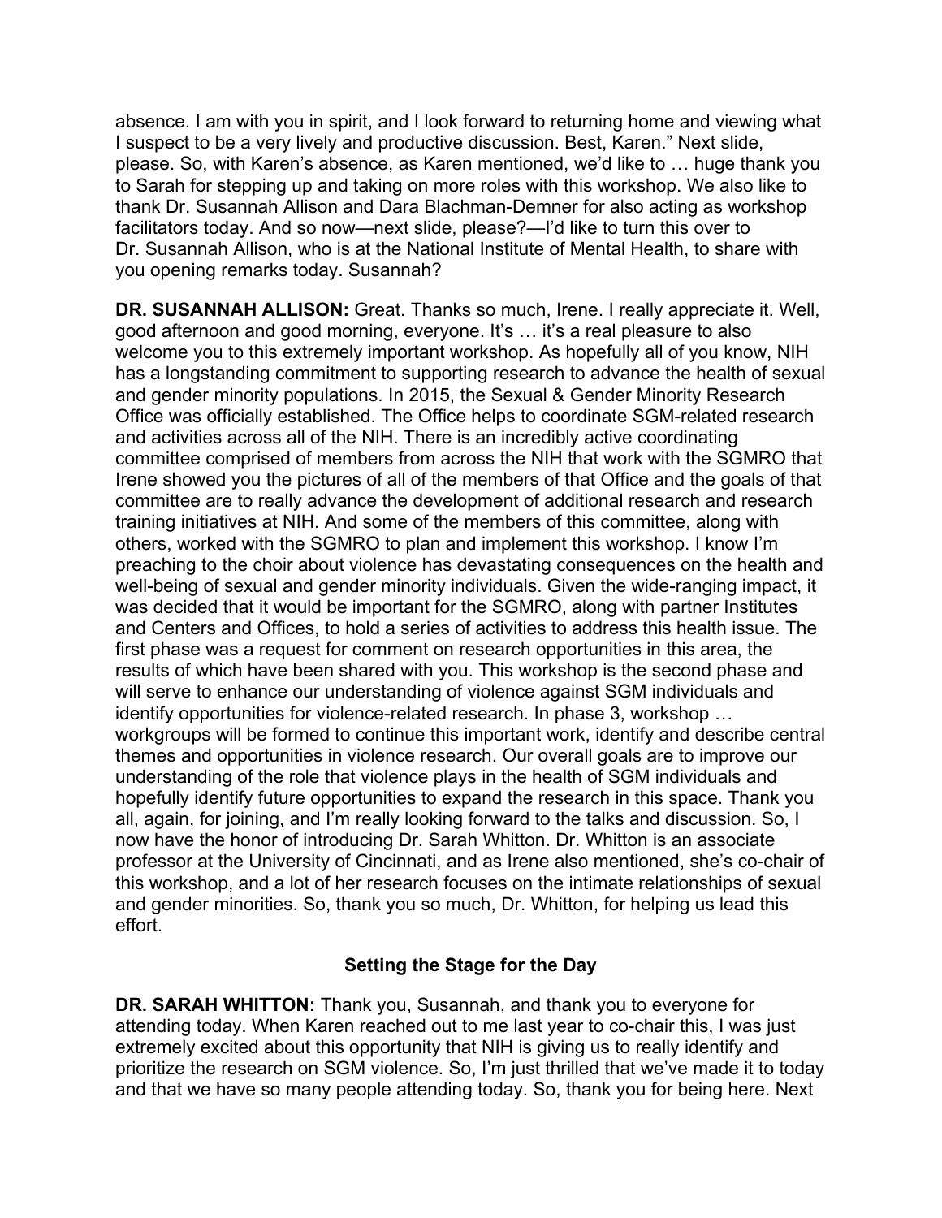absence. I am with you in spirit, and I look forward to returning home and viewing what I suspect to be a very lively and productive discussion. Best, Karen." Next slide, please. So, with Karen's absence, as Karen mentioned, we'd like to … huge thank you to Sarah for stepping up and taking on more roles with this workshop. We also like to thank Dr. Susannah Allison and Dara Blachman-Demner for also acting as workshop facilitators today. And so now—next slide, please?—I'd like to turn this over to Dr. Susannah Allison, who is at the National Institute of Mental Health, to share with you opening remarks today. Susannah?

**DR. SUSANNAH ALLISON:** Great. Thanks so much, Irene. I really appreciate it. Well, good afternoon and good morning, everyone. It's … it's a real pleasure to also welcome you to this extremely important workshop. As hopefully all of you know, NIH has a longstanding commitment to supporting research to advance the health of sexual and gender minority populations. In 2015, the Sexual & Gender Minority Research Office was officially established. The Office helps to coordinate SGM-related research and activities across all of the NIH. There is an incredibly active coordinating committee comprised of members from across the NIH that work with the SGMRO that Irene showed you the pictures of all of the members of that Office and the goals of that committee are to really advance the development of additional research and research training initiatives at NIH. And some of the members of this committee, along with others, worked with the SGMRO to plan and implement this workshop. I know I'm preaching to the choir about violence has devastating consequences on the health and well-being of sexual and gender minority individuals. Given the wide-ranging impact, it was decided that it would be important for the SGMRO, along with partner Institutes and Centers and Offices, to hold a series of activities to address this health issue. The first phase was a request for comment on research opportunities in this area, the results of which have been shared with you. This workshop is the second phase and will serve to enhance our understanding of violence against SGM individuals and identify opportunities for violence-related research. In phase 3, workshop … workgroups will be formed to continue this important work, identify and describe central themes and opportunities in violence research. Our overall goals are to improve our understanding of the role that violence plays in the health of SGM individuals and hopefully identify future opportunities to expand the research in this space. Thank you all, again, for joining, and I'm really looking forward to the talks and discussion. So, I now have the honor of introducing Dr. Sarah Whitton. Dr. Whitton is an associate professor at the University of Cincinnati, and as Irene also mentioned, she's co-chair of this workshop, and a lot of her research focuses on the intimate relationships of sexual and gender minorities. So, thank you so much, Dr. Whitton, for helping us lead this effort.

## Setting the Stage for the Day

**DR. SARAH WHITTON:** Thank you, Susannah, and thank you to everyone for attending today. When Karen reached out to me last year to co-chair this, I was just extremely excited about this opportunity that NIH is giving us to really identify and prioritize the research on SGM violence. So, I'm just thrilled that we've made it to today and that we have so many people attending today. So, thank you for being here. Next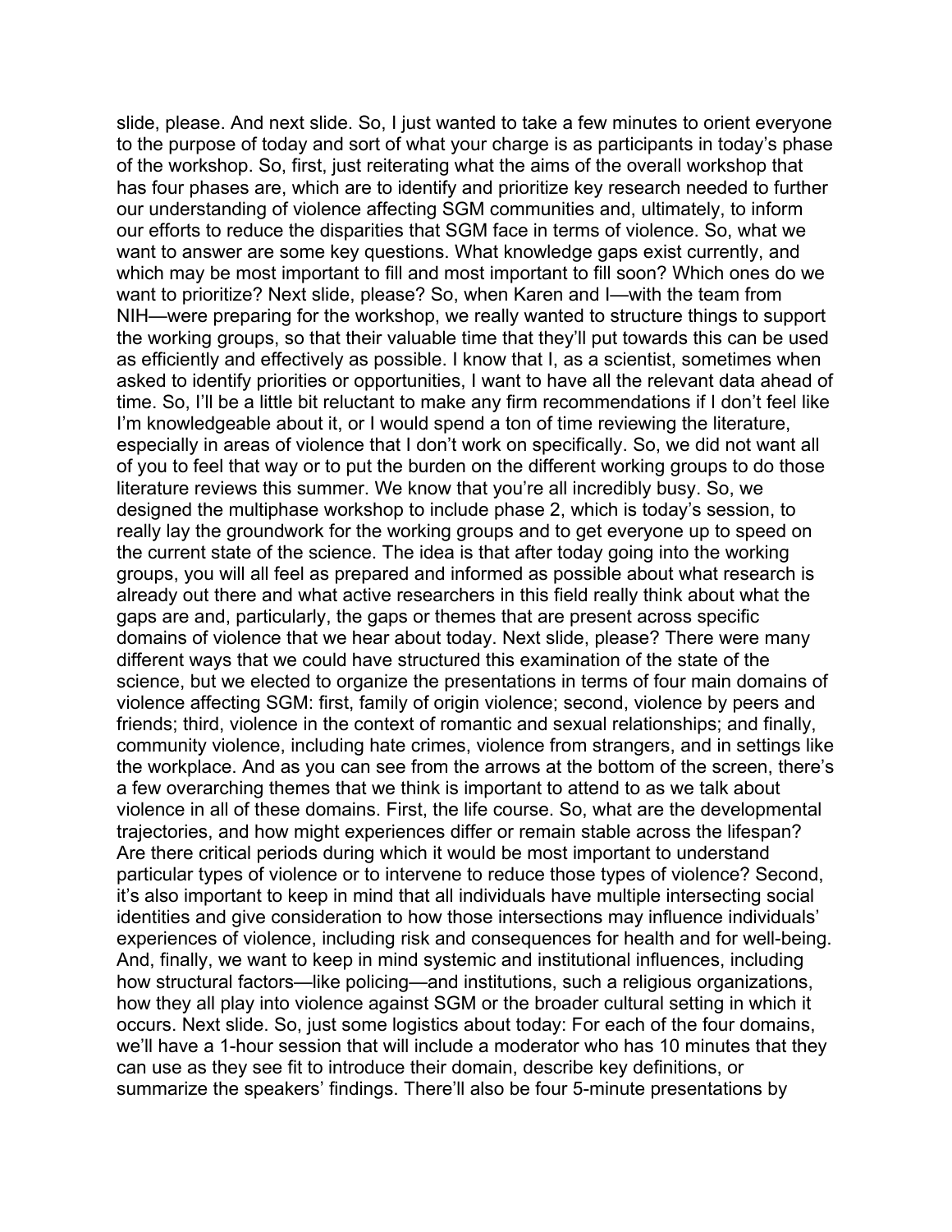slide, please. And next slide. So, I just wanted to take a few minutes to orient everyone to the purpose of today and sort of what your charge is as participants in today's phase of the workshop. So, first, just reiterating what the aims of the overall workshop that has four phases are, which are to identify and prioritize key research needed to further our understanding of violence affecting SGM communities and, ultimately, to inform our efforts to reduce the disparities that SGM face in terms of violence. So, what we want to answer are some key questions. What knowledge gaps exist currently, and which may be most important to fill and most important to fill soon? Which ones do we want to prioritize? Next slide, please? So, when Karen and I—with the team from NIH—were preparing for the workshop, we really wanted to structure things to support the working groups, so that their valuable time that they'll put towards this can be used as efficiently and effectively as possible. I know that I, as a scientist, sometimes when asked to identify priorities or opportunities, I want to have all the relevant data ahead of time. So, I'll be a little bit reluctant to make any firm recommendations if I don't feel like I'm knowledgeable about it, or I would spend a ton of time reviewing the literature, especially in areas of violence that I don't work on specifically. So, we did not want all of you to feel that way or to put the burden on the different working groups to do those literature reviews this summer. We know that you're all incredibly busy. So, we designed the multiphase workshop to include phase 2, which is today's session, to really lay the groundwork for the working groups and to get everyone up to speed on the current state of the science. The idea is that after today going into the working groups, you will all feel as prepared and informed as possible about what research is already out there and what active researchers in this field really think about what the gaps are and, particularly, the gaps or themes that are present across specific domains of violence that we hear about today. Next slide, please? There were many different ways that we could have structured this examination of the state of the science, but we elected to organize the presentations in terms of four main domains of violence affecting SGM: first, family of origin violence; second, violence by peers and friends; third, violence in the context of romantic and sexual relationships; and finally, community violence, including hate crimes, violence from strangers, and in settings like the workplace. And as you can see from the arrows at the bottom of the screen, there's a few overarching themes that we think is important to attend to as we talk about violence in all of these domains. First, the life course. So, what are the developmental trajectories, and how might experiences differ or remain stable across the lifespan? Are there critical periods during which it would be most important to understand particular types of violence or to intervene to reduce those types of violence? Second, it's also important to keep in mind that all individuals have multiple intersecting social identities and give consideration to how those intersections may influence individuals' experiences of violence, including risk and consequences for health and for well-being. And, finally, we want to keep in mind systemic and institutional influences, including how structural factors—like policing—and institutions, such a religious organizations, how they all play into violence against SGM or the broader cultural setting in which it occurs. Next slide. So, just some logistics about today: For each of the four domains, we'll have a 1-hour session that will include a moderator who has 10 minutes that they can use as they see fit to introduce their domain, describe key definitions, or summarize the speakers' findings. There'll also be four 5-minute presentations by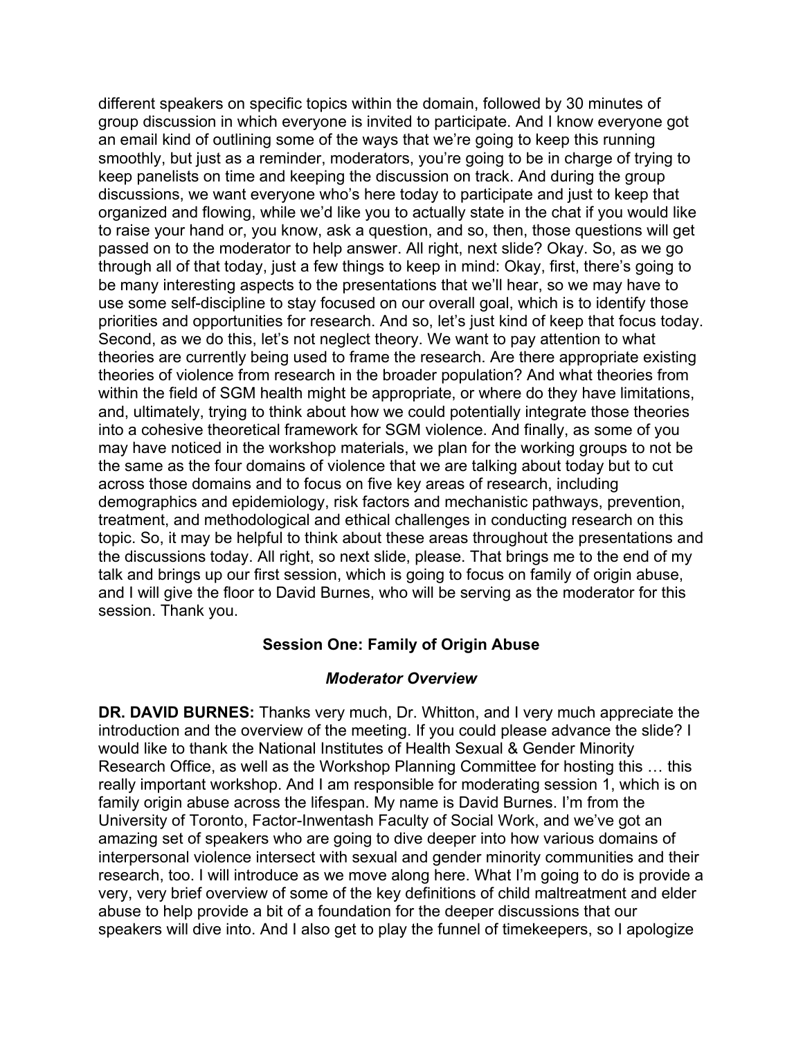different speakers on specific topics within the domain, followed by 30 minutes of group discussion in which everyone is invited to participate. And I know everyone got an email kind of outlining some of the ways that we're going to keep this running smoothly, but just as a reminder, moderators, you're going to be in charge of trying to keep panelists on time and keeping the discussion on track. And during the group discussions, we want everyone who's here today to participate and just to keep that organized and flowing, while we'd like you to actually state in the chat if you would like to raise your hand or, you know, ask a question, and so, then, those questions will get passed on to the moderator to help answer. All right, next slide? Okay. So, as we go through all of that today, just a few things to keep in mind: Okay, first, there's going to be many interesting aspects to the presentations that we'll hear, so we may have to use some self-discipline to stay focused on our overall goal, which is to identify those priorities and opportunities for research. And so, let's just kind of keep that focus today. Second, as we do this, let's not neglect theory. We want to pay attention to what theories are currently being used to frame the research. Are there appropriate existing theories of violence from research in the broader population? And what theories from within the field of SGM health might be appropriate, or where do they have limitations, and, ultimately, trying to think about how we could potentially integrate those theories into a cohesive theoretical framework for SGM violence. And finally, as some of you may have noticed in the workshop materials, we plan for the working groups to not be the same as the four domains of violence that we are talking about today but to cut across those domains and to focus on five key areas of research, including demographics and epidemiology, risk factors and mechanistic pathways, prevention, treatment, and methodological and ethical challenges in conducting research on this topic. So, it may be helpful to think about these areas throughout the presentations and the discussions today. All right, so next slide, please. That brings me to the end of my talk and brings up our first session, which is going to focus on family of origin abuse, and I will give the floor to David Burnes, who will be serving as the moderator for this session. Thank you.

## Session One: Family of Origin Abuse

### *Moderator Overview*

**DR. DAVID BURNES:** Thanks very much, Dr. Whitton, and I very much appreciate the introduction and the overview of the meeting. If you could please advance the slide? I would like to thank the National Institutes of Health Sexual & Gender Minority Research Office, as well as the Workshop Planning Committee for hosting this … this really important workshop. And I am responsible for moderating session 1, which is on family origin abuse across the lifespan. My name is David Burnes. I'm from the University of Toronto, Factor-Inwentash Faculty of Social Work, and we've got an amazing set of speakers who are going to dive deeper into how various domains of interpersonal violence intersect with sexual and gender minority communities and their research, too. I will introduce as we move along here. What I'm going to do is provide a very, very brief overview of some of the key definitions of child maltreatment and elder abuse to help provide a bit of a foundation for the deeper discussions that our speakers will dive into. And I also get to play the funnel of timekeepers, so I apologize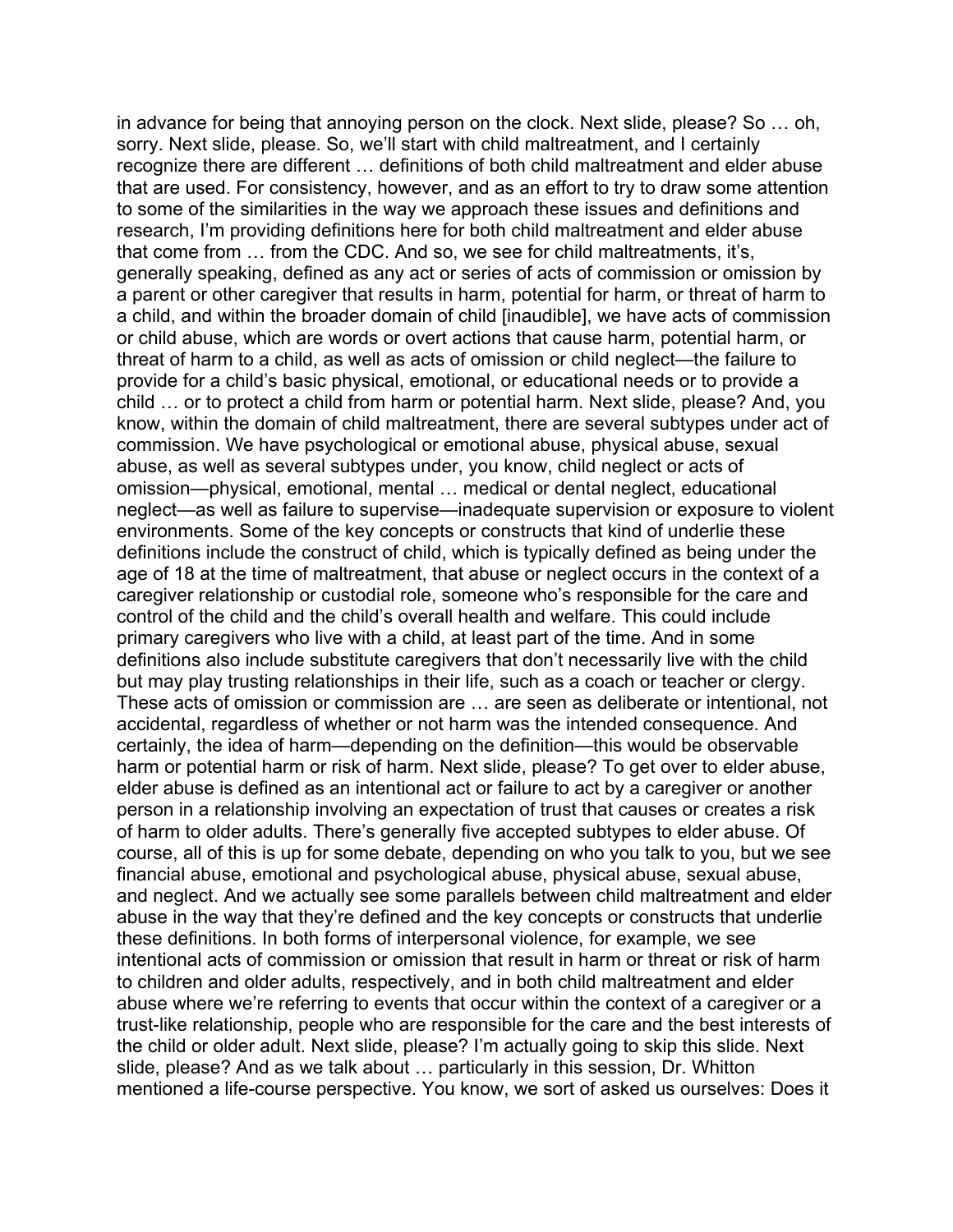in advance for being that annoying person on the clock. Next slide, please? So … oh, sorry. Next slide, please. So, we'll start with child maltreatment, and I certainly recognize there are different … definitions of both child maltreatment and elder abuse that are used. For consistency, however, and as an effort to try to draw some attention to some of the similarities in the way we approach these issues and definitions and research, I'm providing definitions here for both child maltreatment and elder abuse that come from … from the CDC. And so, we see for child maltreatments, it's, generally speaking, defined as any act or series of acts of commission or omission by a parent or other caregiver that results in harm, potential for harm, or threat of harm to a child, and within the broader domain of child [inaudible], we have acts of commission or child abuse, which are words or overt actions that cause harm, potential harm, or threat of harm to a child, as well as acts of omission or child neglect—the failure to provide for a child's basic physical, emotional, or educational needs or to provide a child … or to protect a child from harm or potential harm. Next slide, please? And, you know, within the domain of child maltreatment, there are several subtypes under act of commission. We have psychological or emotional abuse, physical abuse, sexual abuse, as well as several subtypes under, you know, child neglect or acts of omission—physical, emotional, mental … medical or dental neglect, educational neglect—as well as failure to supervise—inadequate supervision or exposure to violent environments. Some of the key concepts or constructs that kind of underlie these definitions include the construct of child, which is typically defined as being under the age of 18 at the time of maltreatment, that abuse or neglect occurs in the context of a caregiver relationship or custodial role, someone who's responsible for the care and control of the child and the child's overall health and welfare. This could include primary caregivers who live with a child, at least part of the time. And in some definitions also include substitute caregivers that don't necessarily live with the child but may play trusting relationships in their life, such as a coach or teacher or clergy. These acts of omission or commission are … are seen as deliberate or intentional, not accidental, regardless of whether or not harm was the intended consequence. And certainly, the idea of harm—depending on the definition—this would be observable harm or potential harm or risk of harm. Next slide, please? To get over to elder abuse, elder abuse is defined as an intentional act or failure to act by a caregiver or another person in a relationship involving an expectation of trust that causes or creates a risk of harm to older adults. There's generally five accepted subtypes to elder abuse. Of course, all of this is up for some debate, depending on who you talk to you, but we see financial abuse, emotional and psychological abuse, physical abuse, sexual abuse, and neglect. And we actually see some parallels between child maltreatment and elder abuse in the way that they're defined and the key concepts or constructs that underlie these definitions. In both forms of interpersonal violence, for example, we see intentional acts of commission or omission that result in harm or threat or risk of harm to children and older adults, respectively, and in both child maltreatment and elder abuse where we're referring to events that occur within the context of a caregiver or a trust-like relationship, people who are responsible for the care and the best interests of the child or older adult. Next slide, please? I'm actually going to skip this slide. Next slide, please? And as we talk about … particularly in this session, Dr. Whitton mentioned a life-course perspective. You know, we sort of asked us ourselves: Does it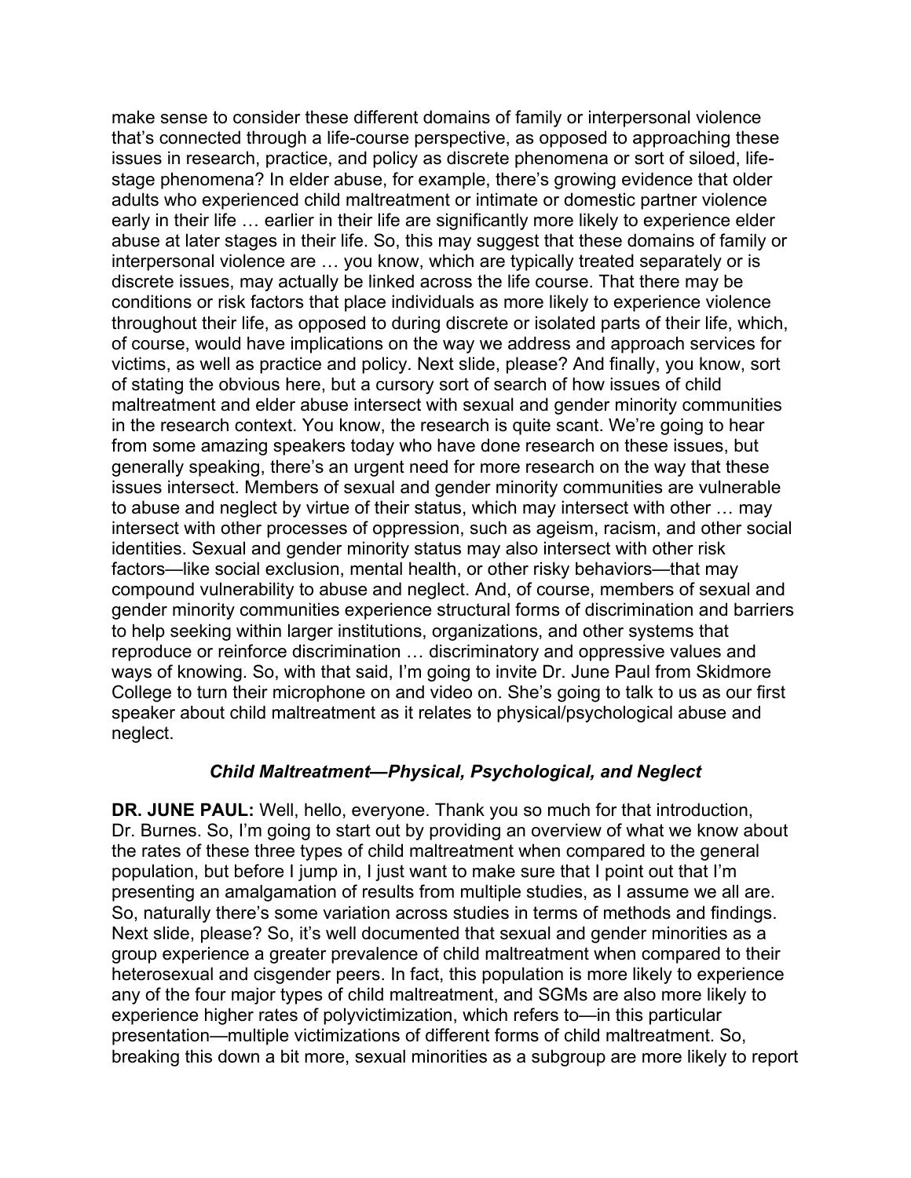make sense to consider these different domains of family or interpersonal violence that's connected through a life-course perspective, as opposed to approaching these issues in research, practice, and policy as discrete phenomena or sort of siloed, life-stage phenomena? In elder abuse, for example, there's growing evidence that older adults who experienced child maltreatment or intimate or domestic partner violence early in their life … earlier in their life are significantly more likely to experience elder abuse at later stages in their life. So, this may suggest that these domains of family or interpersonal violence are … you know, which are typically treated separately or is discrete issues, may actually be linked across the life course. That there may be conditions or risk factors that place individuals as more likely to experience violence throughout their life, as opposed to during discrete or isolated parts of their life, which, of course, would have implications on the way we address and approach services for victims, as well as practice and policy. Next slide, please? And finally, you know, sort of stating the obvious here, but a cursory sort of search of how issues of child maltreatment and elder abuse intersect with sexual and gender minority communities in the research context. You know, the research is quite scant. We're going to hear from some amazing speakers today who have done research on these issues, but generally speaking, there's an urgent need for more research on the way that these issues intersect. Members of sexual and gender minority communities are vulnerable to abuse and neglect by virtue of their status, which may intersect with other … may intersect with other processes of oppression, such as ageism, racism, and other social identities. Sexual and gender minority status may also intersect with other risk factors—like social exclusion, mental health, or other risky behaviors—that may compound vulnerability to abuse and neglect. And, of course, members of sexual and gender minority communities experience structural forms of discrimination and barriers to help seeking within larger institutions, organizations, and other systems that reproduce or reinforce discrimination … discriminatory and oppressive values and ways of knowing. So, with that said, I'm going to invite Dr. June Paul from Skidmore College to turn their microphone on and video on. She's going to talk to us as our first speaker about child maltreatment as it relates to physical/psychological abuse and neglect.

### *Child Maltreatment—Physical, Psychological, and Neglect*

**DR. JUNE PAUL:** Well, hello, everyone. Thank you so much for that introduction, Dr. Burnes. So, I'm going to start out by providing an overview of what we know about the rates of these three types of child maltreatment when compared to the general population, but before I jump in, I just want to make sure that I point out that I'm presenting an amalgamation of results from multiple studies, as I assume we all are. So, naturally there's some variation across studies in terms of methods and findings. Next slide, please? So, it's well documented that sexual and gender minorities as a group experience a greater prevalence of child maltreatment when compared to their heterosexual and cisgender peers. In fact, this population is more likely to experience any of the four major types of child maltreatment, and SGMs are also more likely to experience higher rates of polyvictimization, which refers to—in this particular presentation—multiple victimizations of different forms of child maltreatment. So, breaking this down a bit more, sexual minorities as a subgroup are more likely to report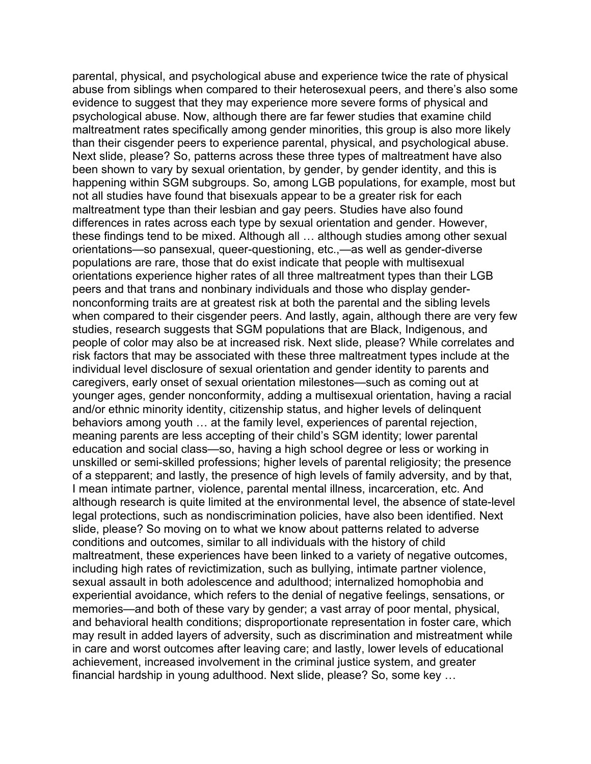parental, physical, and psychological abuse and experience twice the rate of physical abuse from siblings when compared to their heterosexual peers, and there's also some evidence to suggest that they may experience more severe forms of physical and psychological abuse. Now, although there are far fewer studies that examine child maltreatment rates specifically among gender minorities, this group is also more likely than their cisgender peers to experience parental, physical, and psychological abuse. Next slide, please? So, patterns across these three types of maltreatment have also been shown to vary by sexual orientation, by gender, by gender identity, and this is happening within SGM subgroups. So, among LGB populations, for example, most but not all studies have found that bisexuals appear to be a greater risk for each maltreatment type than their lesbian and gay peers. Studies have also found differences in rates across each type by sexual orientation and gender. However, these findings tend to be mixed. Although all … although studies among other sexual orientations—so pansexual, queer-questioning, etc.,—as well as gender-diverse populations are rare, those that do exist indicate that people with multisexual orientations experience higher rates of all three maltreatment types than their LGB peers and that trans and nonbinary individuals and those who display gender-nonconforming traits are at greatest risk at both the parental and the sibling levels when compared to their cisgender peers. And lastly, again, although there are very few studies, research suggests that SGM populations that are Black, Indigenous, and people of color may also be at increased risk. Next slide, please? While correlates and risk factors that may be associated with these three maltreatment types include at the individual level disclosure of sexual orientation and gender identity to parents and caregivers, early onset of sexual orientation milestones—such as coming out at younger ages, gender nonconformity, adding a multisexual orientation, having a racial and/or ethnic minority identity, citizenship status, and higher levels of delinquent behaviors among youth … at the family level, experiences of parental rejection, meaning parents are less accepting of their child's SGM identity; lower parental education and social class—so, having a high school degree or less or working in unskilled or semi-skilled professions; higher levels of parental religiosity; the presence of a stepparent; and lastly, the presence of high levels of family adversity, and by that, I mean intimate partner, violence, parental mental illness, incarceration, etc. And although research is quite limited at the environmental level, the absence of state-level legal protections, such as nondiscrimination policies, have also been identified. Next slide, please? So moving on to what we know about patterns related to adverse conditions and outcomes, similar to all individuals with the history of child maltreatment, these experiences have been linked to a variety of negative outcomes, including high rates of revictimization, such as bullying, intimate partner violence, sexual assault in both adolescence and adulthood; internalized homophobia and experiential avoidance, which refers to the denial of negative feelings, sensations, or memories—and both of these vary by gender; a vast array of poor mental, physical, and behavioral health conditions; disproportionate representation in foster care, which may result in added layers of adversity, such as discrimination and mistreatment while in care and worst outcomes after leaving care; and lastly, lower levels of educational achievement, increased involvement in the criminal justice system, and greater financial hardship in young adulthood. Next slide, please? So, some key …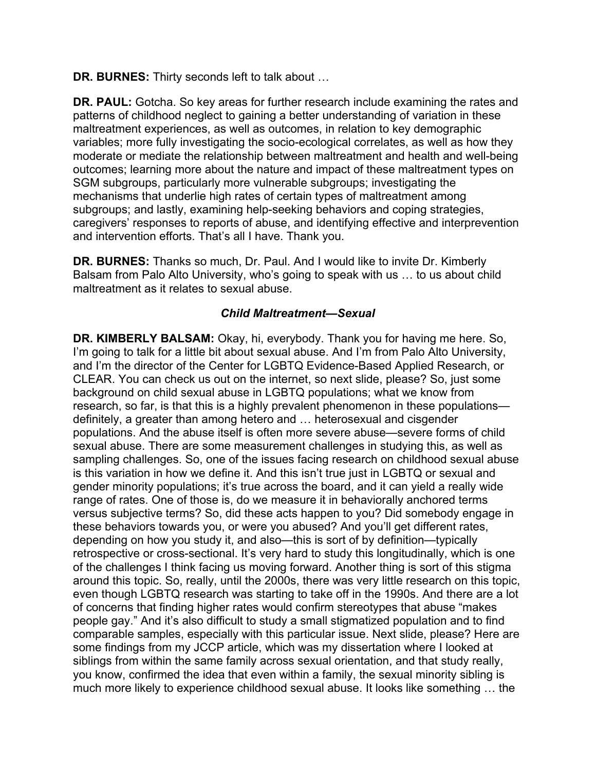**DR. BURNES:** Thirty seconds left to talk about …

**DR. PAUL:** Gotcha. So key areas for further research include examining the rates and patterns of childhood neglect to gaining a better understanding of variation in these maltreatment experiences, as well as outcomes, in relation to key demographic variables; more fully investigating the socio-ecological correlates, as well as how they moderate or mediate the relationship between maltreatment and health and well-being outcomes; learning more about the nature and impact of these maltreatment types on SGM subgroups, particularly more vulnerable subgroups; investigating the mechanisms that underlie high rates of certain types of maltreatment among subgroups; and lastly, examining help-seeking behaviors and coping strategies, caregivers' responses to reports of abuse, and identifying effective and interprevention and intervention efforts. That's all I have. Thank you.

**DR. BURNES:** Thanks so much, Dr. Paul. And I would like to invite Dr. Kimberly Balsam from Palo Alto University, who's going to speak with us … to us about child maltreatment as it relates to sexual abuse.

### *Child Maltreatment—Sexual*

**DR. KIMBERLY BALSAM:** Okay, hi, everybody. Thank you for having me here. So, I'm going to talk for a little bit about sexual abuse. And I'm from Palo Alto University, and I'm the director of the Center for LGBTQ Evidence-Based Applied Research, or CLEAR. You can check us out on the internet, so next slide, please? So, just some background on child sexual abuse in LGBTQ populations; what we know from research, so far, is that this is a highly prevalent phenomenon in these populations—definitely, a greater than among hetero and … heterosexual and cisgender populations. And the abuse itself is often more severe abuse—severe forms of child sexual abuse. There are some measurement challenges in studying this, as well as sampling challenges. So, one of the issues facing research on childhood sexual abuse is this variation in how we define it. And this isn't true just in LGBTQ or sexual and gender minority populations; it's true across the board, and it can yield a really wide range of rates. One of those is, do we measure it in behaviorally anchored terms versus subjective terms? So, did these acts happen to you? Did somebody engage in these behaviors towards you, or were you abused? And you'll get different rates, depending on how you study it, and also—this is sort of by definition—typically retrospective or cross-sectional. It's very hard to study this longitudinally, which is one of the challenges I think facing us moving forward. Another thing is sort of this stigma around this topic. So, really, until the 2000s, there was very little research on this topic, even though LGBTQ research was starting to take off in the 1990s. And there are a lot of concerns that finding higher rates would confirm stereotypes that abuse "makes people gay." And it's also difficult to study a small stigmatized population and to find comparable samples, especially with this particular issue. Next slide, please? Here are some findings from my JCCP article, which was my dissertation where I looked at siblings from within the same family across sexual orientation, and that study really, you know, confirmed the idea that even within a family, the sexual minority sibling is much more likely to experience childhood sexual abuse. It looks like something … the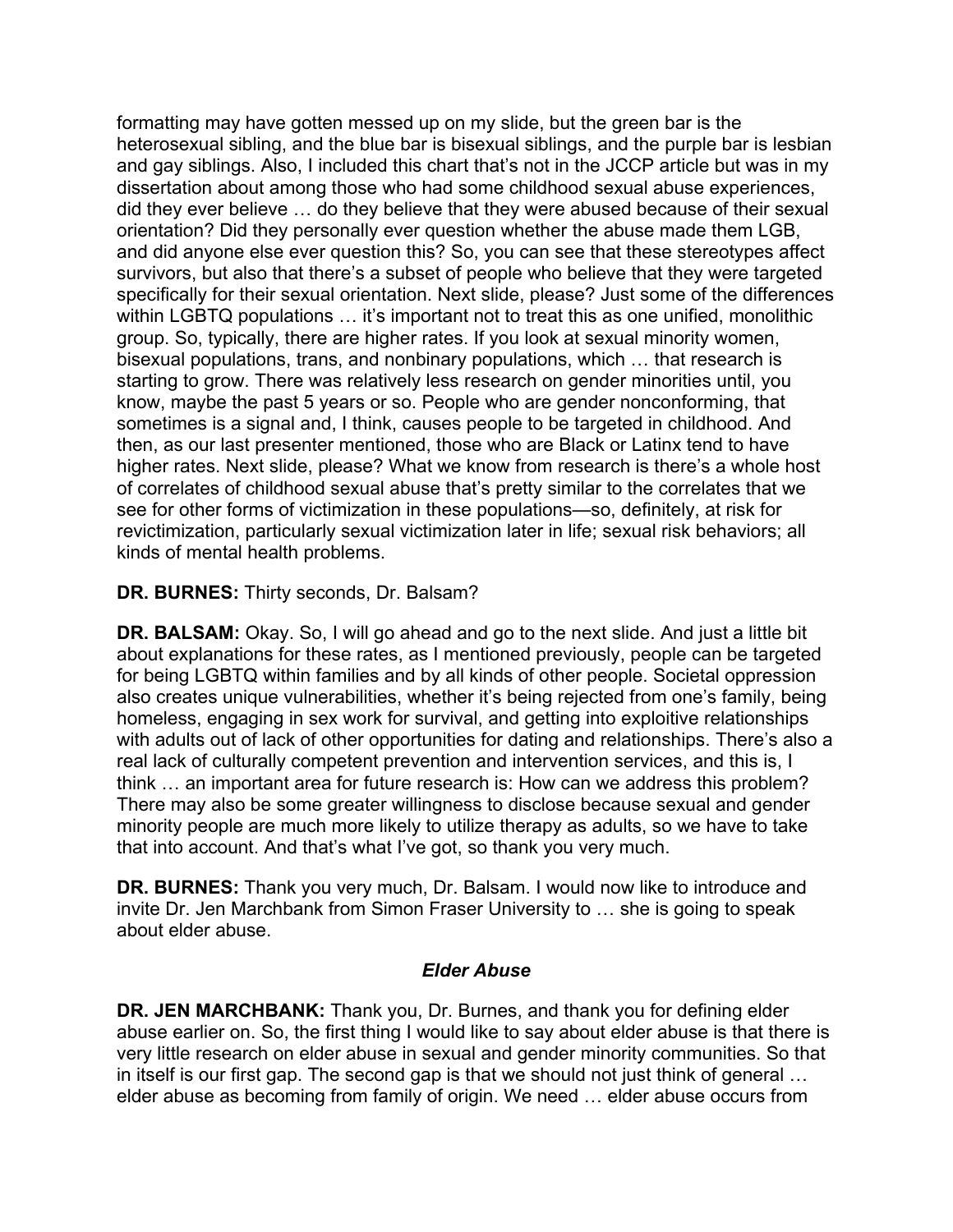formatting may have gotten messed up on my slide, but the green bar is the heterosexual sibling, and the blue bar is bisexual siblings, and the purple bar is lesbian and gay siblings. Also, I included this chart that's not in the JCCP article but was in my dissertation about among those who had some childhood sexual abuse experiences, did they ever believe … do they believe that they were abused because of their sexual orientation? Did they personally ever question whether the abuse made them LGB, and did anyone else ever question this? So, you can see that these stereotypes affect survivors, but also that there's a subset of people who believe that they were targeted specifically for their sexual orientation. Next slide, please? Just some of the differences within LGBTQ populations … it's important not to treat this as one unified, monolithic group. So, typically, there are higher rates. If you look at sexual minority women, bisexual populations, trans, and nonbinary populations, which … that research is starting to grow. There was relatively less research on gender minorities until, you know, maybe the past 5 years or so. People who are gender nonconforming, that sometimes is a signal and, I think, causes people to be targeted in childhood. And then, as our last presenter mentioned, those who are Black or Latinx tend to have higher rates. Next slide, please? What we know from research is there's a whole host of correlates of childhood sexual abuse that's pretty similar to the correlates that we see for other forms of victimization in these populations—so, definitely, at risk for revictimization, particularly sexual victimization later in life; sexual risk behaviors; all kinds of mental health problems.

**DR. BURNES:** Thirty seconds, Dr. Balsam?

**DR. BALSAM:** Okay. So, I will go ahead and go to the next slide. And just a little bit about explanations for these rates, as I mentioned previously, people can be targeted for being LGBTQ within families and by all kinds of other people. Societal oppression also creates unique vulnerabilities, whether it's being rejected from one's family, being homeless, engaging in sex work for survival, and getting into exploitive relationships with adults out of lack of other opportunities for dating and relationships. There's also a real lack of culturally competent prevention and intervention services, and this is, I think … an important area for future research is: How can we address this problem? There may also be some greater willingness to disclose because sexual and gender minority people are much more likely to utilize therapy as adults, so we have to take that into account. And that's what I've got, so thank you very much.

**DR. BURNES:** Thank you very much, Dr. Balsam. I would now like to introduce and invite Dr. Jen Marchbank from Simon Fraser University to … she is going to speak about elder abuse.

### *Elder Abuse*

**DR. JEN MARCHBANK:** Thank you, Dr. Burnes, and thank you for defining elder abuse earlier on. So, the first thing I would like to say about elder abuse is that there is very little research on elder abuse in sexual and gender minority communities. So that in itself is our first gap. The second gap is that we should not just think of general … elder abuse as becoming from family of origin. We need … elder abuse occurs from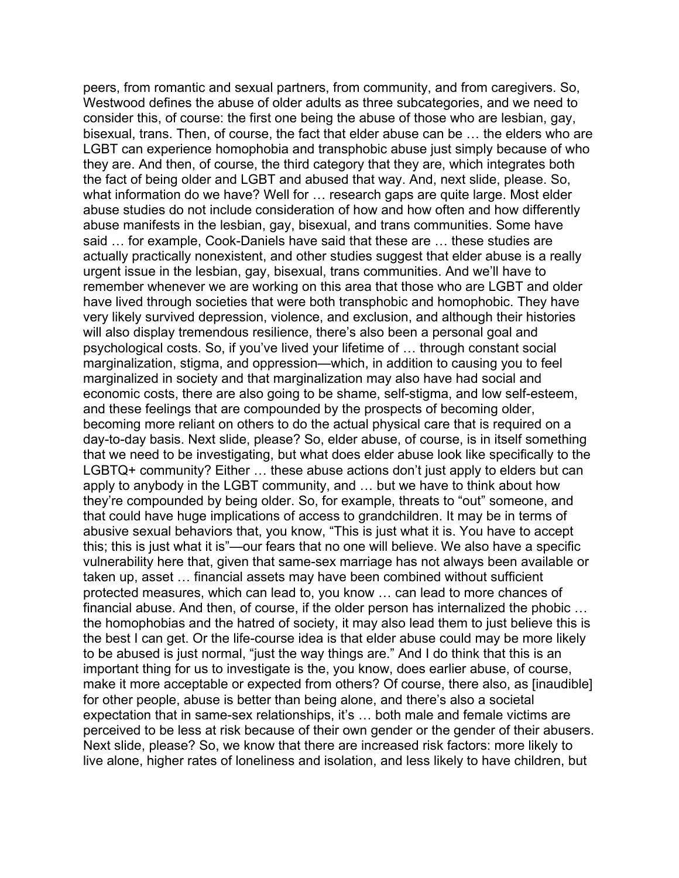peers, from romantic and sexual partners, from community, and from caregivers. So, Westwood defines the abuse of older adults as three subcategories, and we need to consider this, of course: the first one being the abuse of those who are lesbian, gay, bisexual, trans. Then, of course, the fact that elder abuse can be … the elders who are LGBT can experience homophobia and transphobic abuse just simply because of who they are. And then, of course, the third category that they are, which integrates both the fact of being older and LGBT and abused that way. And, next slide, please. So, what information do we have? Well for … research gaps are quite large. Most elder abuse studies do not include consideration of how and how often and how differently abuse manifests in the lesbian, gay, bisexual, and trans communities. Some have said … for example, Cook-Daniels have said that these are … these studies are actually practically nonexistent, and other studies suggest that elder abuse is a really urgent issue in the lesbian, gay, bisexual, trans communities. And we'll have to remember whenever we are working on this area that those who are LGBT and older have lived through societies that were both transphobic and homophobic. They have very likely survived depression, violence, and exclusion, and although their histories will also display tremendous resilience, there's also been a personal goal and psychological costs. So, if you've lived your lifetime of … through constant social marginalization, stigma, and oppression—which, in addition to causing you to feel marginalized in society and that marginalization may also have had social and economic costs, there are also going to be shame, self-stigma, and low self-esteem, and these feelings that are compounded by the prospects of becoming older, becoming more reliant on others to do the actual physical care that is required on a day-to-day basis. Next slide, please? So, elder abuse, of course, is in itself something that we need to be investigating, but what does elder abuse look like specifically to the LGBTQ+ community? Either … these abuse actions don't just apply to elders but can apply to anybody in the LGBT community, and … but we have to think about how they're compounded by being older. So, for example, threats to "out" someone, and that could have huge implications of access to grandchildren. It may be in terms of abusive sexual behaviors that, you know, "This is just what it is. You have to accept this; this is just what it is"—our fears that no one will believe. We also have a specific vulnerability here that, given that same-sex marriage has not always been available or taken up, asset … financial assets may have been combined without sufficient protected measures, which can lead to, you know … can lead to more chances of financial abuse. And then, of course, if the older person has internalized the phobic … the homophobias and the hatred of society, it may also lead them to just believe this is the best I can get. Or the life-course idea is that elder abuse could may be more likely to be abused is just normal, "just the way things are." And I do think that this is an important thing for us to investigate is the, you know, does earlier abuse, of course, make it more acceptable or expected from others? Of course, there also, as [inaudible] for other people, abuse is better than being alone, and there's also a societal expectation that in same-sex relationships, it's … both male and female victims are perceived to be less at risk because of their own gender or the gender of their abusers. Next slide, please? So, we know that there are increased risk factors: more likely to live alone, higher rates of loneliness and isolation, and less likely to have children, but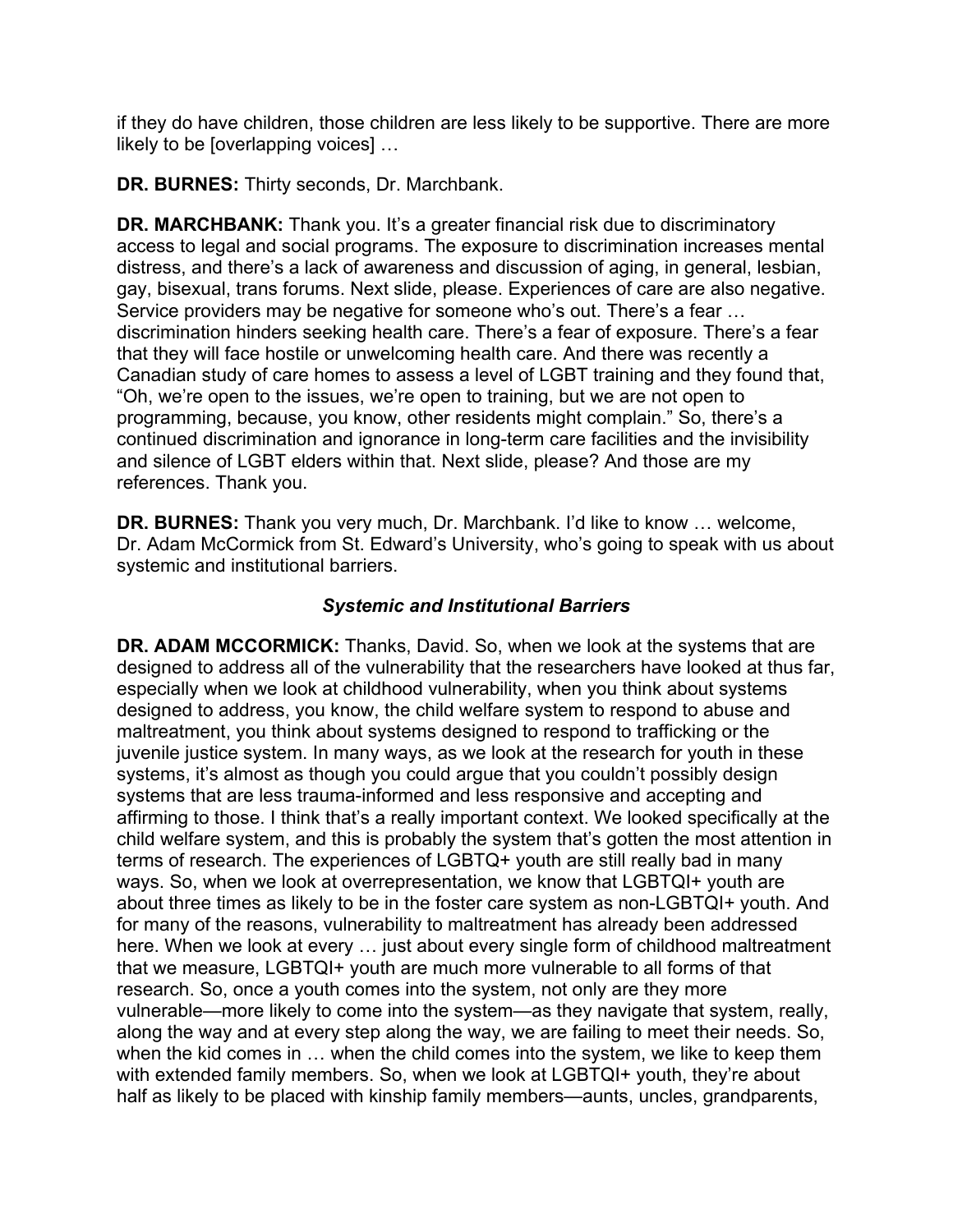if they do have children, those children are less likely to be supportive. There are more likely to be [overlapping voices] …

**DR. BURNES:** Thirty seconds, Dr. Marchbank.

**DR. MARCHBANK:** Thank you. It's a greater financial risk due to discriminatory access to legal and social programs. The exposure to discrimination increases mental distress, and there's a lack of awareness and discussion of aging, in general, lesbian, gay, bisexual, trans forums. Next slide, please. Experiences of care are also negative. Service providers may be negative for someone who's out. There's a fear … discrimination hinders seeking health care. There's a fear of exposure. There's a fear that they will face hostile or unwelcoming health care. And there was recently a Canadian study of care homes to assess a level of LGBT training and they found that, "Oh, we're open to the issues, we're open to training, but we are not open to programming, because, you know, other residents might complain." So, there's a continued discrimination and ignorance in long-term care facilities and the invisibility and silence of LGBT elders within that. Next slide, please? And those are my references. Thank you.

**DR. BURNES:** Thank you very much, Dr. Marchbank. I'd like to know … welcome, Dr. Adam McCormick from St. Edward's University, who's going to speak with us about systemic and institutional barriers.

### *Systemic and Institutional Barriers*

**DR. ADAM MCCORMICK:** Thanks, David. So, when we look at the systems that are designed to address all of the vulnerability that the researchers have looked at thus far, especially when we look at childhood vulnerability, when you think about systems designed to address, you know, the child welfare system to respond to abuse and maltreatment, you think about systems designed to respond to trafficking or the juvenile justice system. In many ways, as we look at the research for youth in these systems, it's almost as though you could argue that you couldn't possibly design systems that are less trauma-informed and less responsive and accepting and affirming to those. I think that's a really important context. We looked specifically at the child welfare system, and this is probably the system that's gotten the most attention in terms of research. The experiences of LGBTQ+ youth are still really bad in many ways. So, when we look at overrepresentation, we know that LGBTQI+ youth are about three times as likely to be in the foster care system as non-LGBTQI+ youth. And for many of the reasons, vulnerability to maltreatment has already been addressed here. When we look at every … just about every single form of childhood maltreatment that we measure, LGBTQI+ youth are much more vulnerable to all forms of that research. So, once a youth comes into the system, not only are they more vulnerable—more likely to come into the system—as they navigate that system, really, along the way and at every step along the way, we are failing to meet their needs. So, when the kid comes in … when the child comes into the system, we like to keep them with extended family members. So, when we look at LGBTQI+ youth, they're about half as likely to be placed with kinship family members—aunts, uncles, grandparents,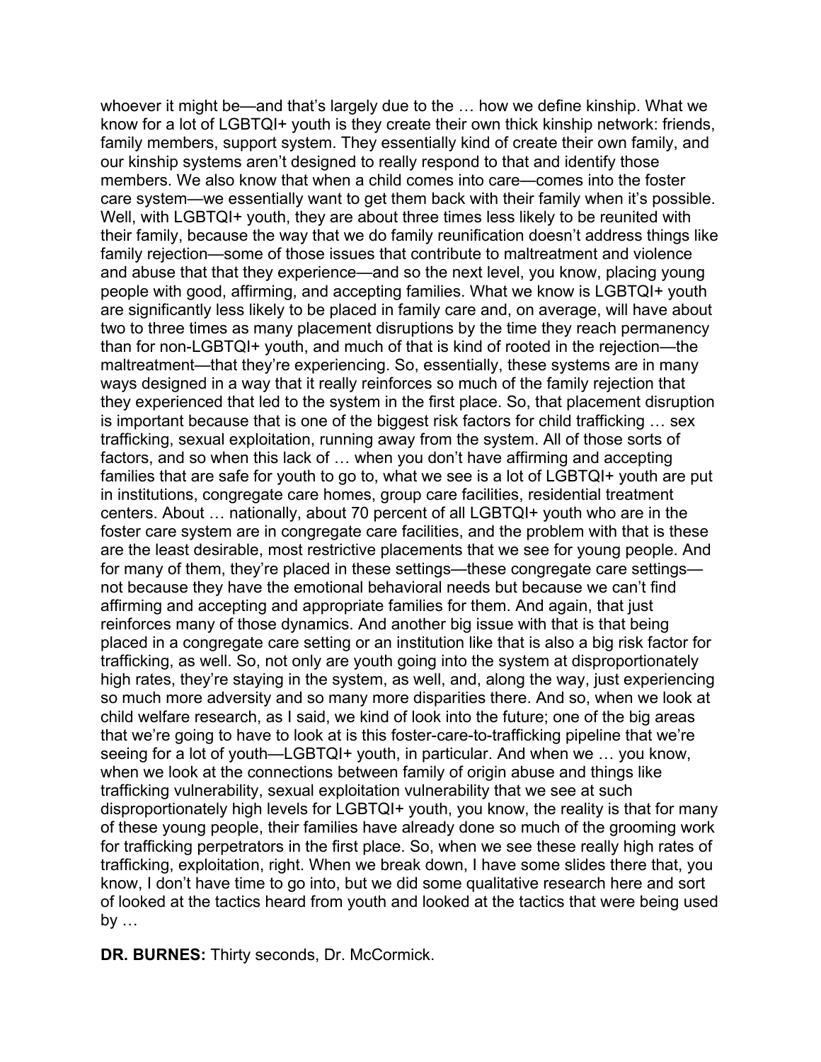whoever it might be—and that's largely due to the … how we define kinship. What we know for a lot of LGBTQI+ youth is they create their own thick kinship network: friends, family members, support system. They essentially kind of create their own family, and our kinship systems aren't designed to really respond to that and identify those members. We also know that when a child comes into care—comes into the foster care system—we essentially want to get them back with their family when it's possible. Well, with LGBTQI+ youth, they are about three times less likely to be reunited with their family, because the way that we do family reunification doesn't address things like family rejection—some of those issues that contribute to maltreatment and violence and abuse that that they experience—and so the next level, you know, placing young people with good, affirming, and accepting families. What we know is LGBTQI+ youth are significantly less likely to be placed in family care and, on average, will have about two to three times as many placement disruptions by the time they reach permanency than for non-LGBTQI+ youth, and much of that is kind of rooted in the rejection—the maltreatment—that they're experiencing. So, essentially, these systems are in many ways designed in a way that it really reinforces so much of the family rejection that they experienced that led to the system in the first place. So, that placement disruption is important because that is one of the biggest risk factors for child trafficking … sex trafficking, sexual exploitation, running away from the system. All of those sorts of factors, and so when this lack of … when you don't have affirming and accepting families that are safe for youth to go to, what we see is a lot of LGBTQI+ youth are put in institutions, congregate care homes, group care facilities, residential treatment centers. About … nationally, about 70 percent of all LGBTQI+ youth who are in the foster care system are in congregate care facilities, and the problem with that is these are the least desirable, most restrictive placements that we see for young people. And for many of them, they're placed in these settings—these congregate care settings—not because they have the emotional behavioral needs but because we can't find affirming and accepting and appropriate families for them. And again, that just reinforces many of those dynamics. And another big issue with that is that being placed in a congregate care setting or an institution like that is also a big risk factor for trafficking, as well. So, not only are youth going into the system at disproportionately high rates, they're staying in the system, as well, and, along the way, just experiencing so much more adversity and so many more disparities there. And so, when we look at child welfare research, as I said, we kind of look into the future; one of the big areas that we're going to have to look at is this foster-care-to-trafficking pipeline that we're seeing for a lot of youth—LGBTQI+ youth, in particular. And when we … you know, when we look at the connections between family of origin abuse and things like trafficking vulnerability, sexual exploitation vulnerability that we see at such disproportionately high levels for LGBTQI+ youth, you know, the reality is that for many of these young people, their families have already done so much of the grooming work for trafficking perpetrators in the first place. So, when we see these really high rates of trafficking, exploitation, right. When we break down, I have some slides there that, you know, I don't have time to go into, but we did some qualitative research here and sort of looked at the tactics heard from youth and looked at the tactics that were being used by …

**DR. BURNES:** Thirty seconds, Dr. McCormick.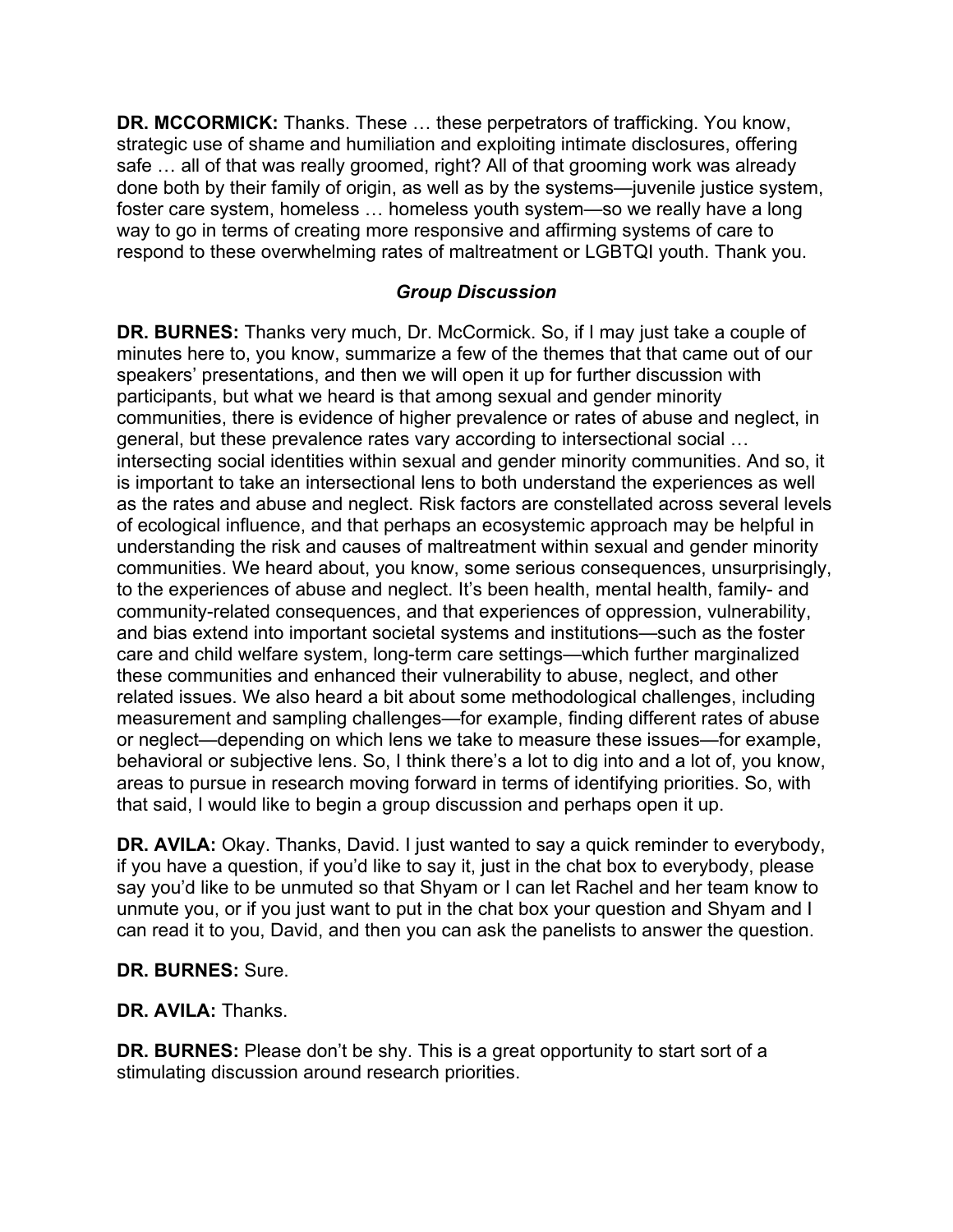**DR. MCCORMICK:** Thanks. These … these perpetrators of trafficking. You know, strategic use of shame and humiliation and exploiting intimate disclosures, offering safe … all of that was really groomed, right? All of that grooming work was already done both by their family of origin, as well as by the systems—juvenile justice system, foster care system, homeless … homeless youth system—so we really have a long way to go in terms of creating more responsive and affirming systems of care to respond to these overwhelming rates of maltreatment or LGBTQI youth. Thank you.

### *Group Discussion*

**DR. BURNES:** Thanks very much, Dr. McCormick. So, if I may just take a couple of minutes here to, you know, summarize a few of the themes that that came out of our speakers' presentations, and then we will open it up for further discussion with participants, but what we heard is that among sexual and gender minority communities, there is evidence of higher prevalence or rates of abuse and neglect, in general, but these prevalence rates vary according to intersectional social … intersecting social identities within sexual and gender minority communities. And so, it is important to take an intersectional lens to both understand the experiences as well as the rates and abuse and neglect. Risk factors are constellated across several levels of ecological influence, and that perhaps an ecosystemic approach may be helpful in understanding the risk and causes of maltreatment within sexual and gender minority communities. We heard about, you know, some serious consequences, unsurprisingly, to the experiences of abuse and neglect. It's been health, mental health, family- and community-related consequences, and that experiences of oppression, vulnerability, and bias extend into important societal systems and institutions—such as the foster care and child welfare system, long-term care settings—which further marginalized these communities and enhanced their vulnerability to abuse, neglect, and other related issues. We also heard a bit about some methodological challenges, including measurement and sampling challenges—for example, finding different rates of abuse or neglect—depending on which lens we take to measure these issues—for example, behavioral or subjective lens. So, I think there's a lot to dig into and a lot of, you know, areas to pursue in research moving forward in terms of identifying priorities. So, with that said, I would like to begin a group discussion and perhaps open it up.

**DR. AVILA:** Okay. Thanks, David. I just wanted to say a quick reminder to everybody, if you have a question, if you'd like to say it, just in the chat box to everybody, please say you'd like to be unmuted so that Shyam or I can let Rachel and her team know to unmute you, or if you just want to put in the chat box your question and Shyam and I can read it to you, David, and then you can ask the panelists to answer the question.

**DR. BURNES:** Sure.

**DR. AVILA:** Thanks.

**DR. BURNES:** Please don't be shy. This is a great opportunity to start sort of a stimulating discussion around research priorities.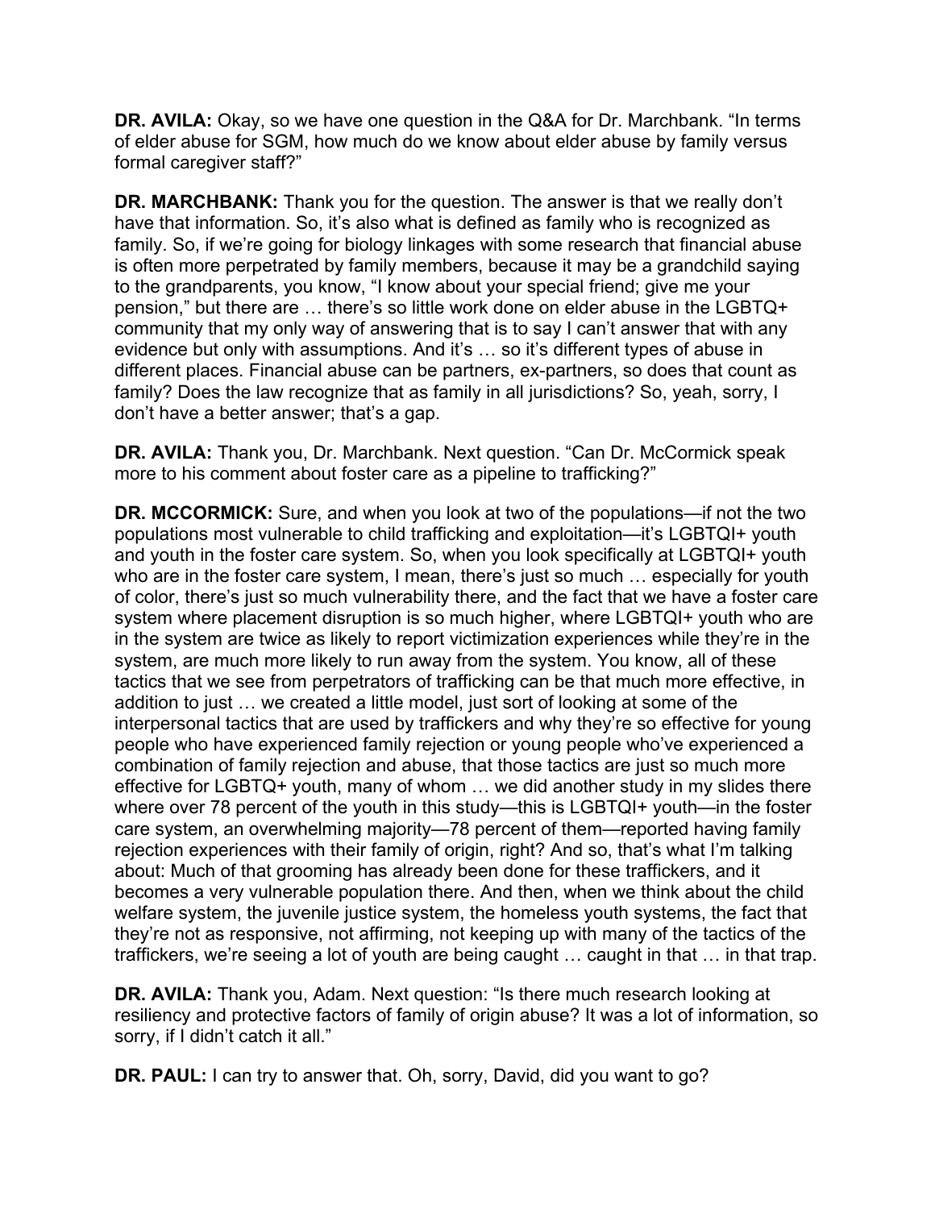**DR. AVILA:** Okay, so we have one question in the Q&A for Dr. Marchbank. "In terms of elder abuse for SGM, how much do we know about elder abuse by family versus formal caregiver staff?"

**DR. MARCHBANK:** Thank you for the question. The answer is that we really don't have that information. So, it's also what is defined as family who is recognized as family. So, if we're going for biology linkages with some research that financial abuse is often more perpetrated by family members, because it may be a grandchild saying to the grandparents, you know, "I know about your special friend; give me your pension," but there are … there's so little work done on elder abuse in the LGBTQ+ community that my only way of answering that is to say I can't answer that with any evidence but only with assumptions. And it's … so it's different types of abuse in different places. Financial abuse can be partners, ex-partners, so does that count as family? Does the law recognize that as family in all jurisdictions? So, yeah, sorry, I don't have a better answer; that's a gap.

**DR. AVILA:** Thank you, Dr. Marchbank. Next question. "Can Dr. McCormick speak more to his comment about foster care as a pipeline to trafficking?"

**DR. MCCORMICK:** Sure, and when you look at two of the populations—if not the two populations most vulnerable to child trafficking and exploitation—it's LGBTQI+ youth and youth in the foster care system. So, when you look specifically at LGBTQI+ youth who are in the foster care system, I mean, there's just so much … especially for youth of color, there's just so much vulnerability there, and the fact that we have a foster care system where placement disruption is so much higher, where LGBTQI+ youth who are in the system are twice as likely to report victimization experiences while they're in the system, are much more likely to run away from the system. You know, all of these tactics that we see from perpetrators of trafficking can be that much more effective, in addition to just … we created a little model, just sort of looking at some of the interpersonal tactics that are used by traffickers and why they're so effective for young people who have experienced family rejection or young people who've experienced a combination of family rejection and abuse, that those tactics are just so much more effective for LGBTQ+ youth, many of whom … we did another study in my slides there where over 78 percent of the youth in this study—this is LGBTQI+ youth—in the foster care system, an overwhelming majority—78 percent of them—reported having family rejection experiences with their family of origin, right? And so, that's what I'm talking about: Much of that grooming has already been done for these traffickers, and it becomes a very vulnerable population there. And then, when we think about the child welfare system, the juvenile justice system, the homeless youth systems, the fact that they're not as responsive, not affirming, not keeping up with many of the tactics of the traffickers, we're seeing a lot of youth are being caught … caught in that … in that trap.

**DR. AVILA:** Thank you, Adam. Next question: "Is there much research looking at resiliency and protective factors of family of origin abuse? It was a lot of information, so sorry, if I didn't catch it all."

**DR. PAUL:** I can try to answer that. Oh, sorry, David, did you want to go?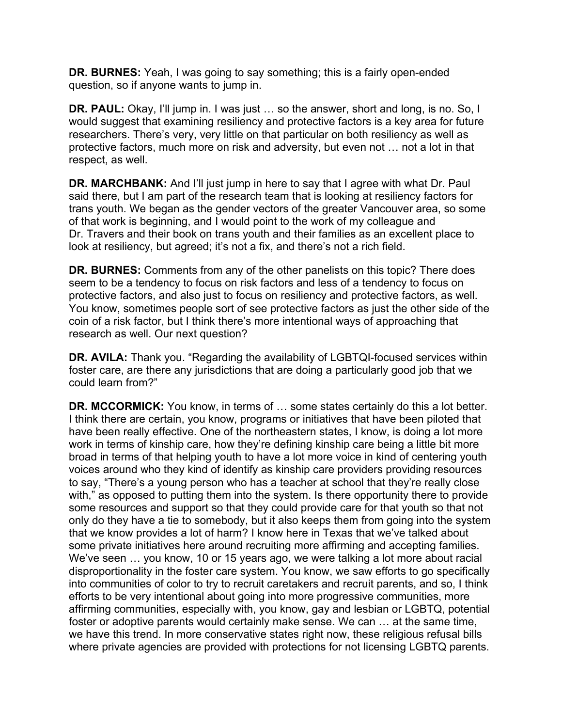**DR. BURNES:** Yeah, I was going to say something; this is a fairly open-ended question, so if anyone wants to jump in.

**DR. PAUL:** Okay, I'll jump in. I was just … so the answer, short and long, is no. So, I would suggest that examining resiliency and protective factors is a key area for future researchers. There's very, very little on that particular on both resiliency as well as protective factors, much more on risk and adversity, but even not … not a lot in that respect, as well.

**DR. MARCHBANK:** And I'll just jump in here to say that I agree with what Dr. Paul said there, but I am part of the research team that is looking at resiliency factors for trans youth. We began as the gender vectors of the greater Vancouver area, so some of that work is beginning, and I would point to the work of my colleague and Dr. Travers and their book on trans youth and their families as an excellent place to look at resiliency, but agreed; it's not a fix, and there's not a rich field.

**DR. BURNES:** Comments from any of the other panelists on this topic? There does seem to be a tendency to focus on risk factors and less of a tendency to focus on protective factors, and also just to focus on resiliency and protective factors, as well. You know, sometimes people sort of see protective factors as just the other side of the coin of a risk factor, but I think there's more intentional ways of approaching that research as well. Our next question?

**DR. AVILA:** Thank you. "Regarding the availability of LGBTQI-focused services within foster care, are there any jurisdictions that are doing a particularly good job that we could learn from?"

**DR. MCCORMICK:** You know, in terms of … some states certainly do this a lot better. I think there are certain, you know, programs or initiatives that have been piloted that have been really effective. One of the northeastern states, I know, is doing a lot more work in terms of kinship care, how they're defining kinship care being a little bit more broad in terms of that helping youth to have a lot more voice in kind of centering youth voices around who they kind of identify as kinship care providers providing resources to say, "There's a young person who has a teacher at school that they're really close with," as opposed to putting them into the system. Is there opportunity there to provide some resources and support so that they could provide care for that youth so that not only do they have a tie to somebody, but it also keeps them from going into the system that we know provides a lot of harm? I know here in Texas that we've talked about some private initiatives here around recruiting more affirming and accepting families. We've seen … you know, 10 or 15 years ago, we were talking a lot more about racial disproportionality in the foster care system. You know, we saw efforts to go specifically into communities of color to try to recruit caretakers and recruit parents, and so, I think efforts to be very intentional about going into more progressive communities, more affirming communities, especially with, you know, gay and lesbian or LGBTQ, potential foster or adoptive parents would certainly make sense. We can … at the same time, we have this trend. In more conservative states right now, these religious refusal bills where private agencies are provided with protections for not licensing LGBTQ parents.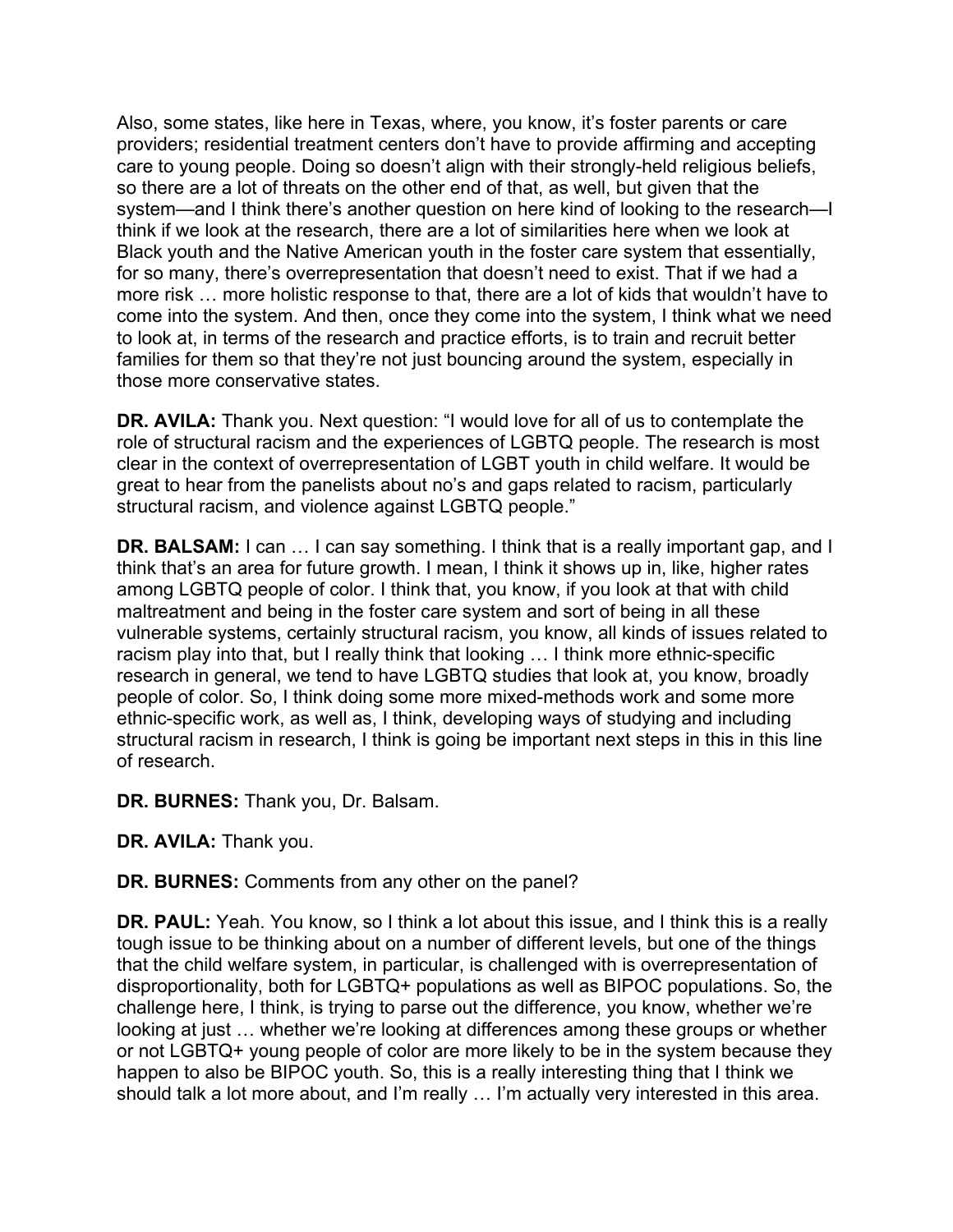Also, some states, like here in Texas, where, you know, it's foster parents or care providers; residential treatment centers don't have to provide affirming and accepting care to young people. Doing so doesn't align with their strongly-held religious beliefs, so there are a lot of threats on the other end of that, as well, but given that the system—and I think there's another question on here kind of looking to the research—I think if we look at the research, there are a lot of similarities here when we look at Black youth and the Native American youth in the foster care system that essentially, for so many, there's overrepresentation that doesn't need to exist. That if we had a more risk … more holistic response to that, there are a lot of kids that wouldn't have to come into the system. And then, once they come into the system, I think what we need to look at, in terms of the research and practice efforts, is to train and recruit better families for them so that they're not just bouncing around the system, especially in those more conservative states.

**DR. AVILA:** Thank you. Next question: "I would love for all of us to contemplate the role of structural racism and the experiences of LGBTQ people. The research is most clear in the context of overrepresentation of LGBT youth in child welfare. It would be great to hear from the panelists about no's and gaps related to racism, particularly structural racism, and violence against LGBTQ people."

**DR. BALSAM:** I can … I can say something. I think that is a really important gap, and I think that's an area for future growth. I mean, I think it shows up in, like, higher rates among LGBTQ people of color. I think that, you know, if you look at that with child maltreatment and being in the foster care system and sort of being in all these vulnerable systems, certainly structural racism, you know, all kinds of issues related to racism play into that, but I really think that looking … I think more ethnic-specific research in general, we tend to have LGBTQ studies that look at, you know, broadly people of color. So, I think doing some more mixed-methods work and some more ethnic-specific work, as well as, I think, developing ways of studying and including structural racism in research, I think is going be important next steps in this in this line of research.

**DR. BURNES:** Thank you, Dr. Balsam.

**DR. AVILA:** Thank you.

**DR. BURNES:** Comments from any other on the panel?

**DR. PAUL:** Yeah. You know, so I think a lot about this issue, and I think this is a really tough issue to be thinking about on a number of different levels, but one of the things that the child welfare system, in particular, is challenged with is overrepresentation of disproportionality, both for LGBTQ+ populations as well as BIPOC populations. So, the challenge here, I think, is trying to parse out the difference, you know, whether we're looking at just … whether we're looking at differences among these groups or whether or not LGBTQ+ young people of color are more likely to be in the system because they happen to also be BIPOC youth. So, this is a really interesting thing that I think we should talk a lot more about, and I'm really … I'm actually very interested in this area.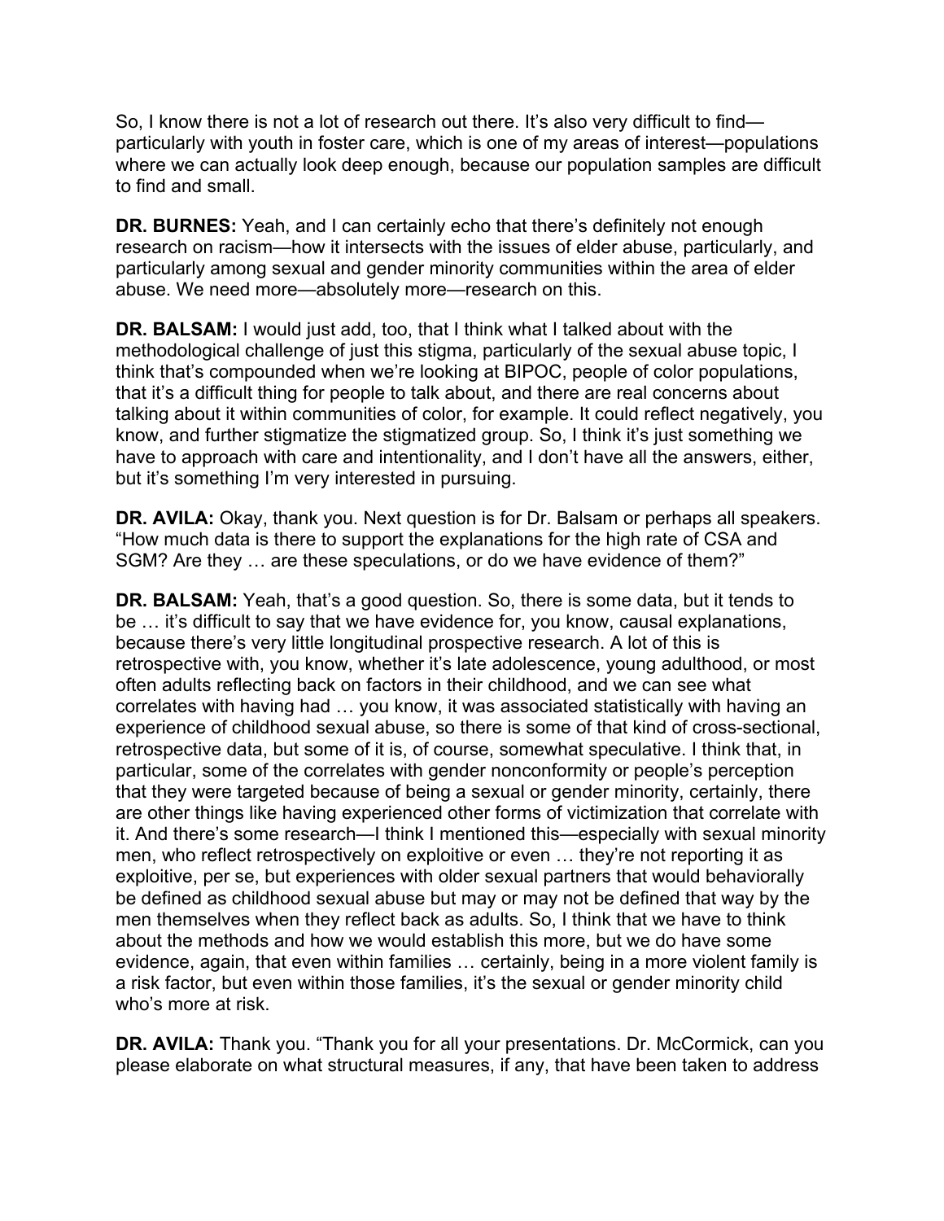So, I know there is not a lot of research out there. It's also very difficult to find—particularly with youth in foster care, which is one of my areas of interest—populations where we can actually look deep enough, because our population samples are difficult to find and small.

**DR. BURNES:** Yeah, and I can certainly echo that there's definitely not enough research on racism—how it intersects with the issues of elder abuse, particularly, and particularly among sexual and gender minority communities within the area of elder abuse. We need more—absolutely more—research on this.

**DR. BALSAM:** I would just add, too, that I think what I talked about with the methodological challenge of just this stigma, particularly of the sexual abuse topic, I think that's compounded when we're looking at BIPOC, people of color populations, that it's a difficult thing for people to talk about, and there are real concerns about talking about it within communities of color, for example. It could reflect negatively, you know, and further stigmatize the stigmatized group. So, I think it's just something we have to approach with care and intentionality, and I don't have all the answers, either, but it's something I'm very interested in pursuing.

**DR. AVILA:** Okay, thank you. Next question is for Dr. Balsam or perhaps all speakers. "How much data is there to support the explanations for the high rate of CSA and SGM? Are they … are these speculations, or do we have evidence of them?"

**DR. BALSAM:** Yeah, that's a good question. So, there is some data, but it tends to be … it's difficult to say that we have evidence for, you know, causal explanations, because there's very little longitudinal prospective research. A lot of this is retrospective with, you know, whether it's late adolescence, young adulthood, or most often adults reflecting back on factors in their childhood, and we can see what correlates with having had … you know, it was associated statistically with having an experience of childhood sexual abuse, so there is some of that kind of cross-sectional, retrospective data, but some of it is, of course, somewhat speculative. I think that, in particular, some of the correlates with gender nonconformity or people's perception that they were targeted because of being a sexual or gender minority, certainly, there are other things like having experienced other forms of victimization that correlate with it. And there's some research—I think I mentioned this—especially with sexual minority men, who reflect retrospectively on exploitive or even … they're not reporting it as exploitive, per se, but experiences with older sexual partners that would behaviorally be defined as childhood sexual abuse but may or may not be defined that way by the men themselves when they reflect back as adults. So, I think that we have to think about the methods and how we would establish this more, but we do have some evidence, again, that even within families … certainly, being in a more violent family is a risk factor, but even within those families, it's the sexual or gender minority child who's more at risk.

**DR. AVILA:** Thank you. "Thank you for all your presentations. Dr. McCormick, can you please elaborate on what structural measures, if any, that have been taken to address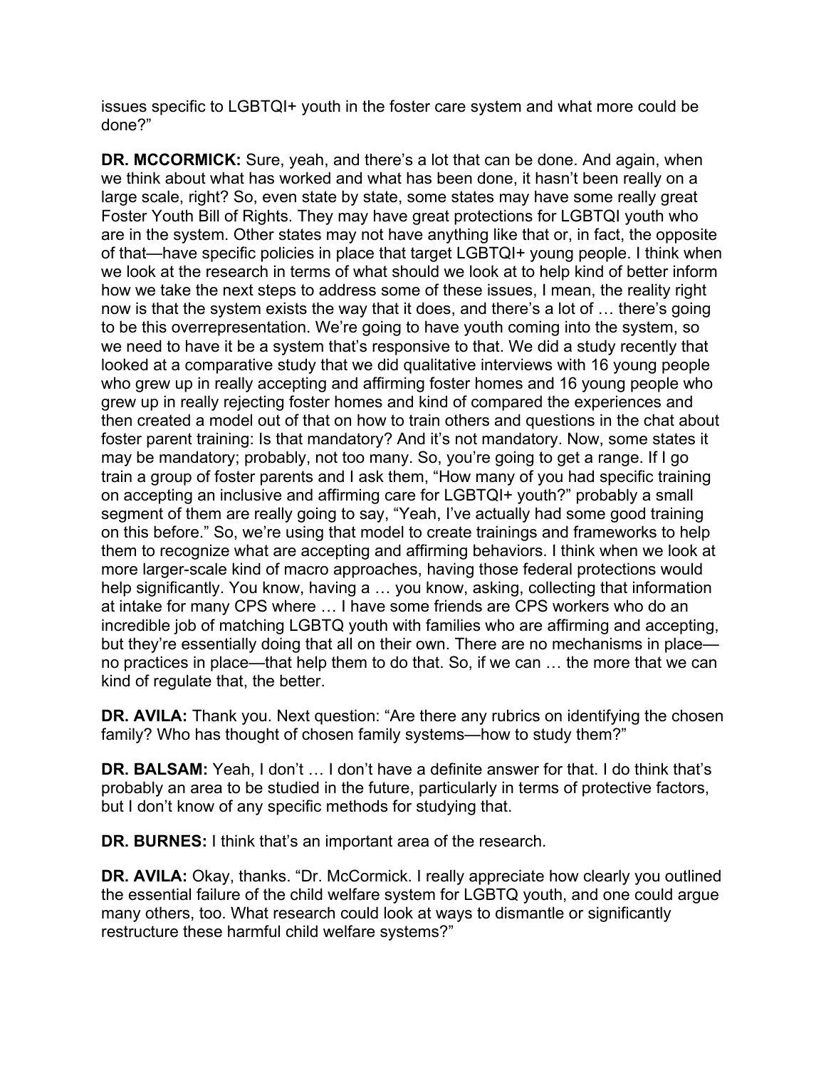issues specific to LGBTQI+ youth in the foster care system and what more could be done?"

**DR. MCCORMICK:** Sure, yeah, and there's a lot that can be done. And again, when we think about what has worked and what has been done, it hasn't been really on a large scale, right? So, even state by state, some states may have some really great Foster Youth Bill of Rights. They may have great protections for LGBTQI youth who are in the system. Other states may not have anything like that or, in fact, the opposite of that—have specific policies in place that target LGBTQI+ young people. I think when we look at the research in terms of what should we look at to help kind of better inform how we take the next steps to address some of these issues, I mean, the reality right now is that the system exists the way that it does, and there's a lot of … there's going to be this overrepresentation. We're going to have youth coming into the system, so we need to have it be a system that's responsive to that. We did a study recently that looked at a comparative study that we did qualitative interviews with 16 young people who grew up in really accepting and affirming foster homes and 16 young people who grew up in really rejecting foster homes and kind of compared the experiences and then created a model out of that on how to train others and questions in the chat about foster parent training: Is that mandatory? And it's not mandatory. Now, some states it may be mandatory; probably, not too many. So, you're going to get a range. If I go train a group of foster parents and I ask them, "How many of you had specific training on accepting an inclusive and affirming care for LGBTQI+ youth?" probably a small segment of them are really going to say, "Yeah, I've actually had some good training on this before." So, we're using that model to create trainings and frameworks to help them to recognize what are accepting and affirming behaviors. I think when we look at more larger-scale kind of macro approaches, having those federal protections would help significantly. You know, having a … you know, asking, collecting that information at intake for many CPS where … I have some friends are CPS workers who do an incredible job of matching LGBTQ youth with families who are affirming and accepting, but they're essentially doing that all on their own. There are no mechanisms in place—no practices in place—that help them to do that. So, if we can … the more that we can kind of regulate that, the better.

**DR. AVILA:** Thank you. Next question: "Are there any rubrics on identifying the chosen family? Who has thought of chosen family systems—how to study them?"

**DR. BALSAM:** Yeah, I don't … I don't have a definite answer for that. I do think that's probably an area to be studied in the future, particularly in terms of protective factors, but I don't know of any specific methods for studying that.

**DR. BURNES:** I think that's an important area of the research.

**DR. AVILA:** Okay, thanks. "Dr. McCormick. I really appreciate how clearly you outlined the essential failure of the child welfare system for LGBTQ youth, and one could argue many others, too. What research could look at ways to dismantle or significantly restructure these harmful child welfare systems?"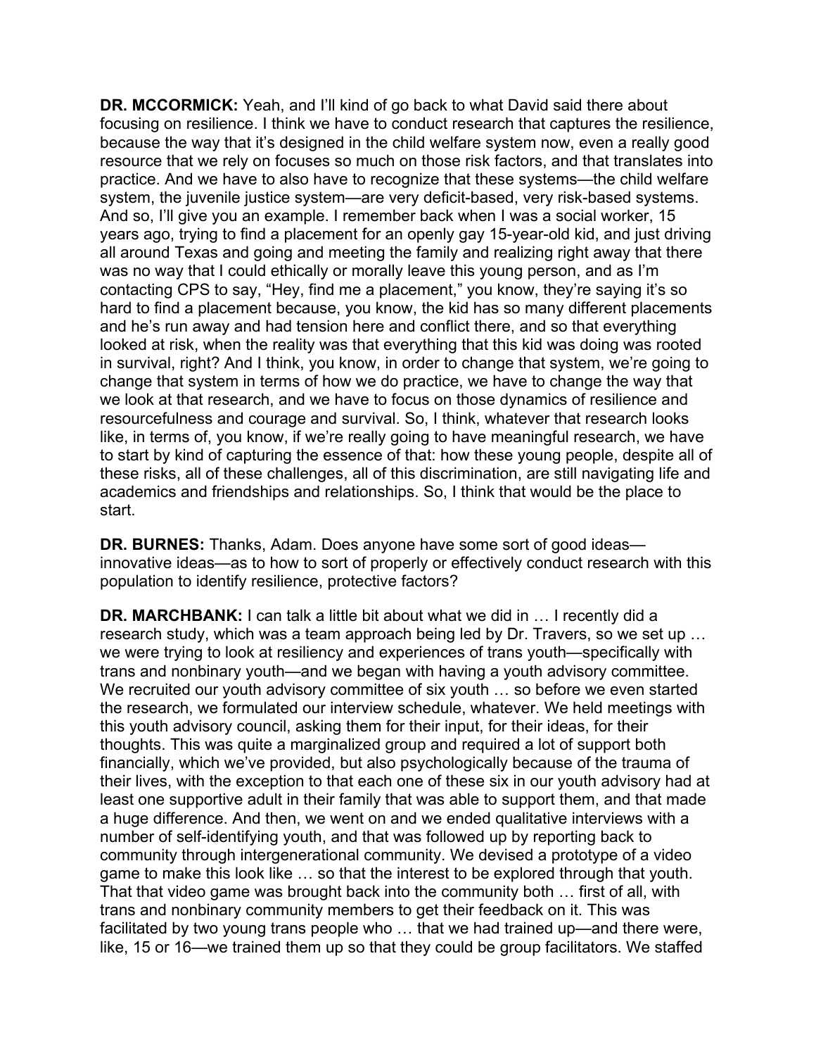**DR. MCCORMICK:** Yeah, and I'll kind of go back to what David said there about focusing on resilience. I think we have to conduct research that captures the resilience, because the way that it's designed in the child welfare system now, even a really good resource that we rely on focuses so much on those risk factors, and that translates into practice. And we have to also have to recognize that these systems—the child welfare system, the juvenile justice system—are very deficit-based, very risk-based systems. And so, I'll give you an example. I remember back when I was a social worker, 15 years ago, trying to find a placement for an openly gay 15-year-old kid, and just driving all around Texas and going and meeting the family and realizing right away that there was no way that I could ethically or morally leave this young person, and as I'm contacting CPS to say, "Hey, find me a placement," you know, they're saying it's so hard to find a placement because, you know, the kid has so many different placements and he's run away and had tension here and conflict there, and so that everything looked at risk, when the reality was that everything that this kid was doing was rooted in survival, right? And I think, you know, in order to change that system, we're going to change that system in terms of how we do practice, we have to change the way that we look at that research, and we have to focus on those dynamics of resilience and resourcefulness and courage and survival. So, I think, whatever that research looks like, in terms of, you know, if we're really going to have meaningful research, we have to start by kind of capturing the essence of that: how these young people, despite all of these risks, all of these challenges, all of this discrimination, are still navigating life and academics and friendships and relationships. So, I think that would be the place to start.

**DR. BURNES:** Thanks, Adam. Does anyone have some sort of good ideas—innovative ideas—as to how to sort of properly or effectively conduct research with this population to identify resilience, protective factors?

**DR. MARCHBANK:** I can talk a little bit about what we did in … I recently did a research study, which was a team approach being led by Dr. Travers, so we set up … we were trying to look at resiliency and experiences of trans youth—specifically with trans and nonbinary youth—and we began with having a youth advisory committee. We recruited our youth advisory committee of six youth … so before we even started the research, we formulated our interview schedule, whatever. We held meetings with this youth advisory council, asking them for their input, for their ideas, for their thoughts. This was quite a marginalized group and required a lot of support both financially, which we've provided, but also psychologically because of the trauma of their lives, with the exception to that each one of these six in our youth advisory had at least one supportive adult in their family that was able to support them, and that made a huge difference. And then, we went on and we ended qualitative interviews with a number of self-identifying youth, and that was followed up by reporting back to community through intergenerational community. We devised a prototype of a video game to make this look like … so that the interest to be explored through that youth. That that video game was brought back into the community both … first of all, with trans and nonbinary community members to get their feedback on it. This was facilitated by two young trans people who … that we had trained up—and there were, like, 15 or 16—we trained them up so that they could be group facilitators. We staffed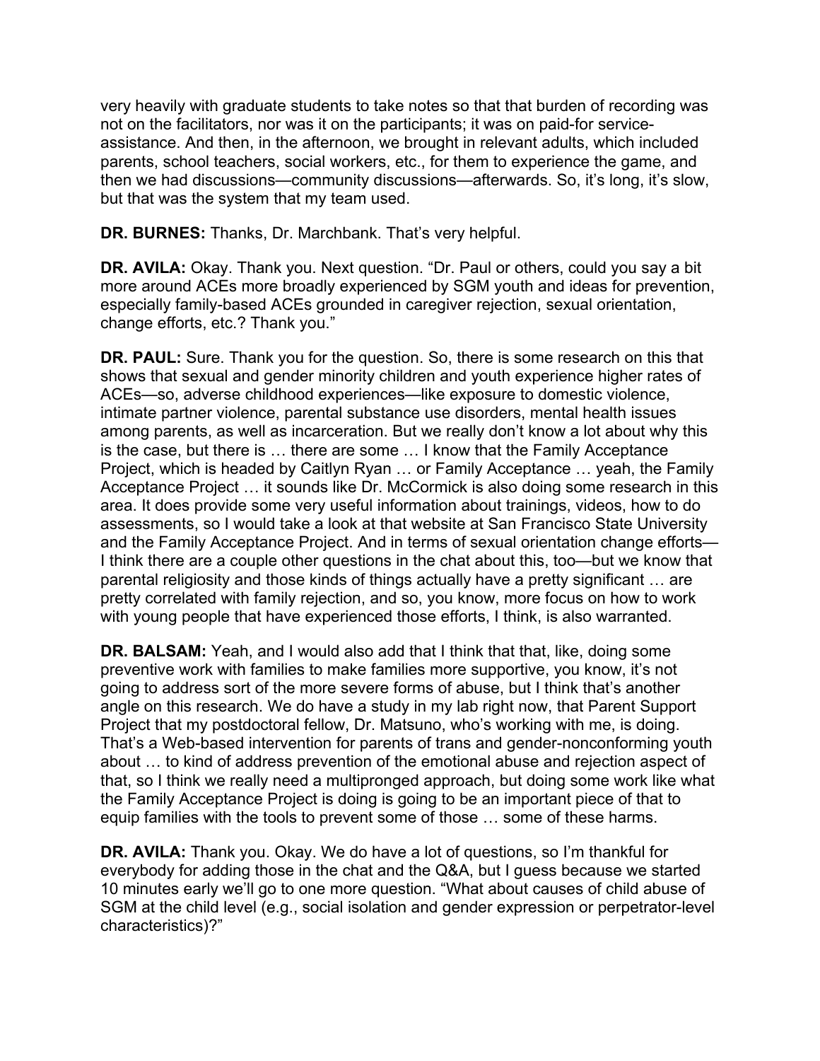very heavily with graduate students to take notes so that that burden of recording was not on the facilitators, nor was it on the participants; it was on paid-for service-assistance. And then, in the afternoon, we brought in relevant adults, which included parents, school teachers, social workers, etc., for them to experience the game, and then we had discussions—community discussions—afterwards. So, it's long, it's slow, but that was the system that my team used.

**DR. BURNES:** Thanks, Dr. Marchbank. That's very helpful.

**DR. AVILA:** Okay. Thank you. Next question. "Dr. Paul or others, could you say a bit more around ACEs more broadly experienced by SGM youth and ideas for prevention, especially family-based ACEs grounded in caregiver rejection, sexual orientation, change efforts, etc.? Thank you."

**DR. PAUL:** Sure. Thank you for the question. So, there is some research on this that shows that sexual and gender minority children and youth experience higher rates of ACEs—so, adverse childhood experiences—like exposure to domestic violence, intimate partner violence, parental substance use disorders, mental health issues among parents, as well as incarceration. But we really don't know a lot about why this is the case, but there is … there are some … I know that the Family Acceptance Project, which is headed by Caitlyn Ryan … or Family Acceptance … yeah, the Family Acceptance Project … it sounds like Dr. McCormick is also doing some research in this area. It does provide some very useful information about trainings, videos, how to do assessments, so I would take a look at that website at San Francisco State University and the Family Acceptance Project. And in terms of sexual orientation change efforts—I think there are a couple other questions in the chat about this, too—but we know that parental religiosity and those kinds of things actually have a pretty significant … are pretty correlated with family rejection, and so, you know, more focus on how to work with young people that have experienced those efforts, I think, is also warranted.

**DR. BALSAM:** Yeah, and I would also add that I think that that, like, doing some preventive work with families to make families more supportive, you know, it's not going to address sort of the more severe forms of abuse, but I think that's another angle on this research. We do have a study in my lab right now, that Parent Support Project that my postdoctoral fellow, Dr. Matsuno, who's working with me, is doing. That's a Web-based intervention for parents of trans and gender-nonconforming youth about … to kind of address prevention of the emotional abuse and rejection aspect of that, so I think we really need a multipronged approach, but doing some work like what the Family Acceptance Project is doing is going to be an important piece of that to equip families with the tools to prevent some of those … some of these harms.

**DR. AVILA:** Thank you. Okay. We do have a lot of questions, so I'm thankful for everybody for adding those in the chat and the Q&A, but I guess because we started 10 minutes early we'll go to one more question. "What about causes of child abuse of SGM at the child level (e.g., social isolation and gender expression or perpetrator-level characteristics)?"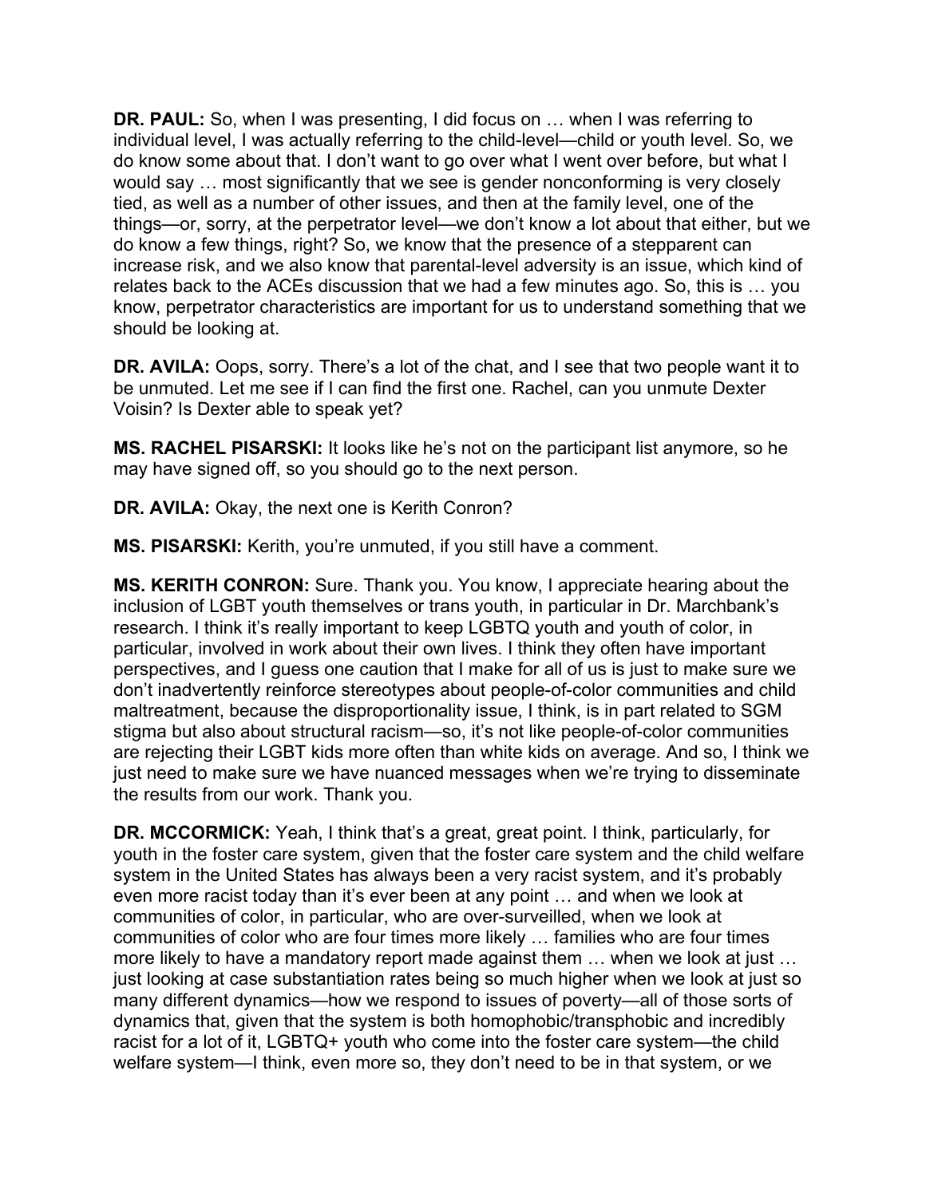**DR. PAUL:** So, when I was presenting, I did focus on … when I was referring to individual level, I was actually referring to the child-level—child or youth level. So, we do know some about that. I don't want to go over what I went over before, but what I would say … most significantly that we see is gender nonconforming is very closely tied, as well as a number of other issues, and then at the family level, one of the things—or, sorry, at the perpetrator level—we don't know a lot about that either, but we do know a few things, right? So, we know that the presence of a stepparent can increase risk, and we also know that parental-level adversity is an issue, which kind of relates back to the ACEs discussion that we had a few minutes ago. So, this is … you know, perpetrator characteristics are important for us to understand something that we should be looking at.

**DR. AVILA:** Oops, sorry. There's a lot of the chat, and I see that two people want it to be unmuted. Let me see if I can find the first one. Rachel, can you unmute Dexter Voisin? Is Dexter able to speak yet?

**MS. RACHEL PISARSKI:** It looks like he's not on the participant list anymore, so he may have signed off, so you should go to the next person.

**DR. AVILA:** Okay, the next one is Kerith Conron?

**MS. PISARSKI:** Kerith, you're unmuted, if you still have a comment.

**MS. KERITH CONRON:** Sure. Thank you. You know, I appreciate hearing about the inclusion of LGBT youth themselves or trans youth, in particular in Dr. Marchbank's research. I think it's really important to keep LGBTQ youth and youth of color, in particular, involved in work about their own lives. I think they often have important perspectives, and I guess one caution that I make for all of us is just to make sure we don't inadvertently reinforce stereotypes about people-of-color communities and child maltreatment, because the disproportionality issue, I think, is in part related to SGM stigma but also about structural racism—so, it's not like people-of-color communities are rejecting their LGBT kids more often than white kids on average. And so, I think we just need to make sure we have nuanced messages when we're trying to disseminate the results from our work. Thank you.

**DR. MCCORMICK:** Yeah, I think that's a great, great point. I think, particularly, for youth in the foster care system, given that the foster care system and the child welfare system in the United States has always been a very racist system, and it's probably even more racist today than it's ever been at any point … and when we look at communities of color, in particular, who are over-surveilled, when we look at communities of color who are four times more likely … families who are four times more likely to have a mandatory report made against them … when we look at just … just looking at case substantiation rates being so much higher when we look at just so many different dynamics—how we respond to issues of poverty—all of those sorts of dynamics that, given that the system is both homophobic/transphobic and incredibly racist for a lot of it, LGBTQ+ youth who come into the foster care system—the child welfare system—I think, even more so, they don't need to be in that system, or we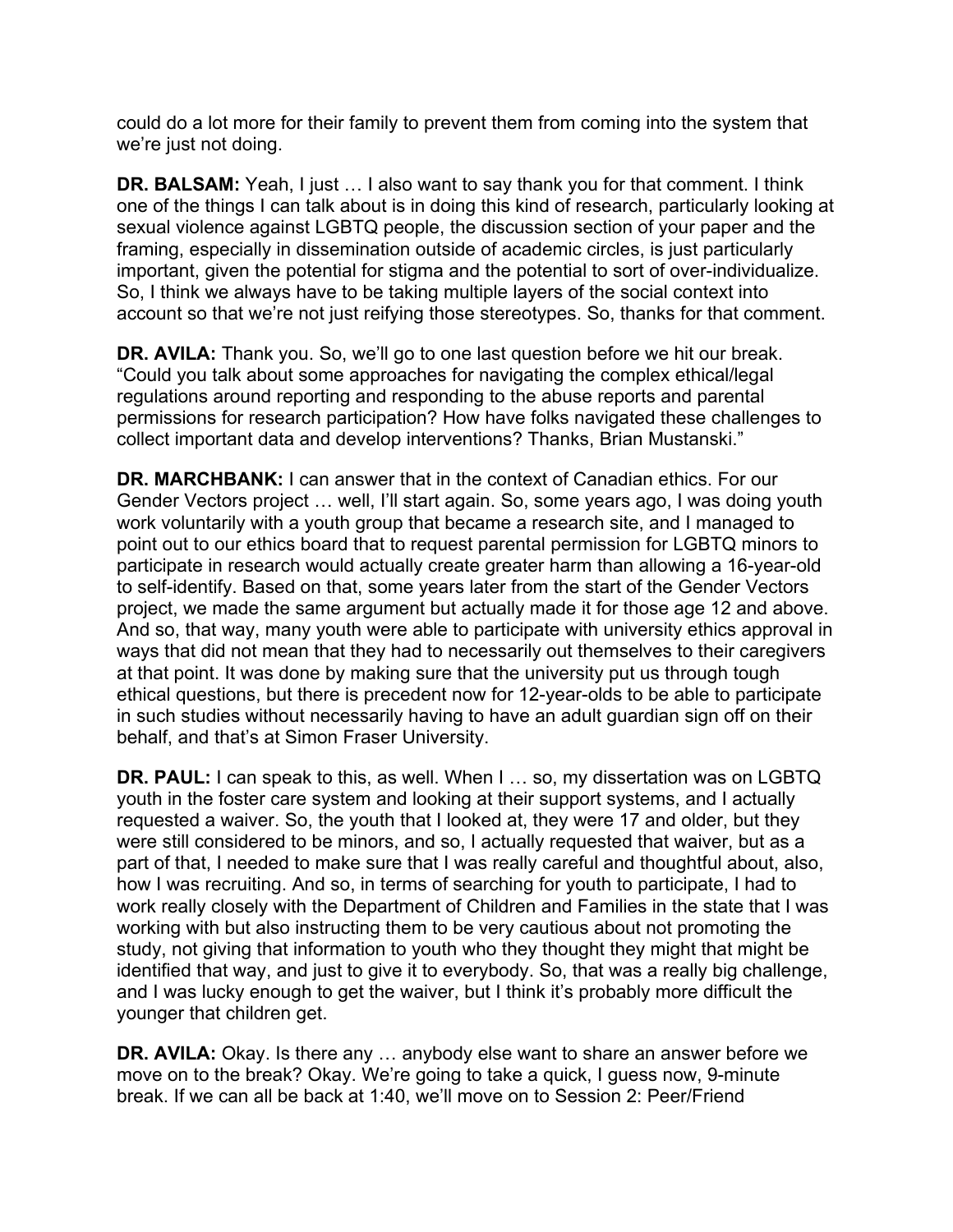could do a lot more for their family to prevent them from coming into the system that we're just not doing.

**DR. BALSAM:** Yeah, I just … I also want to say thank you for that comment. I think one of the things I can talk about is in doing this kind of research, particularly looking at sexual violence against LGBTQ people, the discussion section of your paper and the framing, especially in dissemination outside of academic circles, is just particularly important, given the potential for stigma and the potential to sort of over-individualize. So, I think we always have to be taking multiple layers of the social context into account so that we're not just reifying those stereotypes. So, thanks for that comment.

**DR. AVILA:** Thank you. So, we'll go to one last question before we hit our break. "Could you talk about some approaches for navigating the complex ethical/legal regulations around reporting and responding to the abuse reports and parental permissions for research participation? How have folks navigated these challenges to collect important data and develop interventions? Thanks, Brian Mustanski."

**DR. MARCHBANK:** I can answer that in the context of Canadian ethics. For our Gender Vectors project … well, I'll start again. So, some years ago, I was doing youth work voluntarily with a youth group that became a research site, and I managed to point out to our ethics board that to request parental permission for LGBTQ minors to participate in research would actually create greater harm than allowing a 16-year-old to self-identify. Based on that, some years later from the start of the Gender Vectors project, we made the same argument but actually made it for those age 12 and above. And so, that way, many youth were able to participate with university ethics approval in ways that did not mean that they had to necessarily out themselves to their caregivers at that point. It was done by making sure that the university put us through tough ethical questions, but there is precedent now for 12-year-olds to be able to participate in such studies without necessarily having to have an adult guardian sign off on their behalf, and that's at Simon Fraser University.

**DR. PAUL:** I can speak to this, as well. When I … so, my dissertation was on LGBTQ youth in the foster care system and looking at their support systems, and I actually requested a waiver. So, the youth that I looked at, they were 17 and older, but they were still considered to be minors, and so, I actually requested that waiver, but as a part of that, I needed to make sure that I was really careful and thoughtful about, also, how I was recruiting. And so, in terms of searching for youth to participate, I had to work really closely with the Department of Children and Families in the state that I was working with but also instructing them to be very cautious about not promoting the study, not giving that information to youth who they thought they might that might be identified that way, and just to give it to everybody. So, that was a really big challenge, and I was lucky enough to get the waiver, but I think it's probably more difficult the younger that children get.

**DR. AVILA:** Okay. Is there any … anybody else want to share an answer before we move on to the break? Okay. We're going to take a quick, I guess now, 9-minute break. If we can all be back at 1:40, we'll move on to Session 2: Peer/Friend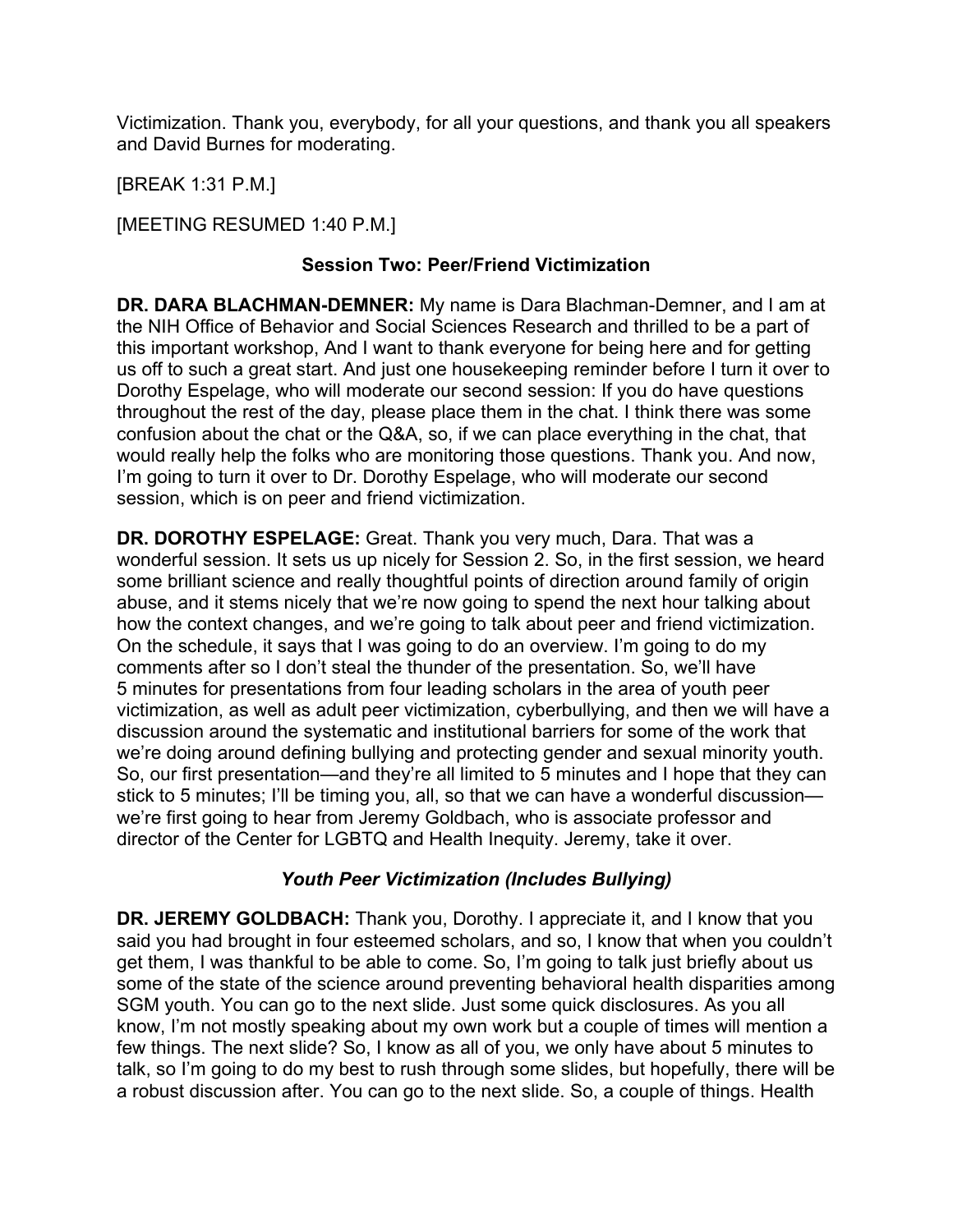Victimization. Thank you, everybody, for all your questions, and thank you all speakers and David Burnes for moderating.

[BREAK 1:31 P.M.]

[MEETING RESUMED 1:40 P.M.]

## Session Two: Peer/Friend Victimization

**DR. DARA BLACHMAN-DEMNER:** My name is Dara Blachman-Demner, and I am at the NIH Office of Behavior and Social Sciences Research and thrilled to be a part of this important workshop, And I want to thank everyone for being here and for getting us off to such a great start. And just one housekeeping reminder before I turn it over to Dorothy Espelage, who will moderate our second session: If you do have questions throughout the rest of the day, please place them in the chat. I think there was some confusion about the chat or the Q&A, so, if we can place everything in the chat, that would really help the folks who are monitoring those questions. Thank you. And now, I'm going to turn it over to Dr. Dorothy Espelage, who will moderate our second session, which is on peer and friend victimization.

**DR. DOROTHY ESPELAGE:** Great. Thank you very much, Dara. That was a wonderful session. It sets us up nicely for Session 2. So, in the first session, we heard some brilliant science and really thoughtful points of direction around family of origin abuse, and it stems nicely that we're now going to spend the next hour talking about how the context changes, and we're going to talk about peer and friend victimization. On the schedule, it says that I was going to do an overview. I'm going to do my comments after so I don't steal the thunder of the presentation. So, we'll have 5 minutes for presentations from four leading scholars in the area of youth peer victimization, as well as adult peer victimization, cyberbullying, and then we will have a discussion around the systematic and institutional barriers for some of the work that we're doing around defining bullying and protecting gender and sexual minority youth. So, our first presentation—and they're all limited to 5 minutes and I hope that they can stick to 5 minutes; I'll be timing you, all, so that we can have a wonderful discussion—we're first going to hear from Jeremy Goldbach, who is associate professor and director of the Center for LGBTQ and Health Inequity. Jeremy, take it over.

### *Youth Peer Victimization (Includes Bullying)*

**DR. JEREMY GOLDBACH:** Thank you, Dorothy. I appreciate it, and I know that you said you had brought in four esteemed scholars, and so, I know that when you couldn't get them, I was thankful to be able to come. So, I'm going to talk just briefly about us some of the state of the science around preventing behavioral health disparities among SGM youth. You can go to the next slide. Just some quick disclosures. As you all know, I'm not mostly speaking about my own work but a couple of times will mention a few things. The next slide? So, I know as all of you, we only have about 5 minutes to talk, so I'm going to do my best to rush through some slides, but hopefully, there will be a robust discussion after. You can go to the next slide. So, a couple of things. Health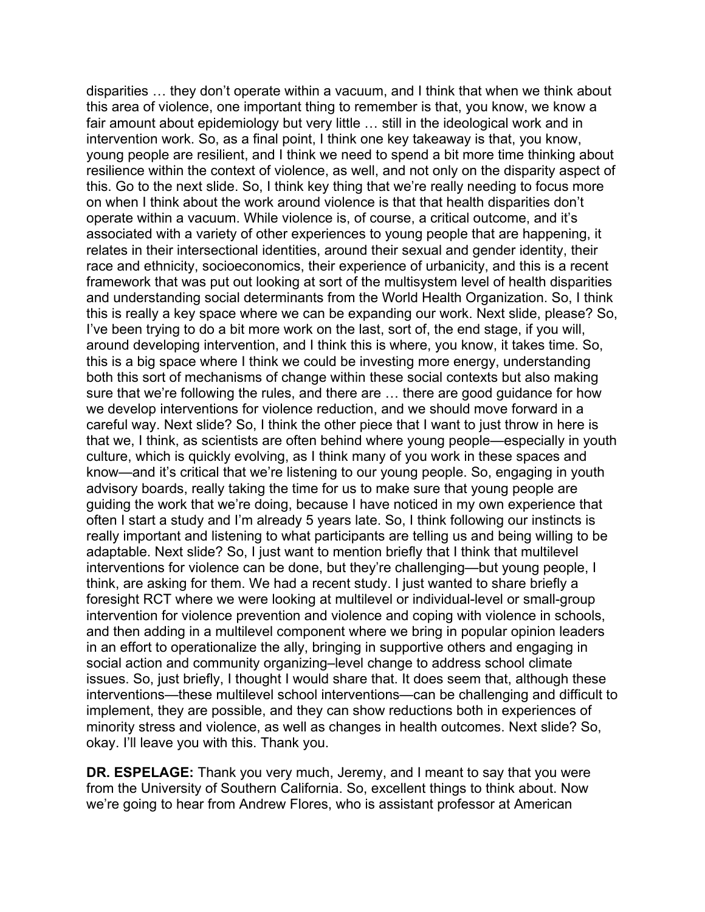disparities … they don't operate within a vacuum, and I think that when we think about this area of violence, one important thing to remember is that, you know, we know a fair amount about epidemiology but very little … still in the ideological work and in intervention work. So, as a final point, I think one key takeaway is that, you know, young people are resilient, and I think we need to spend a bit more time thinking about resilience within the context of violence, as well, and not only on the disparity aspect of this. Go to the next slide. So, I think key thing that we're really needing to focus more on when I think about the work around violence is that that health disparities don't operate within a vacuum. While violence is, of course, a critical outcome, and it's associated with a variety of other experiences to young people that are happening, it relates in their intersectional identities, around their sexual and gender identity, their race and ethnicity, socioeconomics, their experience of urbanicity, and this is a recent framework that was put out looking at sort of the multisystem level of health disparities and understanding social determinants from the World Health Organization. So, I think this is really a key space where we can be expanding our work. Next slide, please? So, I've been trying to do a bit more work on the last, sort of, the end stage, if you will, around developing intervention, and I think this is where, you know, it takes time. So, this is a big space where I think we could be investing more energy, understanding both this sort of mechanisms of change within these social contexts but also making sure that we're following the rules, and there are … there are good guidance for how we develop interventions for violence reduction, and we should move forward in a careful way. Next slide? So, I think the other piece that I want to just throw in here is that we, I think, as scientists are often behind where young people—especially in youth culture, which is quickly evolving, as I think many of you work in these spaces and know—and it's critical that we're listening to our young people. So, engaging in youth advisory boards, really taking the time for us to make sure that young people are guiding the work that we're doing, because I have noticed in my own experience that often I start a study and I'm already 5 years late. So, I think following our instincts is really important and listening to what participants are telling us and being willing to be adaptable. Next slide? So, I just want to mention briefly that I think that multilevel interventions for violence can be done, but they're challenging—but young people, I think, are asking for them. We had a recent study. I just wanted to share briefly a foresight RCT where we were looking at multilevel or individual-level or small-group intervention for violence prevention and violence and coping with violence in schools, and then adding in a multilevel component where we bring in popular opinion leaders in an effort to operationalize the ally, bringing in supportive others and engaging in social action and community organizing–level change to address school climate issues. So, just briefly, I thought I would share that. It does seem that, although these interventions—these multilevel school interventions—can be challenging and difficult to implement, they are possible, and they can show reductions both in experiences of minority stress and violence, as well as changes in health outcomes. Next slide? So, okay. I'll leave you with this. Thank you.

**DR. ESPELAGE:** Thank you very much, Jeremy, and I meant to say that you were from the University of Southern California. So, excellent things to think about. Now we're going to hear from Andrew Flores, who is assistant professor at American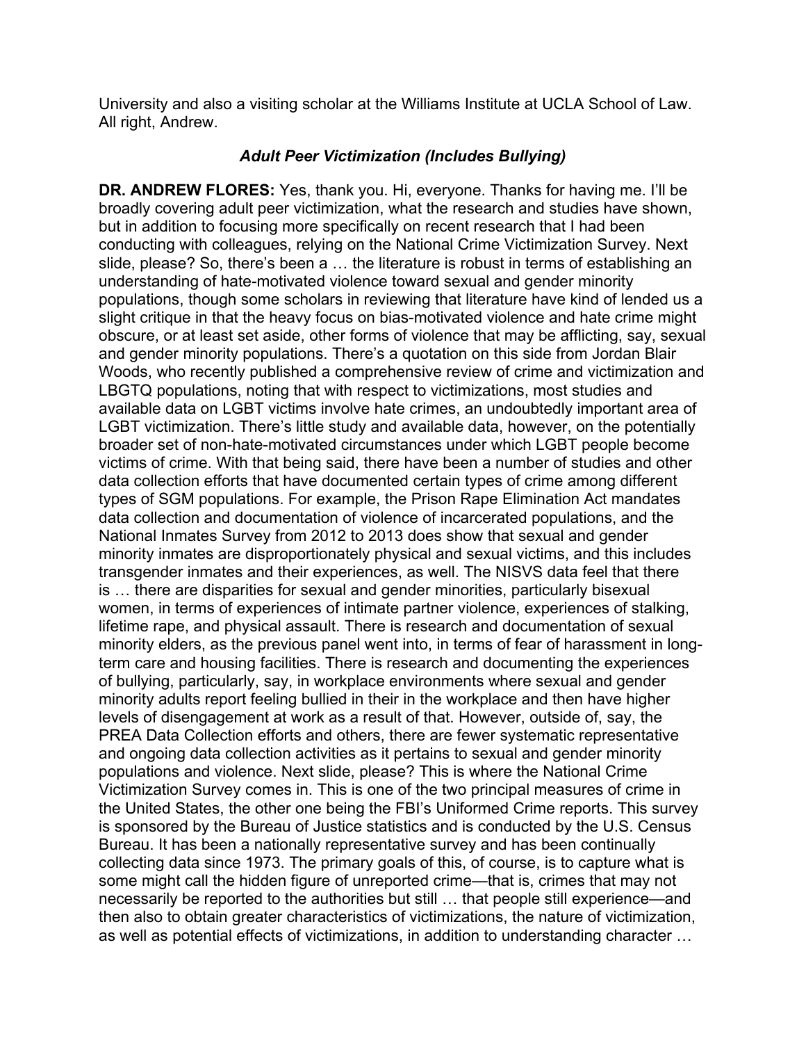University and also a visiting scholar at the Williams Institute at UCLA School of Law. All right, Andrew.

### *Adult Peer Victimization (Includes Bullying)*

**DR. ANDREW FLORES:** Yes, thank you. Hi, everyone. Thanks for having me. I'll be broadly covering adult peer victimization, what the research and studies have shown, but in addition to focusing more specifically on recent research that I had been conducting with colleagues, relying on the National Crime Victimization Survey. Next slide, please? So, there's been a … the literature is robust in terms of establishing an understanding of hate-motivated violence toward sexual and gender minority populations, though some scholars in reviewing that literature have kind of lended us a slight critique in that the heavy focus on bias-motivated violence and hate crime might obscure, or at least set aside, other forms of violence that may be afflicting, say, sexual and gender minority populations. There's a quotation on this side from Jordan Blair Woods, who recently published a comprehensive review of crime and victimization and LBGTQ populations, noting that with respect to victimizations, most studies and available data on LGBT victims involve hate crimes, an undoubtedly important area of LGBT victimization. There's little study and available data, however, on the potentially broader set of non-hate-motivated circumstances under which LGBT people become victims of crime. With that being said, there have been a number of studies and other data collection efforts that have documented certain types of crime among different types of SGM populations. For example, the Prison Rape Elimination Act mandates data collection and documentation of violence of incarcerated populations, and the National Inmates Survey from 2012 to 2013 does show that sexual and gender minority inmates are disproportionately physical and sexual victims, and this includes transgender inmates and their experiences, as well. The NISVS data feel that there is … there are disparities for sexual and gender minorities, particularly bisexual women, in terms of experiences of intimate partner violence, experiences of stalking, lifetime rape, and physical assault. There is research and documentation of sexual minority elders, as the previous panel went into, in terms of fear of harassment in long-term care and housing facilities. There is research and documenting the experiences of bullying, particularly, say, in workplace environments where sexual and gender minority adults report feeling bullied in their in the workplace and then have higher levels of disengagement at work as a result of that. However, outside of, say, the PREA Data Collection efforts and others, there are fewer systematic representative and ongoing data collection activities as it pertains to sexual and gender minority populations and violence. Next slide, please? This is where the National Crime Victimization Survey comes in. This is one of the two principal measures of crime in the United States, the other one being the FBI's Uniformed Crime reports. This survey is sponsored by the Bureau of Justice statistics and is conducted by the U.S. Census Bureau. It has been a nationally representative survey and has been continually collecting data since 1973. The primary goals of this, of course, is to capture what is some might call the hidden figure of unreported crime—that is, crimes that may not necessarily be reported to the authorities but still … that people still experience—and then also to obtain greater characteristics of victimizations, the nature of victimization, as well as potential effects of victimizations, in addition to understanding character …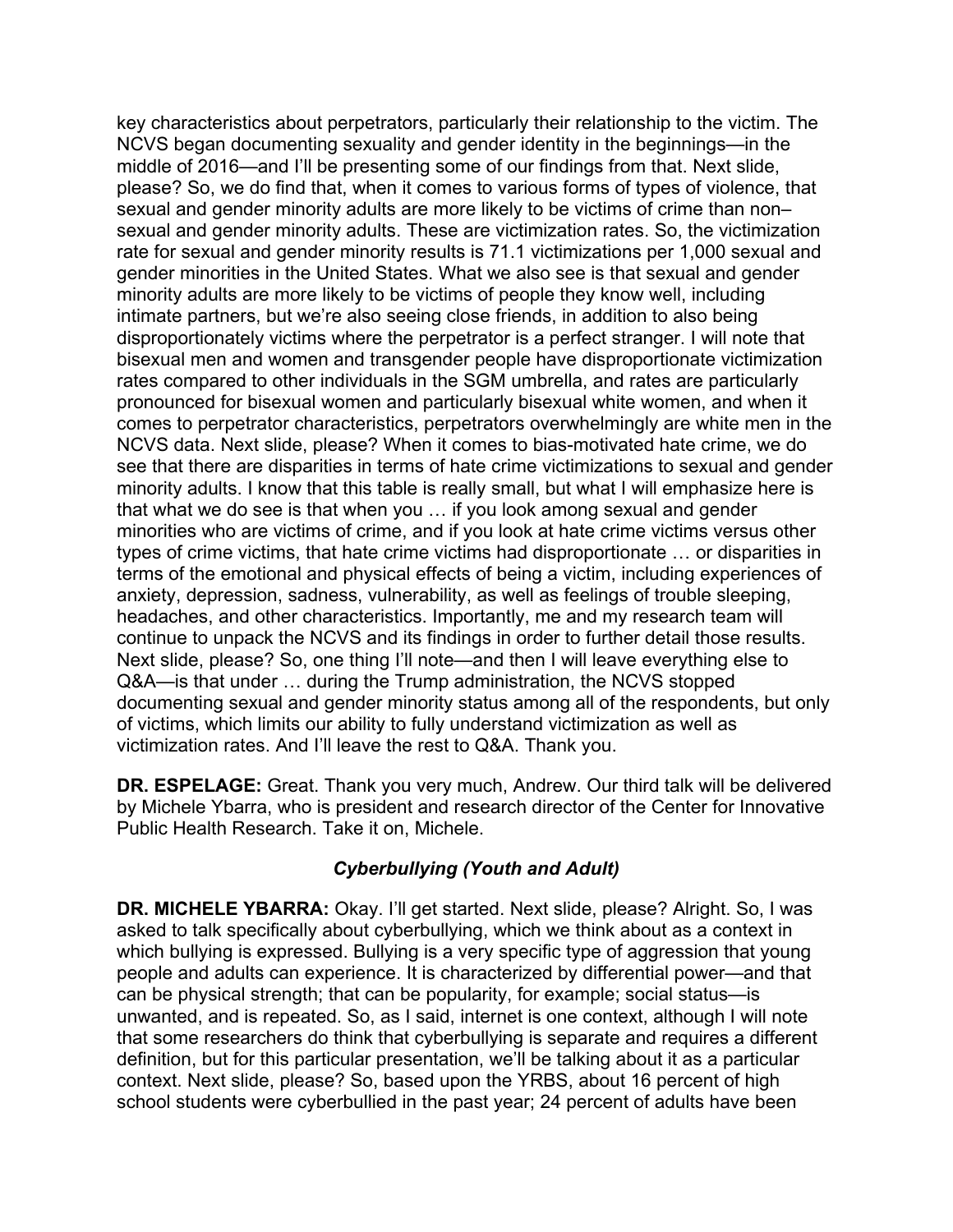key characteristics about perpetrators, particularly their relationship to the victim. The NCVS began documenting sexuality and gender identity in the beginnings—in the middle of 2016—and I'll be presenting some of our findings from that. Next slide, please? So, we do find that, when it comes to various forms of types of violence, that sexual and gender minority adults are more likely to be victims of crime than non–sexual and gender minority adults. These are victimization rates. So, the victimization rate for sexual and gender minority results is 71.1 victimizations per 1,000 sexual and gender minorities in the United States. What we also see is that sexual and gender minority adults are more likely to be victims of people they know well, including intimate partners, but we're also seeing close friends, in addition to also being disproportionately victims where the perpetrator is a perfect stranger. I will note that bisexual men and women and transgender people have disproportionate victimization rates compared to other individuals in the SGM umbrella, and rates are particularly pronounced for bisexual women and particularly bisexual white women, and when it comes to perpetrator characteristics, perpetrators overwhelmingly are white men in the NCVS data. Next slide, please? When it comes to bias-motivated hate crime, we do see that there are disparities in terms of hate crime victimizations to sexual and gender minority adults. I know that this table is really small, but what I will emphasize here is that what we do see is that when you … if you look among sexual and gender minorities who are victims of crime, and if you look at hate crime victims versus other types of crime victims, that hate crime victims had disproportionate … or disparities in terms of the emotional and physical effects of being a victim, including experiences of anxiety, depression, sadness, vulnerability, as well as feelings of trouble sleeping, headaches, and other characteristics. Importantly, me and my research team will continue to unpack the NCVS and its findings in order to further detail those results. Next slide, please? So, one thing I'll note—and then I will leave everything else to Q&A—is that under … during the Trump administration, the NCVS stopped documenting sexual and gender minority status among all of the respondents, but only of victims, which limits our ability to fully understand victimization as well as victimization rates. And I'll leave the rest to Q&A. Thank you.

**DR. ESPELAGE:** Great. Thank you very much, Andrew. Our third talk will be delivered by Michele Ybarra, who is president and research director of the Center for Innovative Public Health Research. Take it on, Michele.

### *Cyberbullying (Youth and Adult)*

**DR. MICHELE YBARRA:** Okay. I'll get started. Next slide, please? Alright. So, I was asked to talk specifically about cyberbullying, which we think about as a context in which bullying is expressed. Bullying is a very specific type of aggression that young people and adults can experience. It is characterized by differential power—and that can be physical strength; that can be popularity, for example; social status—is unwanted, and is repeated. So, as I said, internet is one context, although I will note that some researchers do think that cyberbullying is separate and requires a different definition, but for this particular presentation, we'll be talking about it as a particular context. Next slide, please? So, based upon the YRBS, about 16 percent of high school students were cyberbullied in the past year; 24 percent of adults have been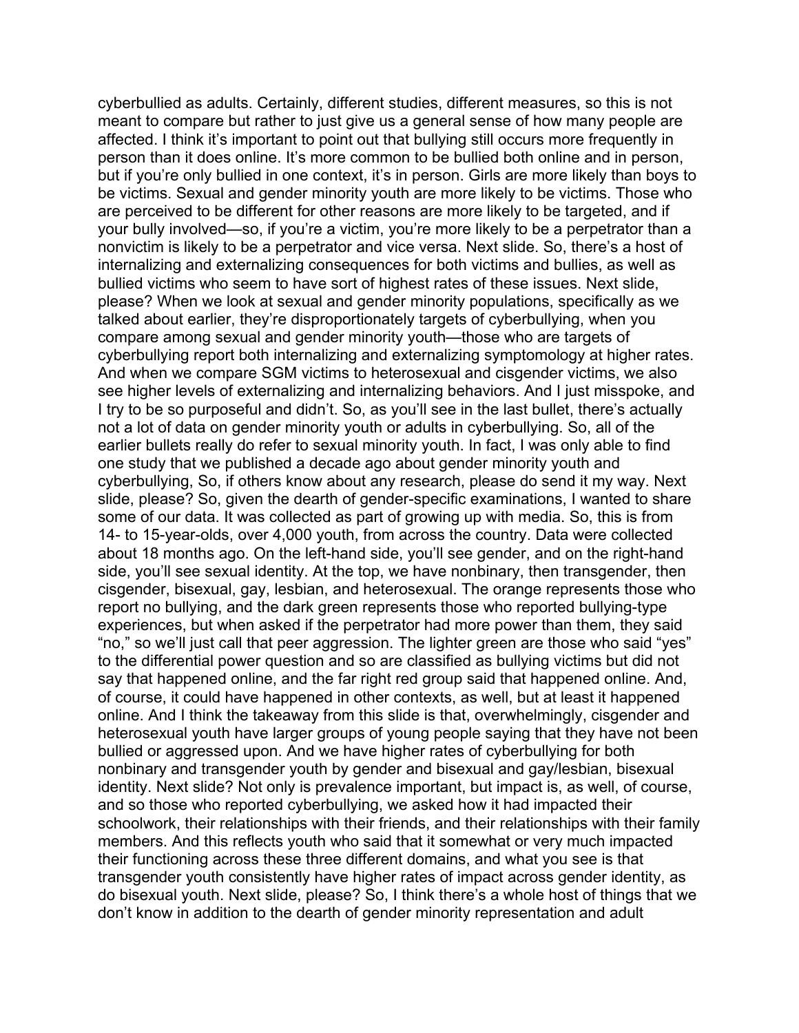cyberbullied as adults. Certainly, different studies, different measures, so this is not meant to compare but rather to just give us a general sense of how many people are affected. I think it's important to point out that bullying still occurs more frequently in person than it does online. It's more common to be bullied both online and in person, but if you're only bullied in one context, it's in person. Girls are more likely than boys to be victims. Sexual and gender minority youth are more likely to be victims. Those who are perceived to be different for other reasons are more likely to be targeted, and if your bully involved—so, if you're a victim, you're more likely to be a perpetrator than a nonvictim is likely to be a perpetrator and vice versa. Next slide. So, there's a host of internalizing and externalizing consequences for both victims and bullies, as well as bullied victims who seem to have sort of highest rates of these issues. Next slide, please? When we look at sexual and gender minority populations, specifically as we talked about earlier, they're disproportionately targets of cyberbullying, when you compare among sexual and gender minority youth—those who are targets of cyberbullying report both internalizing and externalizing symptomology at higher rates. And when we compare SGM victims to heterosexual and cisgender victims, we also see higher levels of externalizing and internalizing behaviors. And I just misspoke, and I try to be so purposeful and didn't. So, as you'll see in the last bullet, there's actually not a lot of data on gender minority youth or adults in cyberbullying. So, all of the earlier bullets really do refer to sexual minority youth. In fact, I was only able to find one study that we published a decade ago about gender minority youth and cyberbullying, So, if others know about any research, please do send it my way. Next slide, please? So, given the dearth of gender-specific examinations, I wanted to share some of our data. It was collected as part of growing up with media. So, this is from 14- to 15-year-olds, over 4,000 youth, from across the country. Data were collected about 18 months ago. On the left-hand side, you'll see gender, and on the right-hand side, you'll see sexual identity. At the top, we have nonbinary, then transgender, then cisgender, bisexual, gay, lesbian, and heterosexual. The orange represents those who report no bullying, and the dark green represents those who reported bullying-type experiences, but when asked if the perpetrator had more power than them, they said "no," so we'll just call that peer aggression. The lighter green are those who said "yes" to the differential power question and so are classified as bullying victims but did not say that happened online, and the far right red group said that happened online. And, of course, it could have happened in other contexts, as well, but at least it happened online. And I think the takeaway from this slide is that, overwhelmingly, cisgender and heterosexual youth have larger groups of young people saying that they have not been bullied or aggressed upon. And we have higher rates of cyberbullying for both nonbinary and transgender youth by gender and bisexual and gay/lesbian, bisexual identity. Next slide? Not only is prevalence important, but impact is, as well, of course, and so those who reported cyberbullying, we asked how it had impacted their schoolwork, their relationships with their friends, and their relationships with their family members. And this reflects youth who said that it somewhat or very much impacted their functioning across these three different domains, and what you see is that transgender youth consistently have higher rates of impact across gender identity, as do bisexual youth. Next slide, please? So, I think there's a whole host of things that we don't know in addition to the dearth of gender minority representation and adult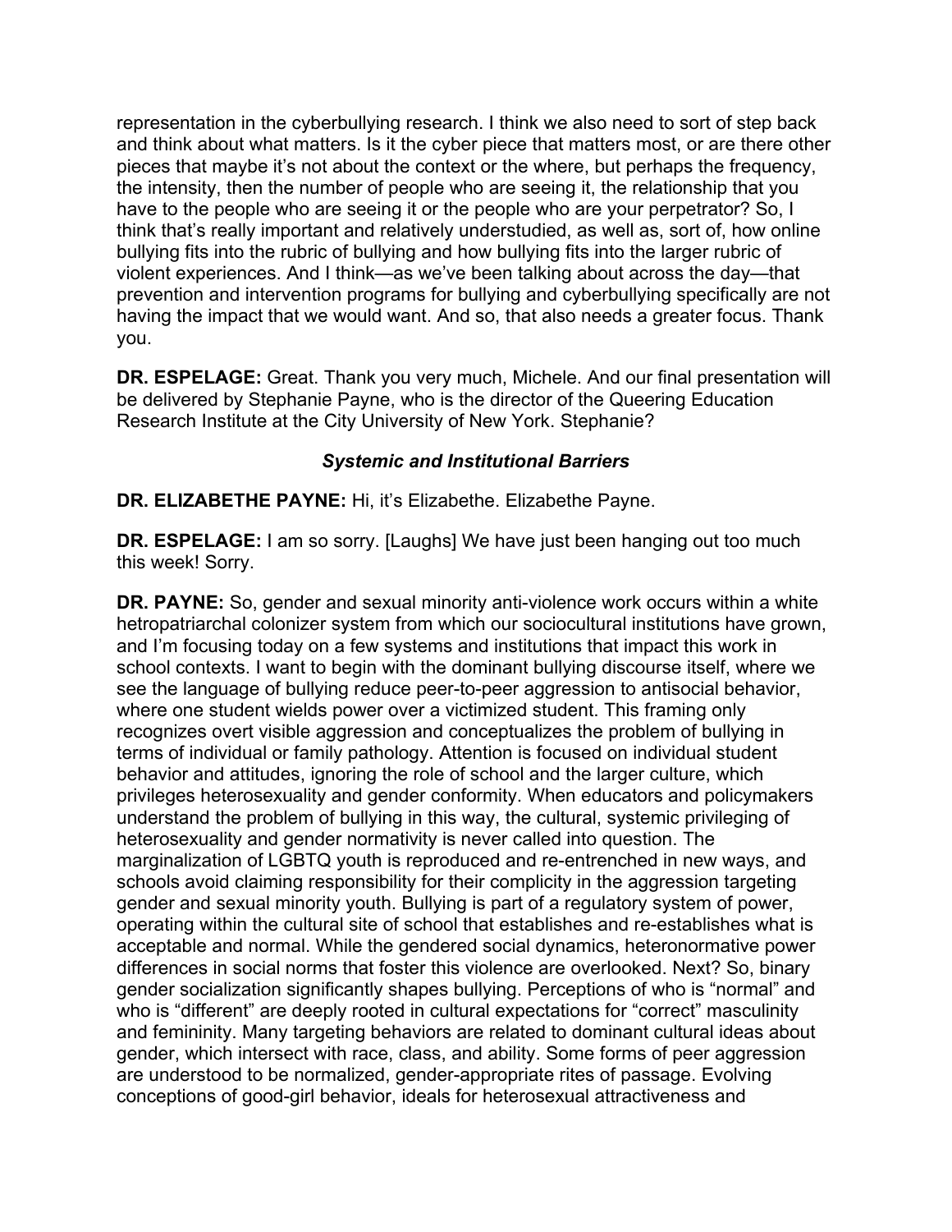representation in the cyberbullying research. I think we also need to sort of step back and think about what matters. Is it the cyber piece that matters most, or are there other pieces that maybe it's not about the context or the where, but perhaps the frequency, the intensity, then the number of people who are seeing it, the relationship that you have to the people who are seeing it or the people who are your perpetrator? So, I think that's really important and relatively understudied, as well as, sort of, how online bullying fits into the rubric of bullying and how bullying fits into the larger rubric of violent experiences. And I think—as we've been talking about across the day—that prevention and intervention programs for bullying and cyberbullying specifically are not having the impact that we would want. And so, that also needs a greater focus. Thank you.

**DR. ESPELAGE:** Great. Thank you very much, Michele. And our final presentation will be delivered by Stephanie Payne, who is the director of the Queering Education Research Institute at the City University of New York. Stephanie?

### *Systemic and Institutional Barriers*

**DR. ELIZABETHE PAYNE:** Hi, it's Elizabethe. Elizabethe Payne.

**DR. ESPELAGE:** I am so sorry. [Laughs] We have just been hanging out too much this week! Sorry.

**DR. PAYNE:** So, gender and sexual minority anti-violence work occurs within a white hetropatriarchal colonizer system from which our sociocultural institutions have grown, and I'm focusing today on a few systems and institutions that impact this work in school contexts. I want to begin with the dominant bullying discourse itself, where we see the language of bullying reduce peer-to-peer aggression to antisocial behavior, where one student wields power over a victimized student. This framing only recognizes overt visible aggression and conceptualizes the problem of bullying in terms of individual or family pathology. Attention is focused on individual student behavior and attitudes, ignoring the role of school and the larger culture, which privileges heterosexuality and gender conformity. When educators and policymakers understand the problem of bullying in this way, the cultural, systemic privileging of heterosexuality and gender normativity is never called into question. The marginalization of LGBTQ youth is reproduced and re-entrenched in new ways, and schools avoid claiming responsibility for their complicity in the aggression targeting gender and sexual minority youth. Bullying is part of a regulatory system of power, operating within the cultural site of school that establishes and re-establishes what is acceptable and normal. While the gendered social dynamics, heteronormative power differences in social norms that foster this violence are overlooked. Next? So, binary gender socialization significantly shapes bullying. Perceptions of who is "normal" and who is "different" are deeply rooted in cultural expectations for "correct" masculinity and femininity. Many targeting behaviors are related to dominant cultural ideas about gender, which intersect with race, class, and ability. Some forms of peer aggression are understood to be normalized, gender-appropriate rites of passage. Evolving conceptions of good-girl behavior, ideals for heterosexual attractiveness and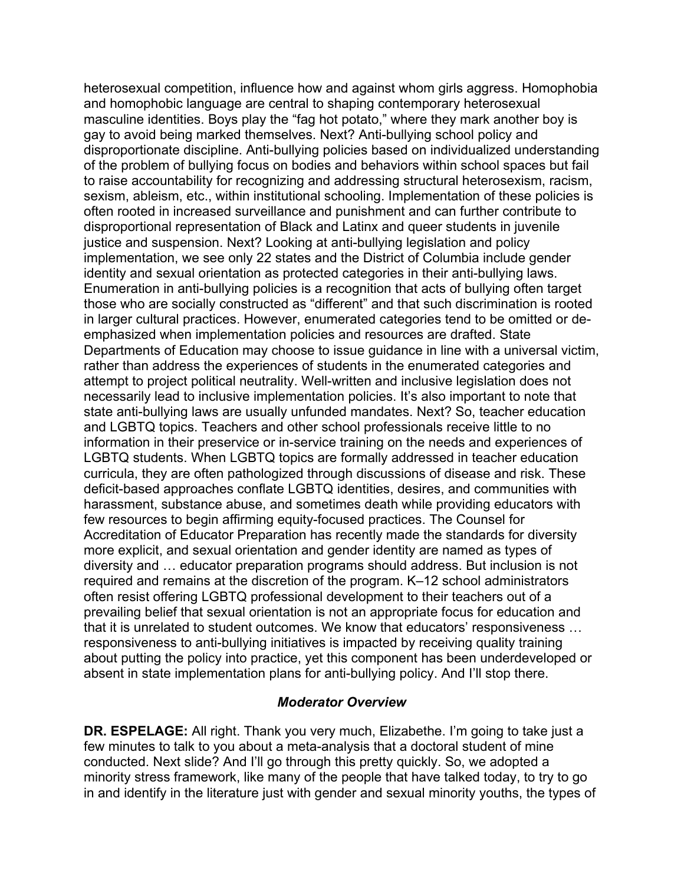heterosexual competition, influence how and against whom girls aggress. Homophobia and homophobic language are central to shaping contemporary heterosexual masculine identities. Boys play the "fag hot potato," where they mark another boy is gay to avoid being marked themselves. Next? Anti-bullying school policy and disproportionate discipline. Anti-bullying policies based on individualized understanding of the problem of bullying focus on bodies and behaviors within school spaces but fail to raise accountability for recognizing and addressing structural heterosexism, racism, sexism, ableism, etc., within institutional schooling. Implementation of these policies is often rooted in increased surveillance and punishment and can further contribute to disproportional representation of Black and Latinx and queer students in juvenile justice and suspension. Next? Looking at anti-bullying legislation and policy implementation, we see only 22 states and the District of Columbia include gender identity and sexual orientation as protected categories in their anti-bullying laws. Enumeration in anti-bullying policies is a recognition that acts of bullying often target those who are socially constructed as "different" and that such discrimination is rooted in larger cultural practices. However, enumerated categories tend to be omitted or de-emphasized when implementation policies and resources are drafted. State Departments of Education may choose to issue guidance in line with a universal victim, rather than address the experiences of students in the enumerated categories and attempt to project political neutrality. Well-written and inclusive legislation does not necessarily lead to inclusive implementation policies. It's also important to note that state anti-bullying laws are usually unfunded mandates. Next? So, teacher education and LGBTQ topics. Teachers and other school professionals receive little to no information in their preservice or in-service training on the needs and experiences of LGBTQ students. When LGBTQ topics are formally addressed in teacher education curricula, they are often pathologized through discussions of disease and risk. These deficit-based approaches conflate LGBTQ identities, desires, and communities with harassment, substance abuse, and sometimes death while providing educators with few resources to begin affirming equity-focused practices. The Counsel for Accreditation of Educator Preparation has recently made the standards for diversity more explicit, and sexual orientation and gender identity are named as types of diversity and … educator preparation programs should address. But inclusion is not required and remains at the discretion of the program. K–12 school administrators often resist offering LGBTQ professional development to their teachers out of a prevailing belief that sexual orientation is not an appropriate focus for education and that it is unrelated to student outcomes. We know that educators' responsiveness … responsiveness to anti-bullying initiatives is impacted by receiving quality training about putting the policy into practice, yet this component has been underdeveloped or absent in state implementation plans for anti-bullying policy. And I'll stop there.

### *Moderator Overview*

**DR. ESPELAGE:** All right. Thank you very much, Elizabethe. I'm going to take just a few minutes to talk to you about a meta-analysis that a doctoral student of mine conducted. Next slide? And I'll go through this pretty quickly. So, we adopted a minority stress framework, like many of the people that have talked today, to try to go in and identify in the literature just with gender and sexual minority youths, the types of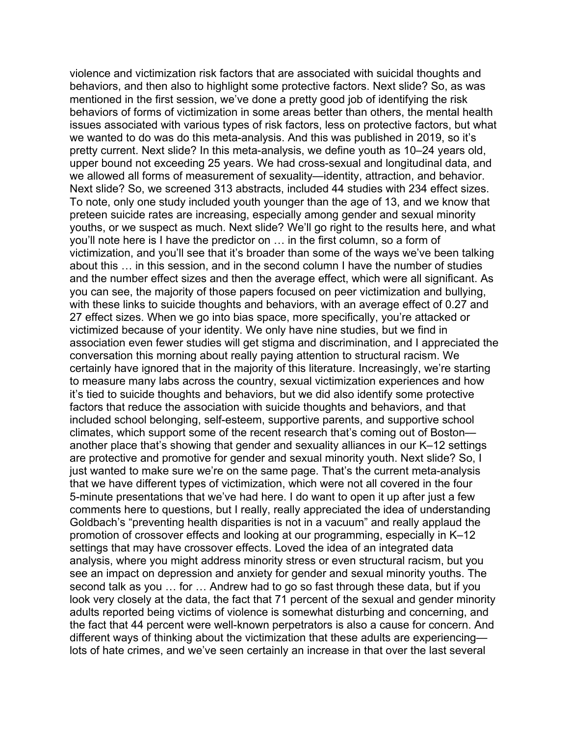violence and victimization risk factors that are associated with suicidal thoughts and behaviors, and then also to highlight some protective factors. Next slide? So, as was mentioned in the first session, we've done a pretty good job of identifying the risk behaviors of forms of victimization in some areas better than others, the mental health issues associated with various types of risk factors, less on protective factors, but what we wanted to do was do this meta-analysis. And this was published in 2019, so it's pretty current. Next slide? In this meta-analysis, we define youth as 10–24 years old, upper bound not exceeding 25 years. We had cross-sexual and longitudinal data, and we allowed all forms of measurement of sexuality—identity, attraction, and behavior. Next slide? So, we screened 313 abstracts, included 44 studies with 234 effect sizes. To note, only one study included youth younger than the age of 13, and we know that preteen suicide rates are increasing, especially among gender and sexual minority youths, or we suspect as much. Next slide? We'll go right to the results here, and what you'll note here is I have the predictor on … in the first column, so a form of victimization, and you'll see that it's broader than some of the ways we've been talking about this … in this session, and in the second column I have the number of studies and the number effect sizes and then the average effect, which were all significant. As you can see, the majority of those papers focused on peer victimization and bullying, with these links to suicide thoughts and behaviors, with an average effect of 0.27 and 27 effect sizes. When we go into bias space, more specifically, you're attacked or victimized because of your identity. We only have nine studies, but we find in association even fewer studies will get stigma and discrimination, and I appreciated the conversation this morning about really paying attention to structural racism. We certainly have ignored that in the majority of this literature. Increasingly, we're starting to measure many labs across the country, sexual victimization experiences and how it's tied to suicide thoughts and behaviors, but we did also identify some protective factors that reduce the association with suicide thoughts and behaviors, and that included school belonging, self-esteem, supportive parents, and supportive school climates, which support some of the recent research that's coming out of Boston—another place that's showing that gender and sexuality alliances in our K–12 settings are protective and promotive for gender and sexual minority youth. Next slide? So, I just wanted to make sure we're on the same page. That's the current meta-analysis that we have different types of victimization, which were not all covered in the four 5-minute presentations that we've had here. I do want to open it up after just a few comments here to questions, but I really, really appreciated the idea of understanding Goldbach's "preventing health disparities is not in a vacuum" and really applaud the promotion of crossover effects and looking at our programming, especially in K–12 settings that may have crossover effects. Loved the idea of an integrated data analysis, where you might address minority stress or even structural racism, but you see an impact on depression and anxiety for gender and sexual minority youths. The second talk as you … for … Andrew had to go so fast through these data, but if you look very closely at the data, the fact that 71 percent of the sexual and gender minority adults reported being victims of violence is somewhat disturbing and concerning, and the fact that 44 percent were well-known perpetrators is also a cause for concern. And different ways of thinking about the victimization that these adults are experiencing—lots of hate crimes, and we've seen certainly an increase in that over the last several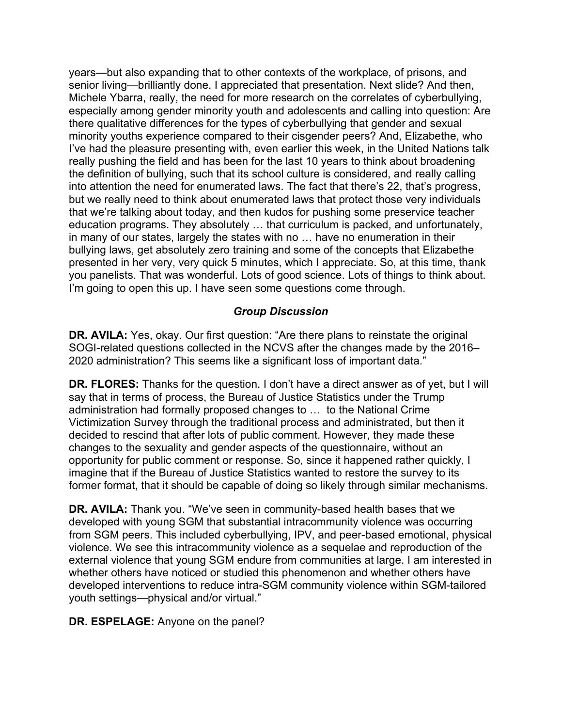years—but also expanding that to other contexts of the workplace, of prisons, and senior living—brilliantly done. I appreciated that presentation. Next slide? And then, Michele Ybarra, really, the need for more research on the correlates of cyberbullying, especially among gender minority youth and adolescents and calling into question: Are there qualitative differences for the types of cyberbullying that gender and sexual minority youths experience compared to their cisgender peers? And, Elizabethe, who I've had the pleasure presenting with, even earlier this week, in the United Nations talk really pushing the field and has been for the last 10 years to think about broadening the definition of bullying, such that its school culture is considered, and really calling into attention the need for enumerated laws. The fact that there's 22, that's progress, but we really need to think about enumerated laws that protect those very individuals that we're talking about today, and then kudos for pushing some preservice teacher education programs. They absolutely … that curriculum is packed, and unfortunately, in many of our states, largely the states with no … have no enumeration in their bullying laws, get absolutely zero training and some of the concepts that Elizabethe presented in her very, very quick 5 minutes, which I appreciate. So, at this time, thank you panelists. That was wonderful. Lots of good science. Lots of things to think about. I'm going to open this up. I have seen some questions come through.

### *Group Discussion*

**DR. AVILA:** Yes, okay. Our first question: "Are there plans to reinstate the original SOGI-related questions collected in the NCVS after the changes made by the 2016–2020 administration? This seems like a significant loss of important data."

**DR. FLORES:** Thanks for the question. I don't have a direct answer as of yet, but I will say that in terms of process, the Bureau of Justice Statistics under the Trump administration had formally proposed changes to … to the National Crime Victimization Survey through the traditional process and administrated, but then it decided to rescind that after lots of public comment. However, they made these changes to the sexuality and gender aspects of the questionnaire, without an opportunity for public comment or response. So, since it happened rather quickly, I imagine that if the Bureau of Justice Statistics wanted to restore the survey to its former format, that it should be capable of doing so likely through similar mechanisms.

**DR. AVILA:** Thank you. "We've seen in community-based health bases that we developed with young SGM that substantial intracommunity violence was occurring from SGM peers. This included cyberbullying, IPV, and peer-based emotional, physical violence. We see this intracommunity violence as a sequelae and reproduction of the external violence that young SGM endure from communities at large. I am interested in whether others have noticed or studied this phenomenon and whether others have developed interventions to reduce intra-SGM community violence within SGM-tailored youth settings—physical and/or virtual."

**DR. ESPELAGE:** Anyone on the panel?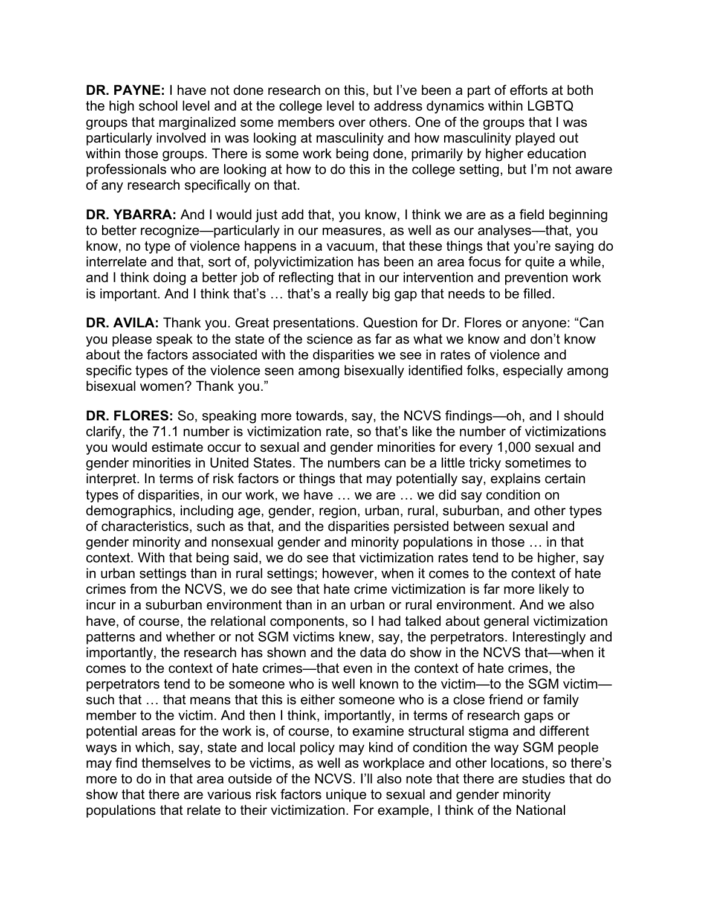**DR. PAYNE:** I have not done research on this, but I've been a part of efforts at both the high school level and at the college level to address dynamics within LGBTQ groups that marginalized some members over others. One of the groups that I was particularly involved in was looking at masculinity and how masculinity played out within those groups. There is some work being done, primarily by higher education professionals who are looking at how to do this in the college setting, but I'm not aware of any research specifically on that.

**DR. YBARRA:** And I would just add that, you know, I think we are as a field beginning to better recognize—particularly in our measures, as well as our analyses—that, you know, no type of violence happens in a vacuum, that these things that you're saying do interrelate and that, sort of, polyvictimization has been an area focus for quite a while, and I think doing a better job of reflecting that in our intervention and prevention work is important. And I think that's … that's a really big gap that needs to be filled.

**DR. AVILA:** Thank you. Great presentations. Question for Dr. Flores or anyone: "Can you please speak to the state of the science as far as what we know and don't know about the factors associated with the disparities we see in rates of violence and specific types of the violence seen among bisexually identified folks, especially among bisexual women? Thank you."

**DR. FLORES:** So, speaking more towards, say, the NCVS findings—oh, and I should clarify, the 71.1 number is victimization rate, so that's like the number of victimizations you would estimate occur to sexual and gender minorities for every 1,000 sexual and gender minorities in United States. The numbers can be a little tricky sometimes to interpret. In terms of risk factors or things that may potentially say, explains certain types of disparities, in our work, we have … we are … we did say condition on demographics, including age, gender, region, urban, rural, suburban, and other types of characteristics, such as that, and the disparities persisted between sexual and gender minority and nonsexual gender and minority populations in those … in that context. With that being said, we do see that victimization rates tend to be higher, say in urban settings than in rural settings; however, when it comes to the context of hate crimes from the NCVS, we do see that hate crime victimization is far more likely to incur in a suburban environment than in an urban or rural environment. And we also have, of course, the relational components, so I had talked about general victimization patterns and whether or not SGM victims knew, say, the perpetrators. Interestingly and importantly, the research has shown and the data do show in the NCVS that—when it comes to the context of hate crimes—that even in the context of hate crimes, the perpetrators tend to be someone who is well known to the victim—to the SGM victim—such that … that means that this is either someone who is a close friend or family member to the victim. And then I think, importantly, in terms of research gaps or potential areas for the work is, of course, to examine structural stigma and different ways in which, say, state and local policy may kind of condition the way SGM people may find themselves to be victims, as well as workplace and other locations, so there's more to do in that area outside of the NCVS. I'll also note that there are studies that do show that there are various risk factors unique to sexual and gender minority populations that relate to their victimization. For example, I think of the National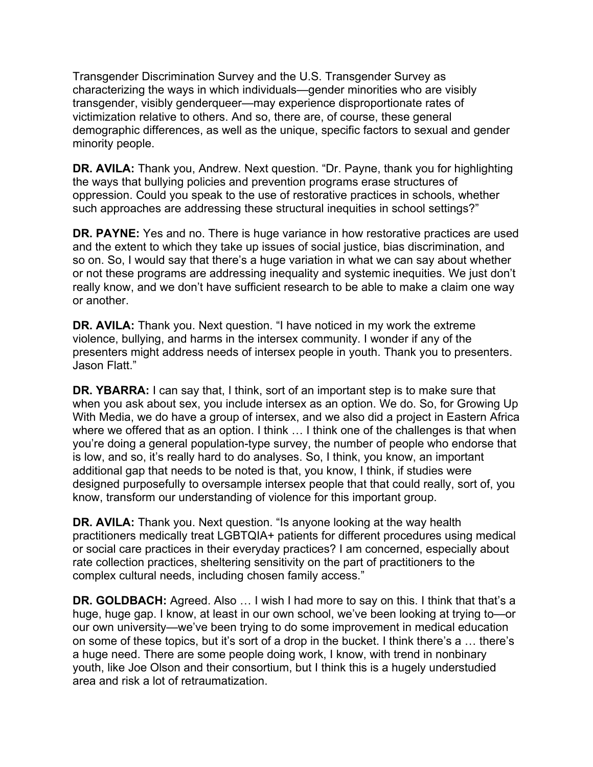Transgender Discrimination Survey and the U.S. Transgender Survey as characterizing the ways in which individuals—gender minorities who are visibly transgender, visibly genderqueer—may experience disproportionate rates of victimization relative to others. And so, there are, of course, these general demographic differences, as well as the unique, specific factors to sexual and gender minority people.

**DR. AVILA:** Thank you, Andrew. Next question. "Dr. Payne, thank you for highlighting the ways that bullying policies and prevention programs erase structures of oppression. Could you speak to the use of restorative practices in schools, whether such approaches are addressing these structural inequities in school settings?"

**DR. PAYNE:** Yes and no. There is huge variance in how restorative practices are used and the extent to which they take up issues of social justice, bias discrimination, and so on. So, I would say that there's a huge variation in what we can say about whether or not these programs are addressing inequality and systemic inequities. We just don't really know, and we don't have sufficient research to be able to make a claim one way or another.

**DR. AVILA:** Thank you. Next question. "I have noticed in my work the extreme violence, bullying, and harms in the intersex community. I wonder if any of the presenters might address needs of intersex people in youth. Thank you to presenters. Jason Flatt."

**DR. YBARRA:** I can say that, I think, sort of an important step is to make sure that when you ask about sex, you include intersex as an option. We do. So, for Growing Up With Media, we do have a group of intersex, and we also did a project in Eastern Africa where we offered that as an option. I think … I think one of the challenges is that when you're doing a general population-type survey, the number of people who endorse that is low, and so, it's really hard to do analyses. So, I think, you know, an important additional gap that needs to be noted is that, you know, I think, if studies were designed purposefully to oversample intersex people that that could really, sort of, you know, transform our understanding of violence for this important group.

**DR. AVILA:** Thank you. Next question. "Is anyone looking at the way health practitioners medically treat LGBTQIA+ patients for different procedures using medical or social care practices in their everyday practices? I am concerned, especially about rate collection practices, sheltering sensitivity on the part of practitioners to the complex cultural needs, including chosen family access."

**DR. GOLDBACH:** Agreed. Also … I wish I had more to say on this. I think that that's a huge, huge gap. I know, at least in our own school, we've been looking at trying to—or our own university—we've been trying to do some improvement in medical education on some of these topics, but it's sort of a drop in the bucket. I think there's a … there's a huge need. There are some people doing work, I know, with trend in nonbinary youth, like Joe Olson and their consortium, but I think this is a hugely understudied area and risk a lot of retraumatization.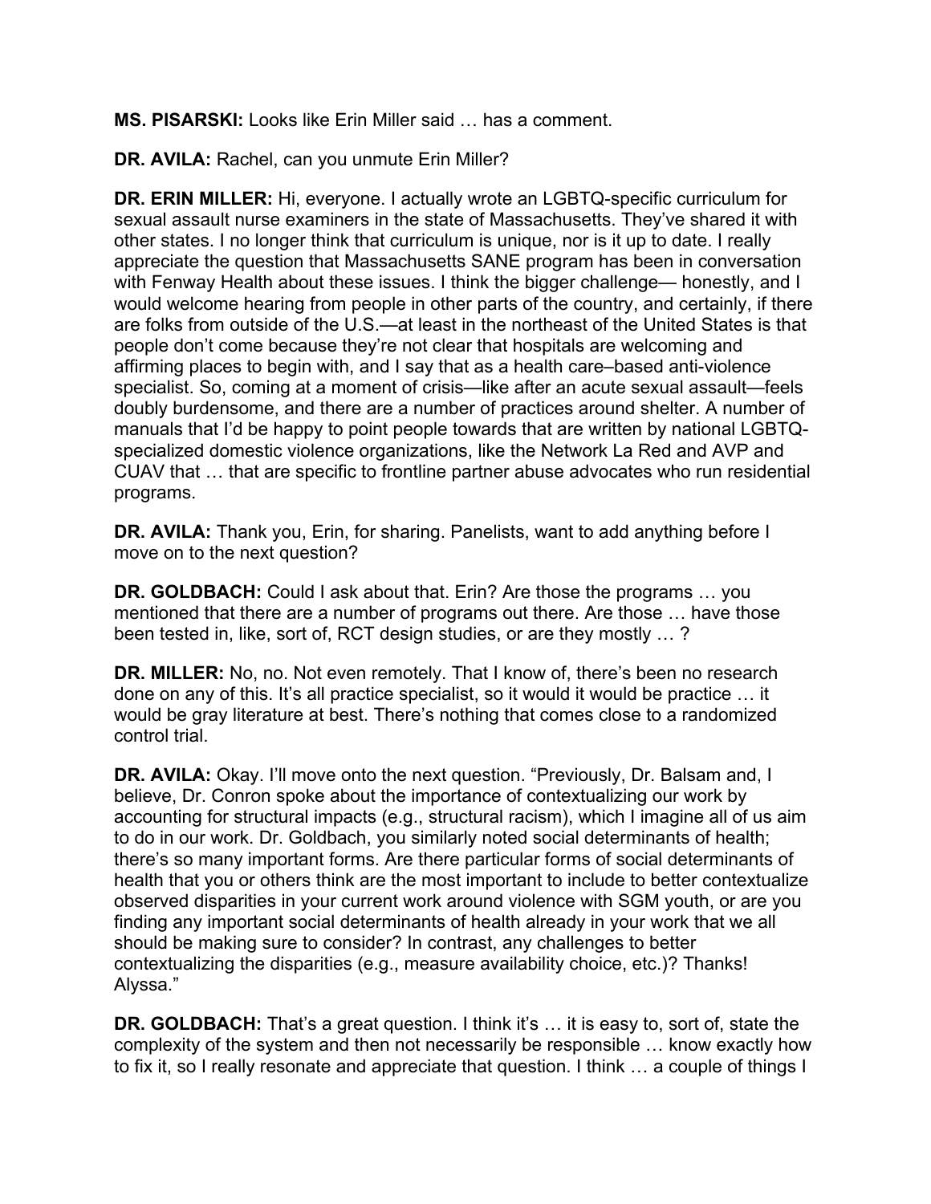**MS. PISARSKI:** Looks like Erin Miller said … has a comment.

**DR. AVILA:** Rachel, can you unmute Erin Miller?

**DR. ERIN MILLER:** Hi, everyone. I actually wrote an LGBTQ-specific curriculum for sexual assault nurse examiners in the state of Massachusetts. They've shared it with other states. I no longer think that curriculum is unique, nor is it up to date. I really appreciate the question that Massachusetts SANE program has been in conversation with Fenway Health about these issues. I think the bigger challenge— honestly, and I would welcome hearing from people in other parts of the country, and certainly, if there are folks from outside of the U.S.—at least in the northeast of the United States is that people don't come because they're not clear that hospitals are welcoming and affirming places to begin with, and I say that as a health care–based anti-violence specialist. So, coming at a moment of crisis—like after an acute sexual assault—feels doubly burdensome, and there are a number of practices around shelter. A number of manuals that I'd be happy to point people towards that are written by national LGBTQ-specialized domestic violence organizations, like the Network La Red and AVP and CUAV that … that are specific to frontline partner abuse advocates who run residential programs.

**DR. AVILA:** Thank you, Erin, for sharing. Panelists, want to add anything before I move on to the next question?

**DR. GOLDBACH:** Could I ask about that. Erin? Are those the programs … you mentioned that there are a number of programs out there. Are those … have those been tested in, like, sort of, RCT design studies, or are they mostly … ?

**DR. MILLER:** No, no. Not even remotely. That I know of, there's been no research done on any of this. It's all practice specialist, so it would it would be practice … it would be gray literature at best. There's nothing that comes close to a randomized control trial.

**DR. AVILA:** Okay. I'll move onto the next question. "Previously, Dr. Balsam and, I believe, Dr. Conron spoke about the importance of contextualizing our work by accounting for structural impacts (e.g., structural racism), which I imagine all of us aim to do in our work. Dr. Goldbach, you similarly noted social determinants of health; there's so many important forms. Are there particular forms of social determinants of health that you or others think are the most important to include to better contextualize observed disparities in your current work around violence with SGM youth, or are you finding any important social determinants of health already in your work that we all should be making sure to consider? In contrast, any challenges to better contextualizing the disparities (e.g., measure availability choice, etc.)? Thanks! Alyssa."

**DR. GOLDBACH:** That's a great question. I think it's … it is easy to, sort of, state the complexity of the system and then not necessarily be responsible … know exactly how to fix it, so I really resonate and appreciate that question. I think … a couple of things I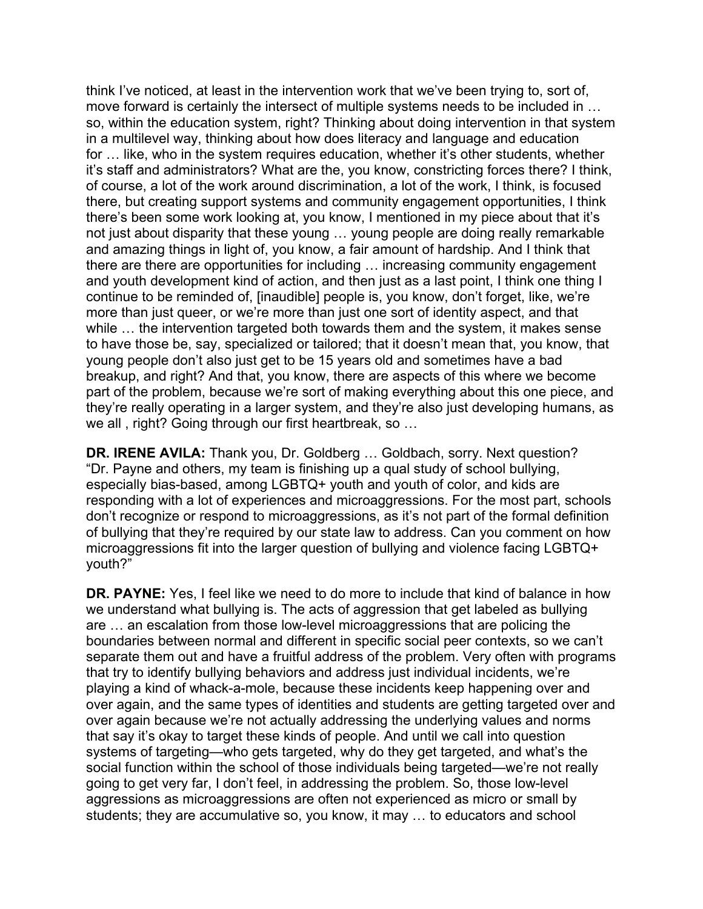think I've noticed, at least in the intervention work that we've been trying to, sort of, move forward is certainly the intersect of multiple systems needs to be included in … so, within the education system, right? Thinking about doing intervention in that system in a multilevel way, thinking about how does literacy and language and education for … like, who in the system requires education, whether it's other students, whether it's staff and administrators? What are the, you know, constricting forces there? I think, of course, a lot of the work around discrimination, a lot of the work, I think, is focused there, but creating support systems and community engagement opportunities, I think there's been some work looking at, you know, I mentioned in my piece about that it's not just about disparity that these young … young people are doing really remarkable and amazing things in light of, you know, a fair amount of hardship. And I think that there are there are opportunities for including … increasing community engagement and youth development kind of action, and then just as a last point, I think one thing I continue to be reminded of, [inaudible] people is, you know, don't forget, like, we're more than just queer, or we're more than just one sort of identity aspect, and that while … the intervention targeted both towards them and the system, it makes sense to have those be, say, specialized or tailored; that it doesn't mean that, you know, that young people don't also just get to be 15 years old and sometimes have a bad breakup, and right? And that, you know, there are aspects of this where we become part of the problem, because we're sort of making everything about this one piece, and they're really operating in a larger system, and they're also just developing humans, as we all , right? Going through our first heartbreak, so …

**DR. IRENE AVILA:** Thank you, Dr. Goldberg … Goldbach, sorry. Next question? "Dr. Payne and others, my team is finishing up a qual study of school bullying, especially bias-based, among LGBTQ+ youth and youth of color, and kids are responding with a lot of experiences and microaggressions. For the most part, schools don't recognize or respond to microaggressions, as it's not part of the formal definition of bullying that they're required by our state law to address. Can you comment on how microaggressions fit into the larger question of bullying and violence facing LGBTQ+ youth?"

**DR. PAYNE:** Yes, I feel like we need to do more to include that kind of balance in how we understand what bullying is. The acts of aggression that get labeled as bullying are … an escalation from those low-level microaggressions that are policing the boundaries between normal and different in specific social peer contexts, so we can't separate them out and have a fruitful address of the problem. Very often with programs that try to identify bullying behaviors and address just individual incidents, we're playing a kind of whack-a-mole, because these incidents keep happening over and over again, and the same types of identities and students are getting targeted over and over again because we're not actually addressing the underlying values and norms that say it's okay to target these kinds of people. And until we call into question systems of targeting—who gets targeted, why do they get targeted, and what's the social function within the school of those individuals being targeted—we're not really going to get very far, I don't feel, in addressing the problem. So, those low-level aggressions as microaggressions are often not experienced as micro or small by students; they are accumulative so, you know, it may … to educators and school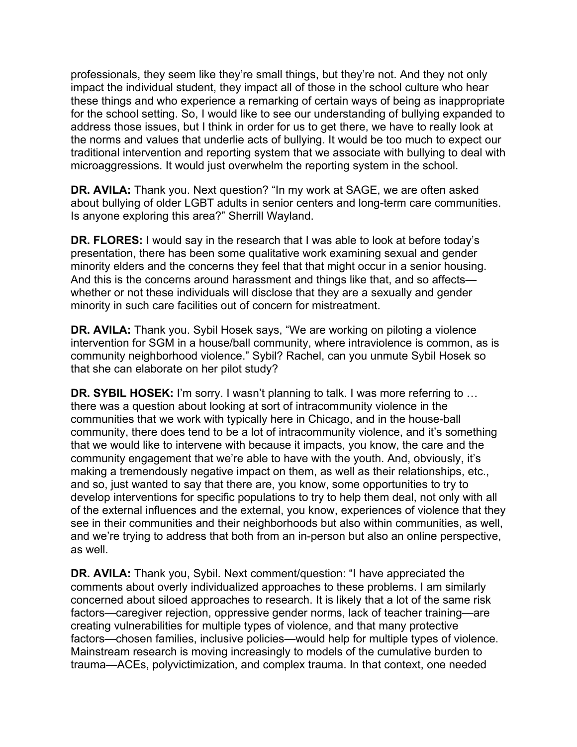professionals, they seem like they're small things, but they're not. And they not only impact the individual student, they impact all of those in the school culture who hear these things and who experience a remarking of certain ways of being as inappropriate for the school setting. So, I would like to see our understanding of bullying expanded to address those issues, but I think in order for us to get there, we have to really look at the norms and values that underlie acts of bullying. It would be too much to expect our traditional intervention and reporting system that we associate with bullying to deal with microaggressions. It would just overwhelm the reporting system in the school.

**DR. AVILA:** Thank you. Next question? "In my work at SAGE, we are often asked about bullying of older LGBT adults in senior centers and long-term care communities. Is anyone exploring this area?" Sherrill Wayland.

**DR. FLORES:** I would say in the research that I was able to look at before today's presentation, there has been some qualitative work examining sexual and gender minority elders and the concerns they feel that that might occur in a senior housing. And this is the concerns around harassment and things like that, and so affects—whether or not these individuals will disclose that they are a sexually and gender minority in such care facilities out of concern for mistreatment.

**DR. AVILA:** Thank you. Sybil Hosek says, "We are working on piloting a violence intervention for SGM in a house/ball community, where intraviolence is common, as is community neighborhood violence." Sybil? Rachel, can you unmute Sybil Hosek so that she can elaborate on her pilot study?

**DR. SYBIL HOSEK:** I'm sorry. I wasn't planning to talk. I was more referring to … there was a question about looking at sort of intracommunity violence in the communities that we work with typically here in Chicago, and in the house-ball community, there does tend to be a lot of intracommunity violence, and it's something that we would like to intervene with because it impacts, you know, the care and the community engagement that we're able to have with the youth. And, obviously, it's making a tremendously negative impact on them, as well as their relationships, etc., and so, just wanted to say that there are, you know, some opportunities to try to develop interventions for specific populations to try to help them deal, not only with all of the external influences and the external, you know, experiences of violence that they see in their communities and their neighborhoods but also within communities, as well, and we're trying to address that both from an in-person but also an online perspective, as well.

**DR. AVILA:** Thank you, Sybil. Next comment/question: "I have appreciated the comments about overly individualized approaches to these problems. I am similarly concerned about siloed approaches to research. It is likely that a lot of the same risk factors—caregiver rejection, oppressive gender norms, lack of teacher training—are creating vulnerabilities for multiple types of violence, and that many protective factors—chosen families, inclusive policies—would help for multiple types of violence. Mainstream research is moving increasingly to models of the cumulative burden to trauma—ACEs, polyvictimization, and complex trauma. In that context, one needed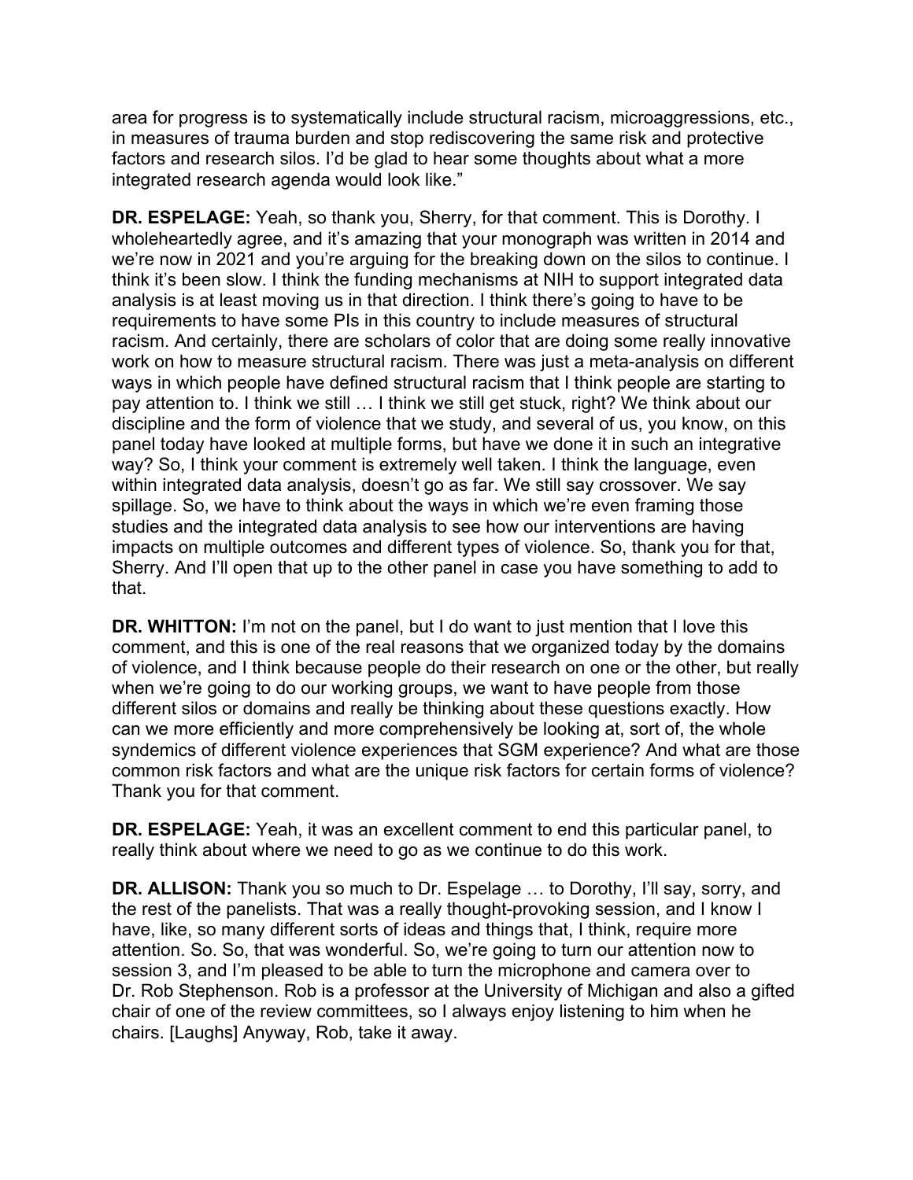area for progress is to systematically include structural racism, microaggressions, etc., in measures of trauma burden and stop rediscovering the same risk and protective factors and research silos. I'd be glad to hear some thoughts about what a more integrated research agenda would look like."

**DR. ESPELAGE:** Yeah, so thank you, Sherry, for that comment. This is Dorothy. I wholeheartedly agree, and it's amazing that your monograph was written in 2014 and we're now in 2021 and you're arguing for the breaking down on the silos to continue. I think it's been slow. I think the funding mechanisms at NIH to support integrated data analysis is at least moving us in that direction. I think there's going to have to be requirements to have some PIs in this country to include measures of structural racism. And certainly, there are scholars of color that are doing some really innovative work on how to measure structural racism. There was just a meta-analysis on different ways in which people have defined structural racism that I think people are starting to pay attention to. I think we still … I think we still get stuck, right? We think about our discipline and the form of violence that we study, and several of us, you know, on this panel today have looked at multiple forms, but have we done it in such an integrative way? So, I think your comment is extremely well taken. I think the language, even within integrated data analysis, doesn't go as far. We still say crossover. We say spillage. So, we have to think about the ways in which we're even framing those studies and the integrated data analysis to see how our interventions are having impacts on multiple outcomes and different types of violence. So, thank you for that, Sherry. And I'll open that up to the other panel in case you have something to add to that.

**DR. WHITTON:** I'm not on the panel, but I do want to just mention that I love this comment, and this is one of the real reasons that we organized today by the domains of violence, and I think because people do their research on one or the other, but really when we're going to do our working groups, we want to have people from those different silos or domains and really be thinking about these questions exactly. How can we more efficiently and more comprehensively be looking at, sort of, the whole syndemics of different violence experiences that SGM experience? And what are those common risk factors and what are the unique risk factors for certain forms of violence? Thank you for that comment.

**DR. ESPELAGE:** Yeah, it was an excellent comment to end this particular panel, to really think about where we need to go as we continue to do this work.

**DR. ALLISON:** Thank you so much to Dr. Espelage … to Dorothy, I'll say, sorry, and the rest of the panelists. That was a really thought-provoking session, and I know I have, like, so many different sorts of ideas and things that, I think, require more attention. So. So, that was wonderful. So, we're going to turn our attention now to session 3, and I'm pleased to be able to turn the microphone and camera over to Dr. Rob Stephenson. Rob is a professor at the University of Michigan and also a gifted chair of one of the review committees, so I always enjoy listening to him when he chairs. [Laughs] Anyway, Rob, take it away.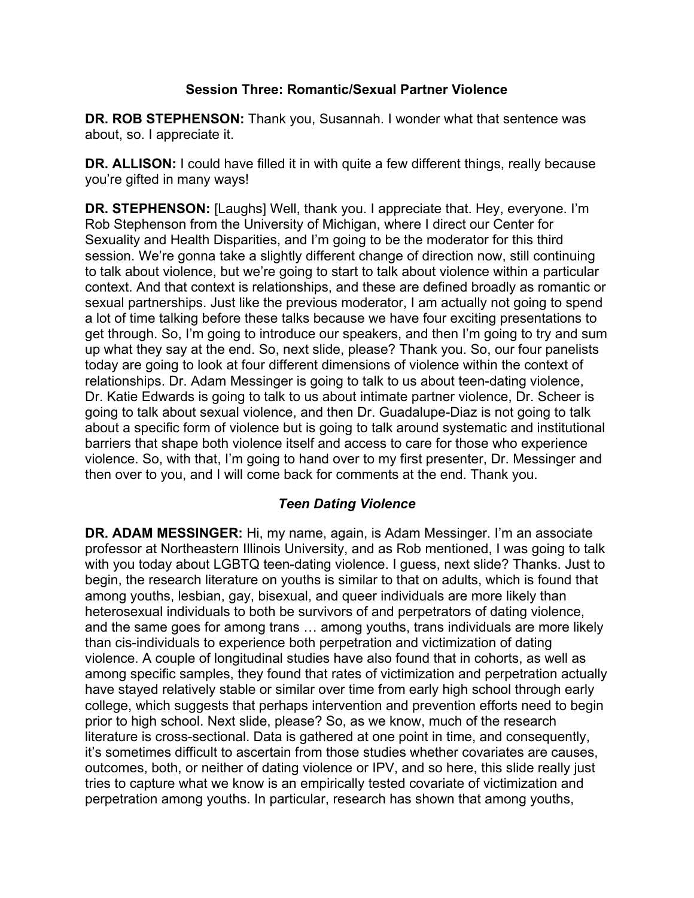### Session Three: Romantic/Sexual Partner Violence

**DR. ROB STEPHENSON:** Thank you, Susannah. I wonder what that sentence was about, so. I appreciate it.

**DR. ALLISON:** I could have filled it in with quite a few different things, really because you're gifted in many ways!

**DR. STEPHENSON:** [Laughs] Well, thank you. I appreciate that. Hey, everyone. I'm Rob Stephenson from the University of Michigan, where I direct our Center for Sexuality and Health Disparities, and I'm going to be the moderator for this third session. We're gonna take a slightly different change of direction now, still continuing to talk about violence, but we're going to start to talk about violence within a particular context. And that context is relationships, and these are defined broadly as romantic or sexual partnerships. Just like the previous moderator, I am actually not going to spend a lot of time talking before these talks because we have four exciting presentations to get through. So, I'm going to introduce our speakers, and then I'm going to try and sum up what they say at the end. So, next slide, please? Thank you. So, our four panelists today are going to look at four different dimensions of violence within the context of relationships. Dr. Adam Messinger is going to talk to us about teen-dating violence, Dr. Katie Edwards is going to talk to us about intimate partner violence, Dr. Scheer is going to talk about sexual violence, and then Dr. Guadalupe-Diaz is not going to talk about a specific form of violence but is going to talk around systematic and institutional barriers that shape both violence itself and access to care for those who experience violence. So, with that, I'm going to hand over to my first presenter, Dr. Messinger and then over to you, and I will come back for comments at the end. Thank you.

#### *Teen Dating Violence*

**DR. ADAM MESSINGER:** Hi, my name, again, is Adam Messinger. I'm an associate professor at Northeastern Illinois University, and as Rob mentioned, I was going to talk with you today about LGBTQ teen-dating violence. I guess, next slide? Thanks. Just to begin, the research literature on youths is similar to that on adults, which is found that among youths, lesbian, gay, bisexual, and queer individuals are more likely than heterosexual individuals to both be survivors of and perpetrators of dating violence, and the same goes for among trans … among youths, trans individuals are more likely than cis-individuals to experience both perpetration and victimization of dating violence. A couple of longitudinal studies have also found that in cohorts, as well as among specific samples, they found that rates of victimization and perpetration actually have stayed relatively stable or similar over time from early high school through early college, which suggests that perhaps intervention and prevention efforts need to begin prior to high school. Next slide, please? So, as we know, much of the research literature is cross-sectional. Data is gathered at one point in time, and consequently, it's sometimes difficult to ascertain from those studies whether covariates are causes, outcomes, both, or neither of dating violence or IPV, and so here, this slide really just tries to capture what we know is an empirically tested covariate of victimization and perpetration among youths. In particular, research has shown that among youths,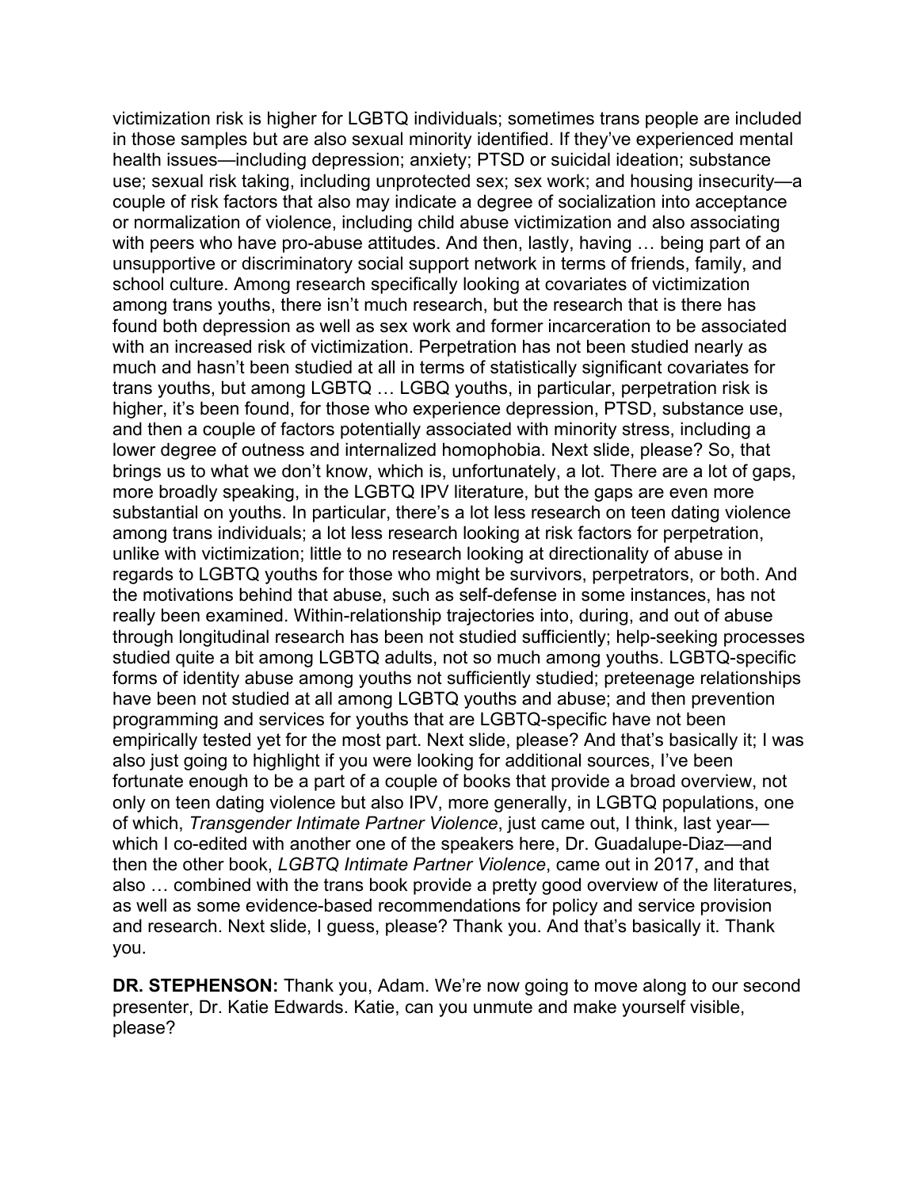victimization risk is higher for LGBTQ individuals; sometimes trans people are included in those samples but are also sexual minority identified. If they've experienced mental health issues—including depression; anxiety; PTSD or suicidal ideation; substance use; sexual risk taking, including unprotected sex; sex work; and housing insecurity—a couple of risk factors that also may indicate a degree of socialization into acceptance or normalization of violence, including child abuse victimization and also associating with peers who have pro-abuse attitudes. And then, lastly, having … being part of an unsupportive or discriminatory social support network in terms of friends, family, and school culture. Among research specifically looking at covariates of victimization among trans youths, there isn't much research, but the research that is there has found both depression as well as sex work and former incarceration to be associated with an increased risk of victimization. Perpetration has not been studied nearly as much and hasn't been studied at all in terms of statistically significant covariates for trans youths, but among LGBTQ … LGBQ youths, in particular, perpetration risk is higher, it's been found, for those who experience depression, PTSD, substance use, and then a couple of factors potentially associated with minority stress, including a lower degree of outness and internalized homophobia. Next slide, please? So, that brings us to what we don't know, which is, unfortunately, a lot. There are a lot of gaps, more broadly speaking, in the LGBTQ IPV literature, but the gaps are even more substantial on youths. In particular, there's a lot less research on teen dating violence among trans individuals; a lot less research looking at risk factors for perpetration, unlike with victimization; little to no research looking at directionality of abuse in regards to LGBTQ youths for those who might be survivors, perpetrators, or both. And the motivations behind that abuse, such as self-defense in some instances, has not really been examined. Within-relationship trajectories into, during, and out of abuse through longitudinal research has been not studied sufficiently; help-seeking processes studied quite a bit among LGBTQ adults, not so much among youths. LGBTQ-specific forms of identity abuse among youths not sufficiently studied; preteenage relationships have been not studied at all among LGBTQ youths and abuse; and then prevention programming and services for youths that are LGBTQ-specific have not been empirically tested yet for the most part. Next slide, please? And that's basically it; I was also just going to highlight if you were looking for additional sources, I've been fortunate enough to be a part of a couple of books that provide a broad overview, not only on teen dating violence but also IPV, more generally, in LGBTQ populations, one of which, *Transgender Intimate Partner Violence*, just came out, I think, last year—which I co-edited with another one of the speakers here, Dr. Guadalupe-Diaz—and then the other book, *LGBTQ Intimate Partner Violence*, came out in 2017, and that also … combined with the trans book provide a pretty good overview of the literatures, as well as some evidence-based recommendations for policy and service provision and research. Next slide, I guess, please? Thank you. And that's basically it. Thank you.

**DR. STEPHENSON:** Thank you, Adam. We're now going to move along to our second presenter, Dr. Katie Edwards. Katie, can you unmute and make yourself visible, please?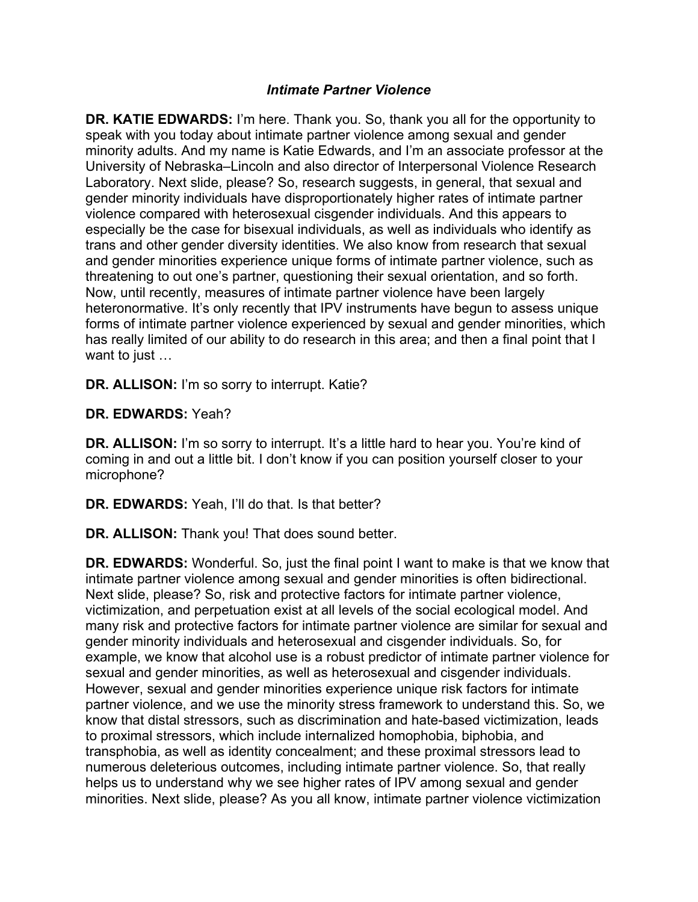### *Intimate Partner Violence*

**DR. KATIE EDWARDS:** I'm here. Thank you. So, thank you all for the opportunity to speak with you today about intimate partner violence among sexual and gender minority adults. And my name is Katie Edwards, and I'm an associate professor at the University of Nebraska–Lincoln and also director of Interpersonal Violence Research Laboratory. Next slide, please? So, research suggests, in general, that sexual and gender minority individuals have disproportionately higher rates of intimate partner violence compared with heterosexual cisgender individuals. And this appears to especially be the case for bisexual individuals, as well as individuals who identify as trans and other gender diversity identities. We also know from research that sexual and gender minorities experience unique forms of intimate partner violence, such as threatening to out one's partner, questioning their sexual orientation, and so forth. Now, until recently, measures of intimate partner violence have been largely heteronormative. It's only recently that IPV instruments have begun to assess unique forms of intimate partner violence experienced by sexual and gender minorities, which has really limited of our ability to do research in this area; and then a final point that I want to just …

**DR. ALLISON:** I'm so sorry to interrupt. Katie?

**DR. EDWARDS:** Yeah?

**DR. ALLISON:** I'm so sorry to interrupt. It's a little hard to hear you. You're kind of coming in and out a little bit. I don't know if you can position yourself closer to your microphone?

**DR. EDWARDS:** Yeah, I'll do that. Is that better?

**DR. ALLISON:** Thank you! That does sound better.

**DR. EDWARDS:** Wonderful. So, just the final point I want to make is that we know that intimate partner violence among sexual and gender minorities is often bidirectional. Next slide, please? So, risk and protective factors for intimate partner violence, victimization, and perpetuation exist at all levels of the social ecological model. And many risk and protective factors for intimate partner violence are similar for sexual and gender minority individuals and heterosexual and cisgender individuals. So, for example, we know that alcohol use is a robust predictor of intimate partner violence for sexual and gender minorities, as well as heterosexual and cisgender individuals. However, sexual and gender minorities experience unique risk factors for intimate partner violence, and we use the minority stress framework to understand this. So, we know that distal stressors, such as discrimination and hate-based victimization, leads to proximal stressors, which include internalized homophobia, biphobia, and transphobia, as well as identity concealment; and these proximal stressors lead to numerous deleterious outcomes, including intimate partner violence. So, that really helps us to understand why we see higher rates of IPV among sexual and gender minorities. Next slide, please? As you all know, intimate partner violence victimization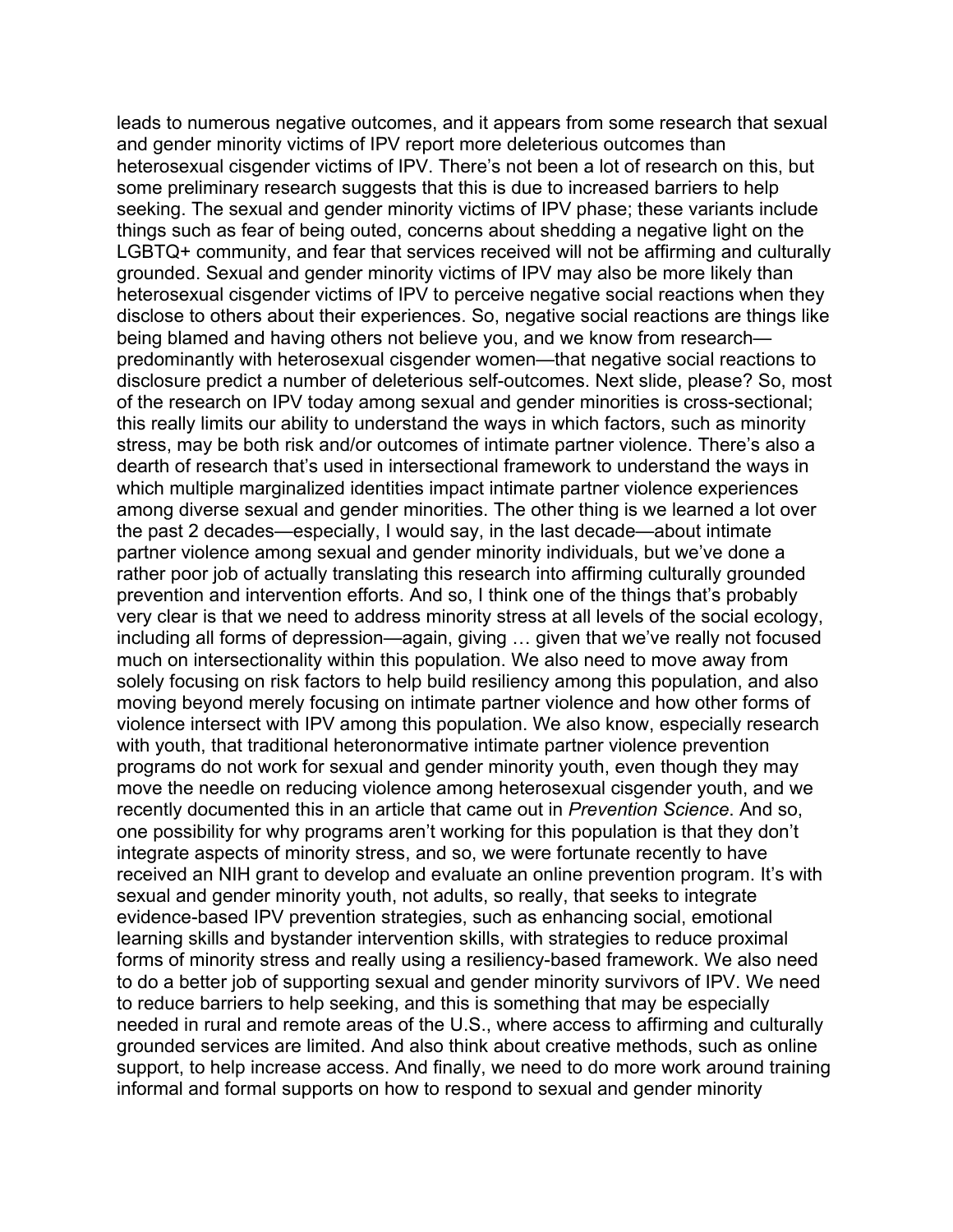leads to numerous negative outcomes, and it appears from some research that sexual and gender minority victims of IPV report more deleterious outcomes than heterosexual cisgender victims of IPV. There's not been a lot of research on this, but some preliminary research suggests that this is due to increased barriers to help seeking. The sexual and gender minority victims of IPV phase; these variants include things such as fear of being outed, concerns about shedding a negative light on the LGBTQ+ community, and fear that services received will not be affirming and culturally grounded. Sexual and gender minority victims of IPV may also be more likely than heterosexual cisgender victims of IPV to perceive negative social reactions when they disclose to others about their experiences. So, negative social reactions are things like being blamed and having others not believe you, and we know from research—predominantly with heterosexual cisgender women—that negative social reactions to disclosure predict a number of deleterious self-outcomes. Next slide, please? So, most of the research on IPV today among sexual and gender minorities is cross-sectional; this really limits our ability to understand the ways in which factors, such as minority stress, may be both risk and/or outcomes of intimate partner violence. There's also a dearth of research that's used in intersectional framework to understand the ways in which multiple marginalized identities impact intimate partner violence experiences among diverse sexual and gender minorities. The other thing is we learned a lot over the past 2 decades—especially, I would say, in the last decade—about intimate partner violence among sexual and gender minority individuals, but we've done a rather poor job of actually translating this research into affirming culturally grounded prevention and intervention efforts. And so, I think one of the things that's probably very clear is that we need to address minority stress at all levels of the social ecology, including all forms of depression—again, giving … given that we've really not focused much on intersectionality within this population. We also need to move away from solely focusing on risk factors to help build resiliency among this population, and also moving beyond merely focusing on intimate partner violence and how other forms of violence intersect with IPV among this population. We also know, especially research with youth, that traditional heteronormative intimate partner violence prevention programs do not work for sexual and gender minority youth, even though they may move the needle on reducing violence among heterosexual cisgender youth, and we recently documented this in an article that came out in *Prevention Science*. And so, one possibility for why programs aren't working for this population is that they don't integrate aspects of minority stress, and so, we were fortunate recently to have received an NIH grant to develop and evaluate an online prevention program. It's with sexual and gender minority youth, not adults, so really, that seeks to integrate evidence-based IPV prevention strategies, such as enhancing social, emotional learning skills and bystander intervention skills, with strategies to reduce proximal forms of minority stress and really using a resiliency-based framework. We also need to do a better job of supporting sexual and gender minority survivors of IPV. We need to reduce barriers to help seeking, and this is something that may be especially needed in rural and remote areas of the U.S., where access to affirming and culturally grounded services are limited. And also think about creative methods, such as online support, to help increase access. And finally, we need to do more work around training informal and formal supports on how to respond to sexual and gender minority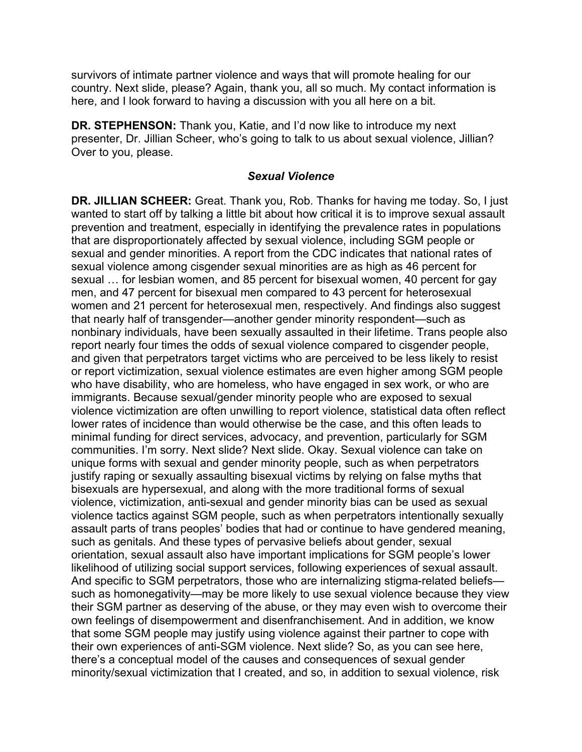survivors of intimate partner violence and ways that will promote healing for our country. Next slide, please? Again, thank you, all so much. My contact information is here, and I look forward to having a discussion with you all here on a bit.

**DR. STEPHENSON:** Thank you, Katie, and I'd now like to introduce my next presenter, Dr. Jillian Scheer, who's going to talk to us about sexual violence, Jillian? Over to you, please.

### *Sexual Violence*

**DR. JILLIAN SCHEER:** Great. Thank you, Rob. Thanks for having me today. So, I just wanted to start off by talking a little bit about how critical it is to improve sexual assault prevention and treatment, especially in identifying the prevalence rates in populations that are disproportionately affected by sexual violence, including SGM people or sexual and gender minorities. A report from the CDC indicates that national rates of sexual violence among cisgender sexual minorities are as high as 46 percent for sexual … for lesbian women, and 85 percent for bisexual women, 40 percent for gay men, and 47 percent for bisexual men compared to 43 percent for heterosexual women and 21 percent for heterosexual men, respectively. And findings also suggest that nearly half of transgender—another gender minority respondent—such as nonbinary individuals, have been sexually assaulted in their lifetime. Trans people also report nearly four times the odds of sexual violence compared to cisgender people, and given that perpetrators target victims who are perceived to be less likely to resist or report victimization, sexual violence estimates are even higher among SGM people who have disability, who are homeless, who have engaged in sex work, or who are immigrants. Because sexual/gender minority people who are exposed to sexual violence victimization are often unwilling to report violence, statistical data often reflect lower rates of incidence than would otherwise be the case, and this often leads to minimal funding for direct services, advocacy, and prevention, particularly for SGM communities. I'm sorry. Next slide? Next slide. Okay. Sexual violence can take on unique forms with sexual and gender minority people, such as when perpetrators justify raping or sexually assaulting bisexual victims by relying on false myths that bisexuals are hypersexual, and along with the more traditional forms of sexual violence, victimization, anti-sexual and gender minority bias can be used as sexual violence tactics against SGM people, such as when perpetrators intentionally sexually assault parts of trans peoples' bodies that had or continue to have gendered meaning, such as genitals. And these types of pervasive beliefs about gender, sexual orientation, sexual assault also have important implications for SGM people's lower likelihood of utilizing social support services, following experiences of sexual assault. And specific to SGM perpetrators, those who are internalizing stigma-related beliefs—such as homonegativity—may be more likely to use sexual violence because they view their SGM partner as deserving of the abuse, or they may even wish to overcome their own feelings of disempowerment and disenfranchisement. And in addition, we know that some SGM people may justify using violence against their partner to cope with their own experiences of anti-SGM violence. Next slide? So, as you can see here, there's a conceptual model of the causes and consequences of sexual gender minority/sexual victimization that I created, and so, in addition to sexual violence, risk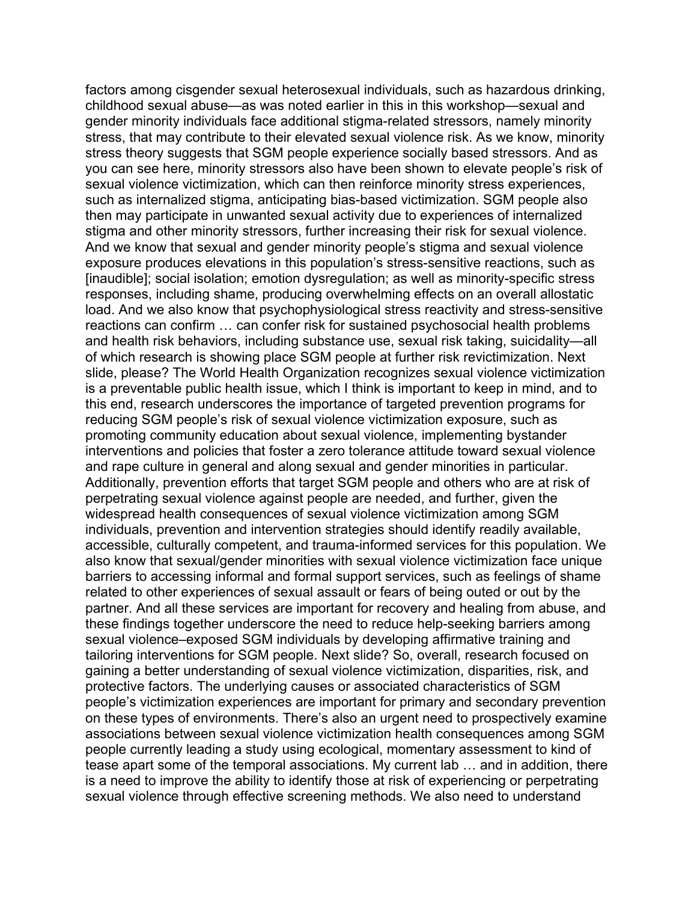factors among cisgender sexual heterosexual individuals, such as hazardous drinking, childhood sexual abuse—as was noted earlier in this in this workshop—sexual and gender minority individuals face additional stigma-related stressors, namely minority stress, that may contribute to their elevated sexual violence risk. As we know, minority stress theory suggests that SGM people experience socially based stressors. And as you can see here, minority stressors also have been shown to elevate people's risk of sexual violence victimization, which can then reinforce minority stress experiences, such as internalized stigma, anticipating bias-based victimization. SGM people also then may participate in unwanted sexual activity due to experiences of internalized stigma and other minority stressors, further increasing their risk for sexual violence. And we know that sexual and gender minority people's stigma and sexual violence exposure produces elevations in this population's stress-sensitive reactions, such as [inaudible]; social isolation; emotion dysregulation; as well as minority-specific stress responses, including shame, producing overwhelming effects on an overall allostatic load. And we also know that psychophysiological stress reactivity and stress-sensitive reactions can confirm … can confer risk for sustained psychosocial health problems and health risk behaviors, including substance use, sexual risk taking, suicidality—all of which research is showing place SGM people at further risk revictimization. Next slide, please? The World Health Organization recognizes sexual violence victimization is a preventable public health issue, which I think is important to keep in mind, and to this end, research underscores the importance of targeted prevention programs for reducing SGM people's risk of sexual violence victimization exposure, such as promoting community education about sexual violence, implementing bystander interventions and policies that foster a zero tolerance attitude toward sexual violence and rape culture in general and along sexual and gender minorities in particular. Additionally, prevention efforts that target SGM people and others who are at risk of perpetrating sexual violence against people are needed, and further, given the widespread health consequences of sexual violence victimization among SGM individuals, prevention and intervention strategies should identify readily available, accessible, culturally competent, and trauma-informed services for this population. We also know that sexual/gender minorities with sexual violence victimization face unique barriers to accessing informal and formal support services, such as feelings of shame related to other experiences of sexual assault or fears of being outed or out by the partner. And all these services are important for recovery and healing from abuse, and these findings together underscore the need to reduce help-seeking barriers among sexual violence–exposed SGM individuals by developing affirmative training and tailoring interventions for SGM people. Next slide? So, overall, research focused on gaining a better understanding of sexual violence victimization, disparities, risk, and protective factors. The underlying causes or associated characteristics of SGM people's victimization experiences are important for primary and secondary prevention on these types of environments. There's also an urgent need to prospectively examine associations between sexual violence victimization health consequences among SGM people currently leading a study using ecological, momentary assessment to kind of tease apart some of the temporal associations. My current lab … and in addition, there is a need to improve the ability to identify those at risk of experiencing or perpetrating sexual violence through effective screening methods. We also need to understand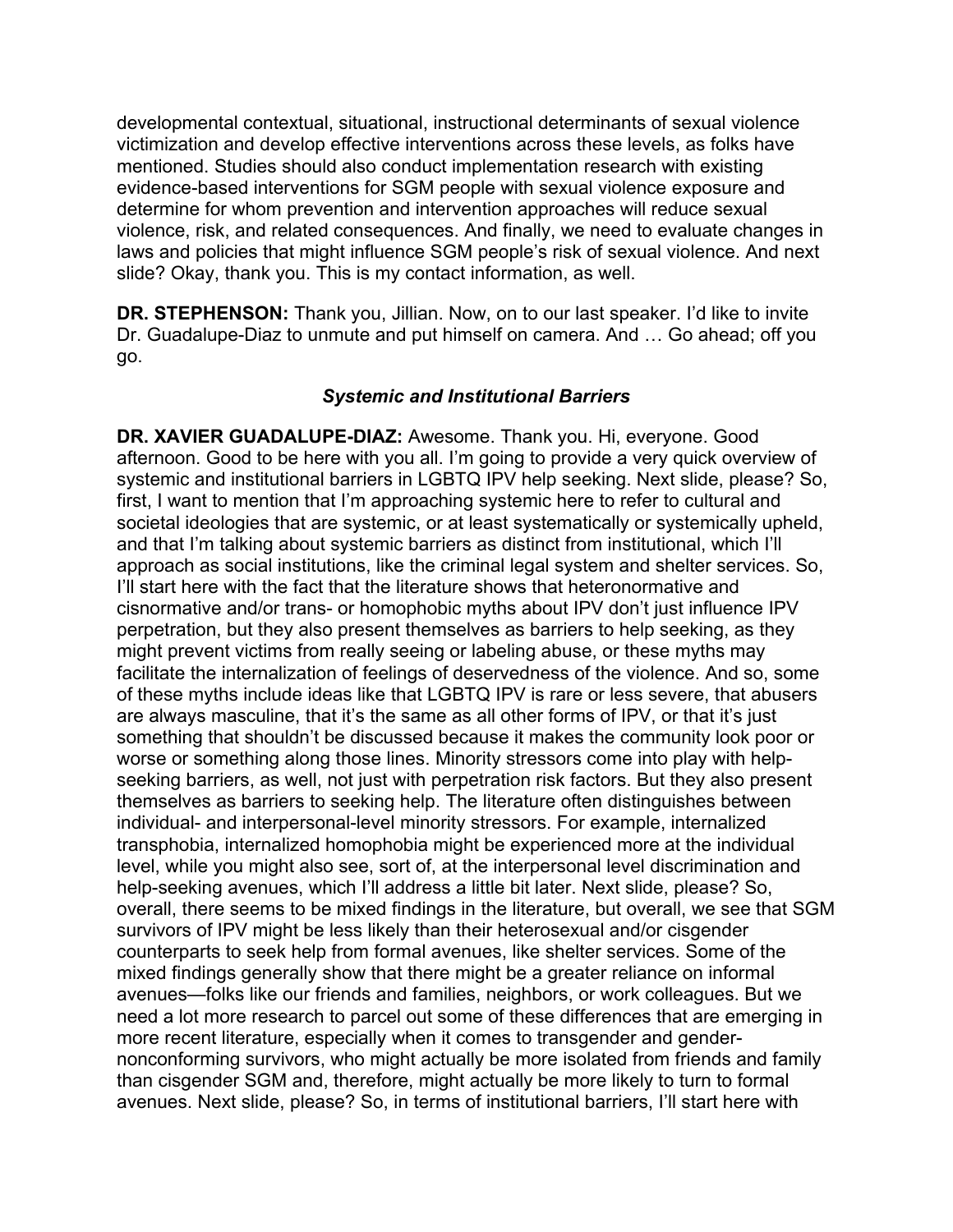developmental contextual, situational, instructional determinants of sexual violence victimization and develop effective interventions across these levels, as folks have mentioned. Studies should also conduct implementation research with existing evidence-based interventions for SGM people with sexual violence exposure and determine for whom prevention and intervention approaches will reduce sexual violence, risk, and related consequences. And finally, we need to evaluate changes in laws and policies that might influence SGM people's risk of sexual violence. And next slide? Okay, thank you. This is my contact information, as well.

**DR. STEPHENSON:** Thank you, Jillian. Now, on to our last speaker. I'd like to invite Dr. Guadalupe-Diaz to unmute and put himself on camera. And … Go ahead; off you go.

### *Systemic and Institutional Barriers*

**DR. XAVIER GUADALUPE-DIAZ:** Awesome. Thank you. Hi, everyone. Good afternoon. Good to be here with you all. I'm going to provide a very quick overview of systemic and institutional barriers in LGBTQ IPV help seeking. Next slide, please? So, first, I want to mention that I'm approaching systemic here to refer to cultural and societal ideologies that are systemic, or at least systematically or systemically upheld, and that I'm talking about systemic barriers as distinct from institutional, which I'll approach as social institutions, like the criminal legal system and shelter services. So, I'll start here with the fact that the literature shows that heteronormative and cisnormative and/or trans- or homophobic myths about IPV don't just influence IPV perpetration, but they also present themselves as barriers to help seeking, as they might prevent victims from really seeing or labeling abuse, or these myths may facilitate the internalization of feelings of deservedness of the violence. And so, some of these myths include ideas like that LGBTQ IPV is rare or less severe, that abusers are always masculine, that it's the same as all other forms of IPV, or that it's just something that shouldn't be discussed because it makes the community look poor or worse or something along those lines. Minority stressors come into play with help-seeking barriers, as well, not just with perpetration risk factors. But they also present themselves as barriers to seeking help. The literature often distinguishes between individual- and interpersonal-level minority stressors. For example, internalized transphobia, internalized homophobia might be experienced more at the individual level, while you might also see, sort of, at the interpersonal level discrimination and help-seeking avenues, which I'll address a little bit later. Next slide, please? So, overall, there seems to be mixed findings in the literature, but overall, we see that SGM survivors of IPV might be less likely than their heterosexual and/or cisgender counterparts to seek help from formal avenues, like shelter services. Some of the mixed findings generally show that there might be a greater reliance on informal avenues—folks like our friends and families, neighbors, or work colleagues. But we need a lot more research to parcel out some of these differences that are emerging in more recent literature, especially when it comes to transgender and gender-nonconforming survivors, who might actually be more isolated from friends and family than cisgender SGM and, therefore, might actually be more likely to turn to formal avenues. Next slide, please? So, in terms of institutional barriers, I'll start here with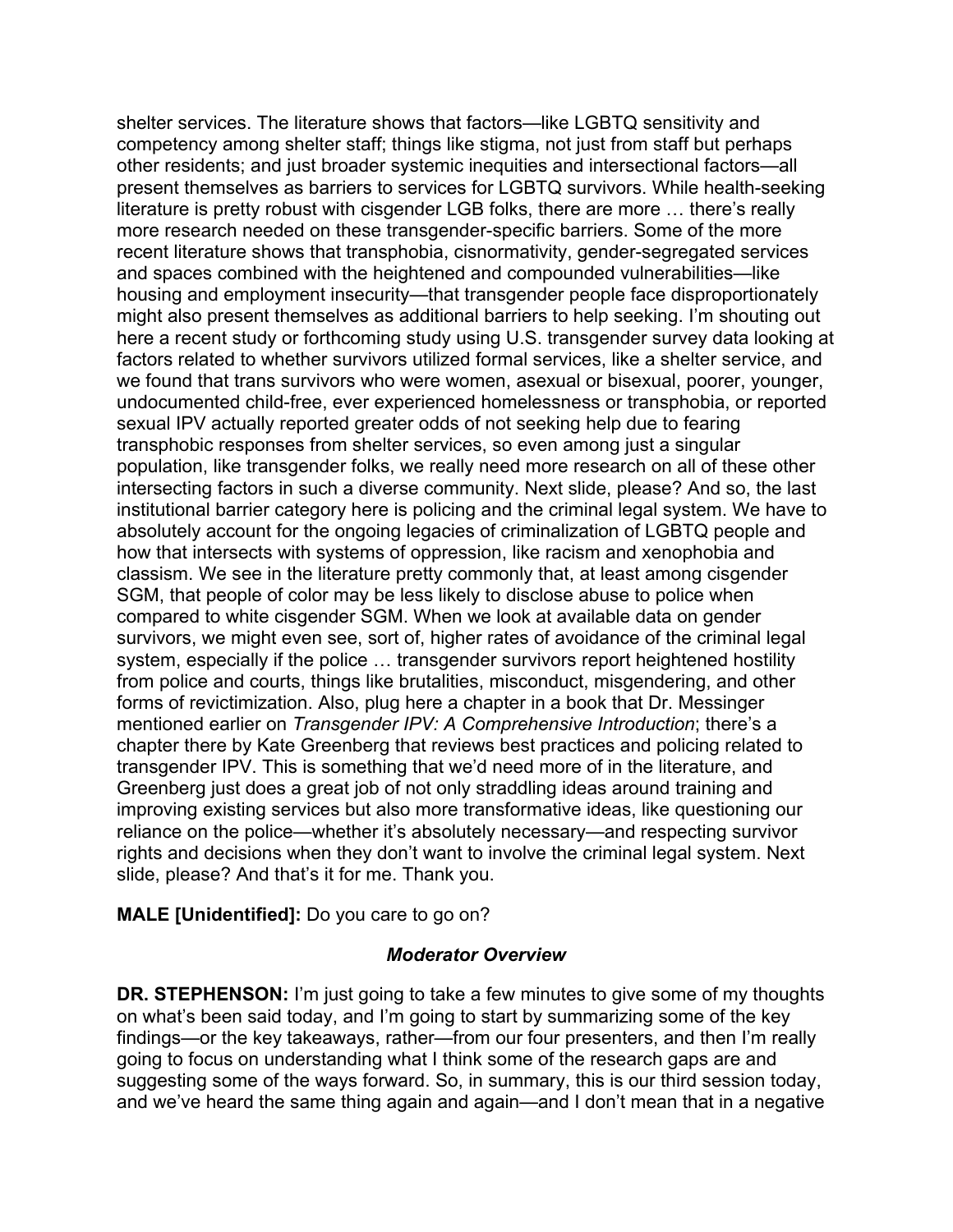shelter services. The literature shows that factors—like LGBTQ sensitivity and competency among shelter staff; things like stigma, not just from staff but perhaps other residents; and just broader systemic inequities and intersectional factors—all present themselves as barriers to services for LGBTQ survivors. While health-seeking literature is pretty robust with cisgender LGB folks, there are more … there's really more research needed on these transgender-specific barriers. Some of the more recent literature shows that transphobia, cisnormativity, gender-segregated services and spaces combined with the heightened and compounded vulnerabilities—like housing and employment insecurity—that transgender people face disproportionately might also present themselves as additional barriers to help seeking. I'm shouting out here a recent study or forthcoming study using U.S. transgender survey data looking at factors related to whether survivors utilized formal services, like a shelter service, and we found that trans survivors who were women, asexual or bisexual, poorer, younger, undocumented child-free, ever experienced homelessness or transphobia, or reported sexual IPV actually reported greater odds of not seeking help due to fearing transphobic responses from shelter services, so even among just a singular population, like transgender folks, we really need more research on all of these other intersecting factors in such a diverse community. Next slide, please? And so, the last institutional barrier category here is policing and the criminal legal system. We have to absolutely account for the ongoing legacies of criminalization of LGBTQ people and how that intersects with systems of oppression, like racism and xenophobia and classism. We see in the literature pretty commonly that, at least among cisgender SGM, that people of color may be less likely to disclose abuse to police when compared to white cisgender SGM. When we look at available data on gender survivors, we might even see, sort of, higher rates of avoidance of the criminal legal system, especially if the police … transgender survivors report heightened hostility from police and courts, things like brutalities, misconduct, misgendering, and other forms of revictimization. Also, plug here a chapter in a book that Dr. Messinger mentioned earlier on *Transgender IPV: A Comprehensive Introduction*; there's a chapter there by Kate Greenberg that reviews best practices and policing related to transgender IPV. This is something that we'd need more of in the literature, and Greenberg just does a great job of not only straddling ideas around training and improving existing services but also more transformative ideas, like questioning our reliance on the police—whether it's absolutely necessary—and respecting survivor rights and decisions when they don't want to involve the criminal legal system. Next slide, please? And that's it for me. Thank you.

**MALE [Unidentified]:** Do you care to go on?

### *Moderator Overview*

**DR. STEPHENSON:** I'm just going to take a few minutes to give some of my thoughts on what's been said today, and I'm going to start by summarizing some of the key findings—or the key takeaways, rather—from our four presenters, and then I'm really going to focus on understanding what I think some of the research gaps are and suggesting some of the ways forward. So, in summary, this is our third session today, and we've heard the same thing again and again—and I don't mean that in a negative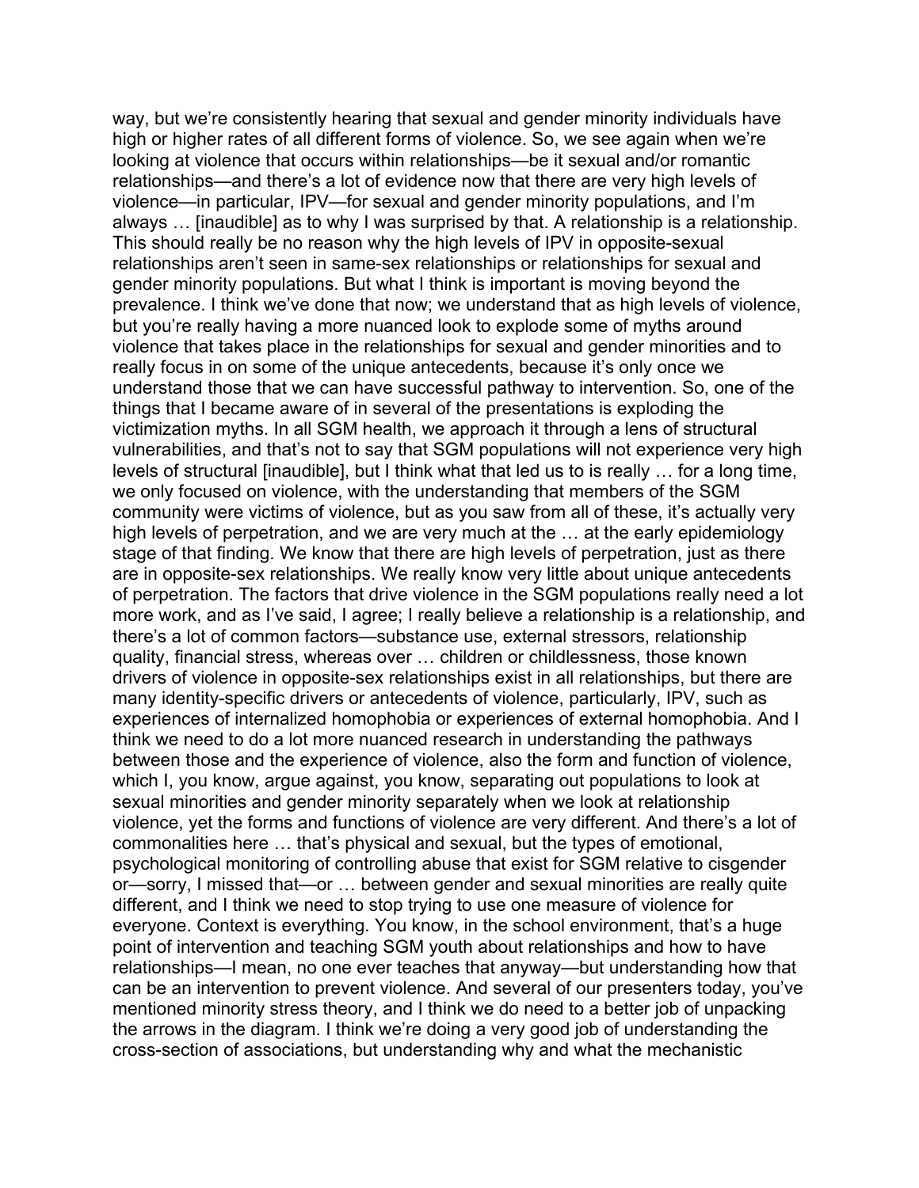way, but we're consistently hearing that sexual and gender minority individuals have high or higher rates of all different forms of violence. So, we see again when we're looking at violence that occurs within relationships—be it sexual and/or romantic relationships—and there's a lot of evidence now that there are very high levels of violence—in particular, IPV—for sexual and gender minority populations, and I'm always … [inaudible] as to why I was surprised by that. A relationship is a relationship. This should really be no reason why the high levels of IPV in opposite-sexual relationships aren't seen in same-sex relationships or relationships for sexual and gender minority populations. But what I think is important is moving beyond the prevalence. I think we've done that now; we understand that as high levels of violence, but you're really having a more nuanced look to explode some of myths around violence that takes place in the relationships for sexual and gender minorities and to really focus in on some of the unique antecedents, because it's only once we understand those that we can have successful pathway to intervention. So, one of the things that I became aware of in several of the presentations is exploding the victimization myths. In all SGM health, we approach it through a lens of structural vulnerabilities, and that's not to say that SGM populations will not experience very high levels of structural [inaudible], but I think what that led us to is really … for a long time, we only focused on violence, with the understanding that members of the SGM community were victims of violence, but as you saw from all of these, it's actually very high levels of perpetration, and we are very much at the … at the early epidemiology stage of that finding. We know that there are high levels of perpetration, just as there are in opposite-sex relationships. We really know very little about unique antecedents of perpetration. The factors that drive violence in the SGM populations really need a lot more work, and as I've said, I agree; I really believe a relationship is a relationship, and there's a lot of common factors—substance use, external stressors, relationship quality, financial stress, whereas over … children or childlessness, those known drivers of violence in opposite-sex relationships exist in all relationships, but there are many identity-specific drivers or antecedents of violence, particularly, IPV, such as experiences of internalized homophobia or experiences of external homophobia. And I think we need to do a lot more nuanced research in understanding the pathways between those and the experience of violence, also the form and function of violence, which I, you know, argue against, you know, separating out populations to look at sexual minorities and gender minority separately when we look at relationship violence, yet the forms and functions of violence are very different. And there's a lot of commonalities here … that's physical and sexual, but the types of emotional, psychological monitoring of controlling abuse that exist for SGM relative to cisgender or—sorry, I missed that—or … between gender and sexual minorities are really quite different, and I think we need to stop trying to use one measure of violence for everyone. Context is everything. You know, in the school environment, that's a huge point of intervention and teaching SGM youth about relationships and how to have relationships—I mean, no one ever teaches that anyway—but understanding how that can be an intervention to prevent violence. And several of our presenters today, you've mentioned minority stress theory, and I think we do need to a better job of unpacking the arrows in the diagram. I think we're doing a very good job of understanding the cross-section of associations, but understanding why and what the mechanistic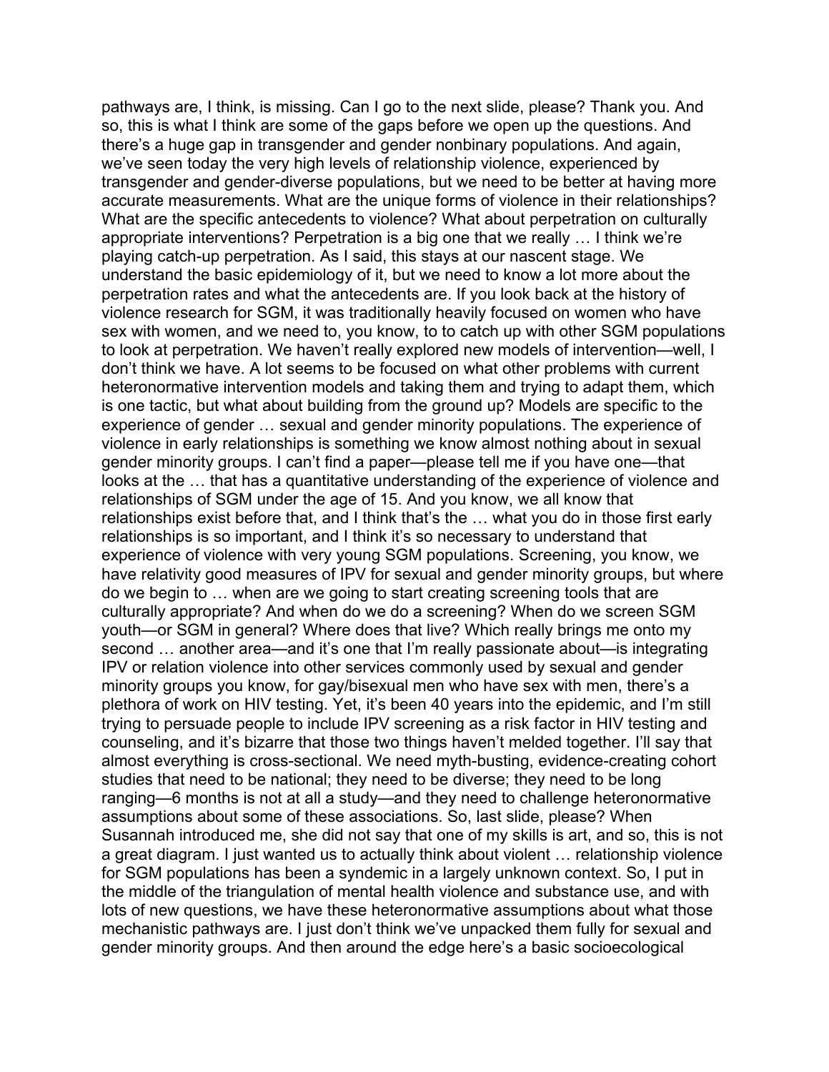pathways are, I think, is missing. Can I go to the next slide, please? Thank you. And so, this is what I think are some of the gaps before we open up the questions. And there's a huge gap in transgender and gender nonbinary populations. And again, we've seen today the very high levels of relationship violence, experienced by transgender and gender-diverse populations, but we need to be better at having more accurate measurements. What are the unique forms of violence in their relationships? What are the specific antecedents to violence? What about perpetration on culturally appropriate interventions? Perpetration is a big one that we really … I think we're playing catch-up perpetration. As I said, this stays at our nascent stage. We understand the basic epidemiology of it, but we need to know a lot more about the perpetration rates and what the antecedents are. If you look back at the history of violence research for SGM, it was traditionally heavily focused on women who have sex with women, and we need to, you know, to to catch up with other SGM populations to look at perpetration. We haven't really explored new models of intervention—well, I don't think we have. A lot seems to be focused on what other problems with current heteronormative intervention models and taking them and trying to adapt them, which is one tactic, but what about building from the ground up? Models are specific to the experience of gender … sexual and gender minority populations. The experience of violence in early relationships is something we know almost nothing about in sexual gender minority groups. I can't find a paper—please tell me if you have one—that looks at the … that has a quantitative understanding of the experience of violence and relationships of SGM under the age of 15. And you know, we all know that relationships exist before that, and I think that's the … what you do in those first early relationships is so important, and I think it's so necessary to understand that experience of violence with very young SGM populations. Screening, you know, we have relativity good measures of IPV for sexual and gender minority groups, but where do we begin to … when are we going to start creating screening tools that are culturally appropriate? And when do we do a screening? When do we screen SGM youth—or SGM in general? Where does that live? Which really brings me onto my second … another area—and it's one that I'm really passionate about—is integrating IPV or relation violence into other services commonly used by sexual and gender minority groups you know, for gay/bisexual men who have sex with men, there's a plethora of work on HIV testing. Yet, it's been 40 years into the epidemic, and I'm still trying to persuade people to include IPV screening as a risk factor in HIV testing and counseling, and it's bizarre that those two things haven't melded together. I'll say that almost everything is cross-sectional. We need myth-busting, evidence-creating cohort studies that need to be national; they need to be diverse; they need to be long ranging—6 months is not at all a study—and they need to challenge heteronormative assumptions about some of these associations. So, last slide, please? When Susannah introduced me, she did not say that one of my skills is art, and so, this is not a great diagram. I just wanted us to actually think about violent … relationship violence for SGM populations has been a syndemic in a largely unknown context. So, I put in the middle of the triangulation of mental health violence and substance use, and with lots of new questions, we have these heteronormative assumptions about what those mechanistic pathways are. I just don't think we've unpacked them fully for sexual and gender minority groups. And then around the edge here's a basic socioecological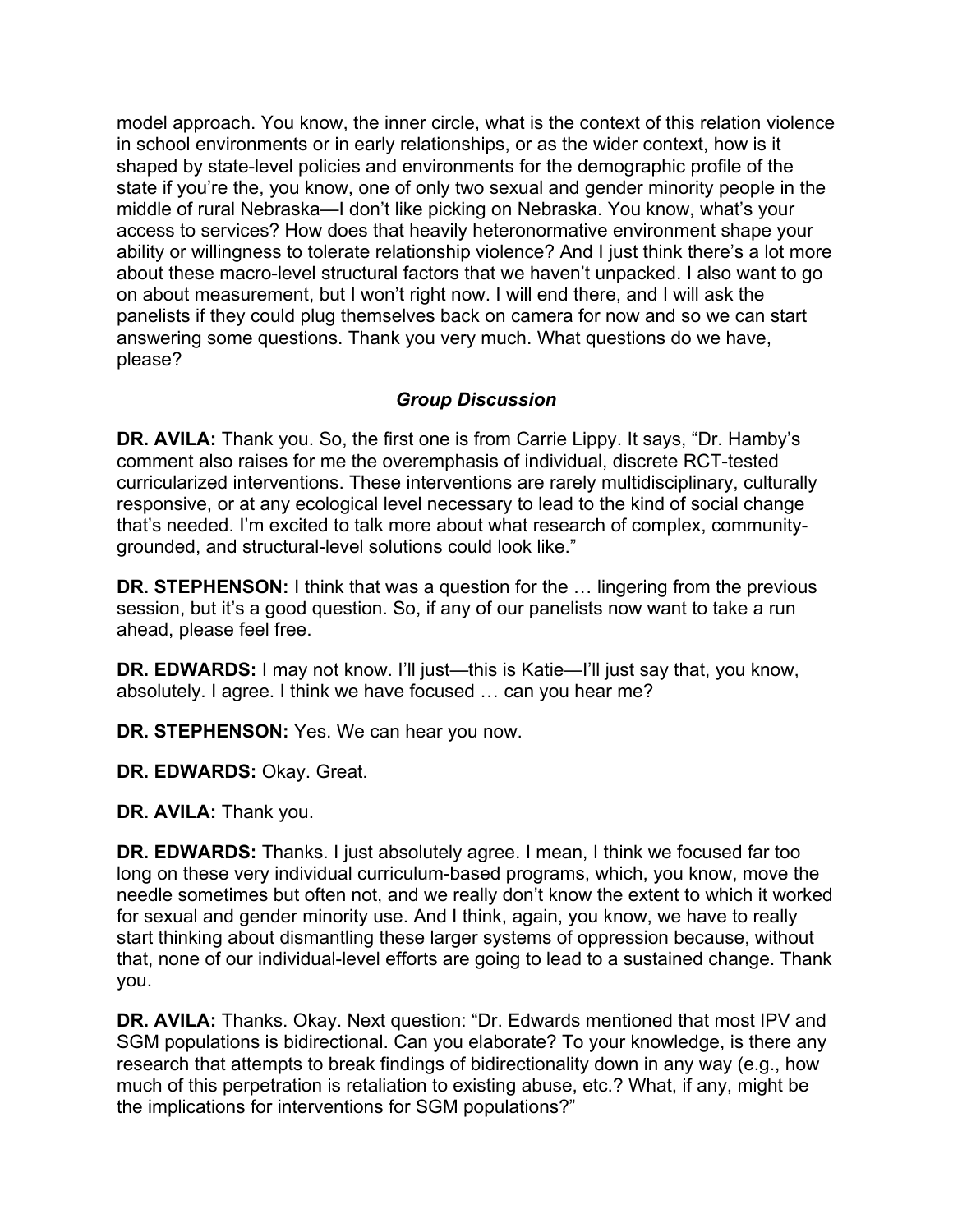model approach. You know, the inner circle, what is the context of this relation violence in school environments or in early relationships, or as the wider context, how is it shaped by state-level policies and environments for the demographic profile of the state if you're the, you know, one of only two sexual and gender minority people in the middle of rural Nebraska—I don't like picking on Nebraska. You know, what's your access to services? How does that heavily heteronormative environment shape your ability or willingness to tolerate relationship violence? And I just think there's a lot more about these macro-level structural factors that we haven't unpacked. I also want to go on about measurement, but I won't right now. I will end there, and I will ask the panelists if they could plug themselves back on camera for now and so we can start answering some questions. Thank you very much. What questions do we have, please?

### *Group Discussion*

**DR. AVILA:** Thank you. So, the first one is from Carrie Lippy. It says, "Dr. Hamby's comment also raises for me the overemphasis of individual, discrete RCT-tested curricularized interventions. These interventions are rarely multidisciplinary, culturally responsive, or at any ecological level necessary to lead to the kind of social change that's needed. I'm excited to talk more about what research of complex, community-grounded, and structural-level solutions could look like."

**DR. STEPHENSON:** I think that was a question for the … lingering from the previous session, but it's a good question. So, if any of our panelists now want to take a run ahead, please feel free.

**DR. EDWARDS:** I may not know. I'll just—this is Katie—I'll just say that, you know, absolutely. I agree. I think we have focused … can you hear me?

**DR. STEPHENSON:** Yes. We can hear you now.

**DR. EDWARDS:** Okay. Great.

**DR. AVILA:** Thank you.

**DR. EDWARDS:** Thanks. I just absolutely agree. I mean, I think we focused far too long on these very individual curriculum-based programs, which, you know, move the needle sometimes but often not, and we really don't know the extent to which it worked for sexual and gender minority use. And I think, again, you know, we have to really start thinking about dismantling these larger systems of oppression because, without that, none of our individual-level efforts are going to lead to a sustained change. Thank you.

**DR. AVILA:** Thanks. Okay. Next question: "Dr. Edwards mentioned that most IPV and SGM populations is bidirectional. Can you elaborate? To your knowledge, is there any research that attempts to break findings of bidirectionality down in any way (e.g., how much of this perpetration is retaliation to existing abuse, etc.? What, if any, might be the implications for interventions for SGM populations?"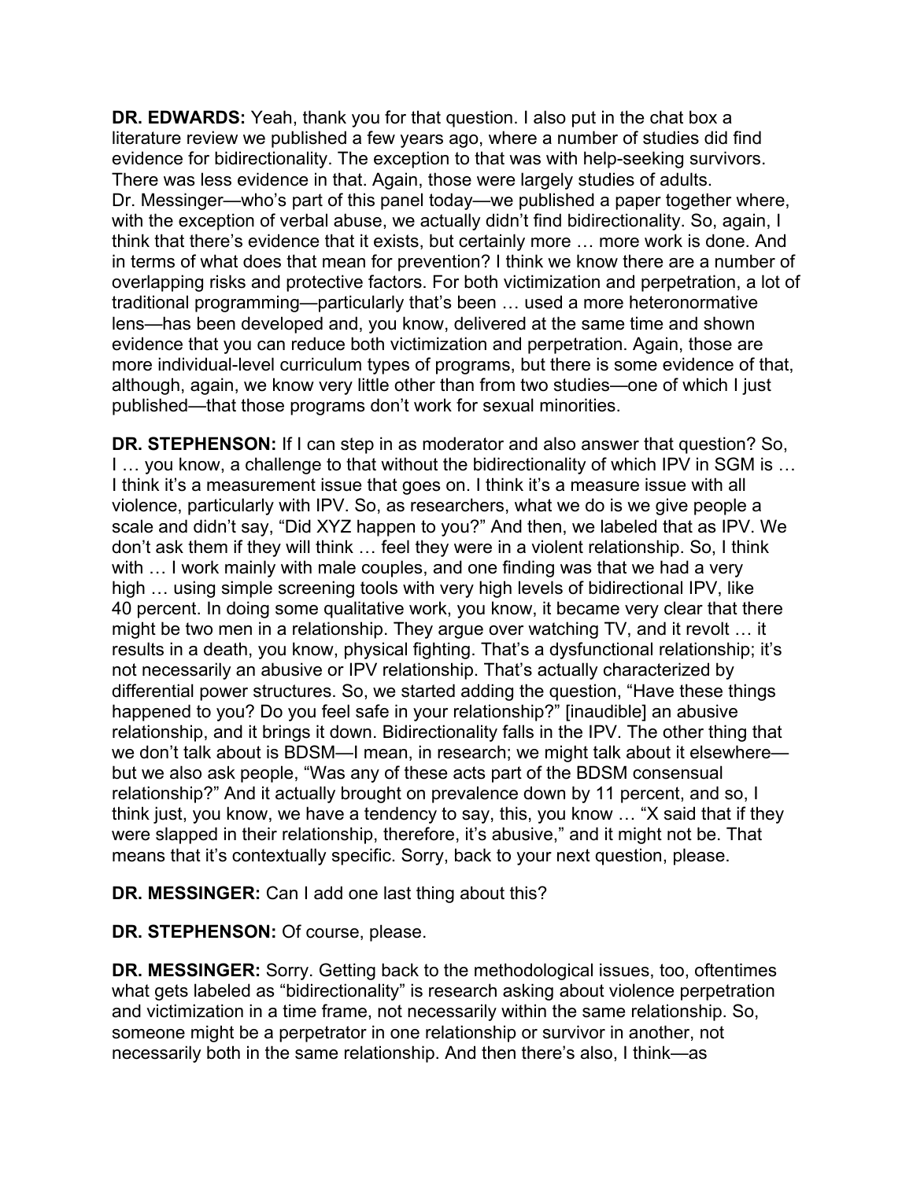**DR. EDWARDS:** Yeah, thank you for that question. I also put in the chat box a literature review we published a few years ago, where a number of studies did find evidence for bidirectionality. The exception to that was with help-seeking survivors. There was less evidence in that. Again, those were largely studies of adults. Dr. Messinger—who's part of this panel today—we published a paper together where, with the exception of verbal abuse, we actually didn't find bidirectionality. So, again, I think that there's evidence that it exists, but certainly more … more work is done. And in terms of what does that mean for prevention? I think we know there are a number of overlapping risks and protective factors. For both victimization and perpetration, a lot of traditional programming—particularly that's been … used a more heteronormative lens—has been developed and, you know, delivered at the same time and shown evidence that you can reduce both victimization and perpetration. Again, those are more individual-level curriculum types of programs, but there is some evidence of that, although, again, we know very little other than from two studies—one of which I just published—that those programs don't work for sexual minorities.

**DR. STEPHENSON:** If I can step in as moderator and also answer that question? So, I … you know, a challenge to that without the bidirectionality of which IPV in SGM is … I think it's a measurement issue that goes on. I think it's a measure issue with all violence, particularly with IPV. So, as researchers, what we do is we give people a scale and didn't say, "Did XYZ happen to you?" And then, we labeled that as IPV. We don't ask them if they will think … feel they were in a violent relationship. So, I think with … I work mainly with male couples, and one finding was that we had a very high … using simple screening tools with very high levels of bidirectional IPV, like 40 percent. In doing some qualitative work, you know, it became very clear that there might be two men in a relationship. They argue over watching TV, and it revolt … it results in a death, you know, physical fighting. That's a dysfunctional relationship; it's not necessarily an abusive or IPV relationship. That's actually characterized by differential power structures. So, we started adding the question, "Have these things happened to you? Do you feel safe in your relationship?" [inaudible] an abusive relationship, and it brings it down. Bidirectionality falls in the IPV. The other thing that we don't talk about is BDSM—I mean, in research; we might talk about it elsewhere—but we also ask people, "Was any of these acts part of the BDSM consensual relationship?" And it actually brought on prevalence down by 11 percent, and so, I think just, you know, we have a tendency to say, this, you know … "X said that if they were slapped in their relationship, therefore, it's abusive," and it might not be. That means that it's contextually specific. Sorry, back to your next question, please.

**DR. MESSINGER:** Can I add one last thing about this?

**DR. STEPHENSON:** Of course, please.

**DR. MESSINGER:** Sorry. Getting back to the methodological issues, too, oftentimes what gets labeled as "bidirectionality" is research asking about violence perpetration and victimization in a time frame, not necessarily within the same relationship. So, someone might be a perpetrator in one relationship or survivor in another, not necessarily both in the same relationship. And then there's also, I think—as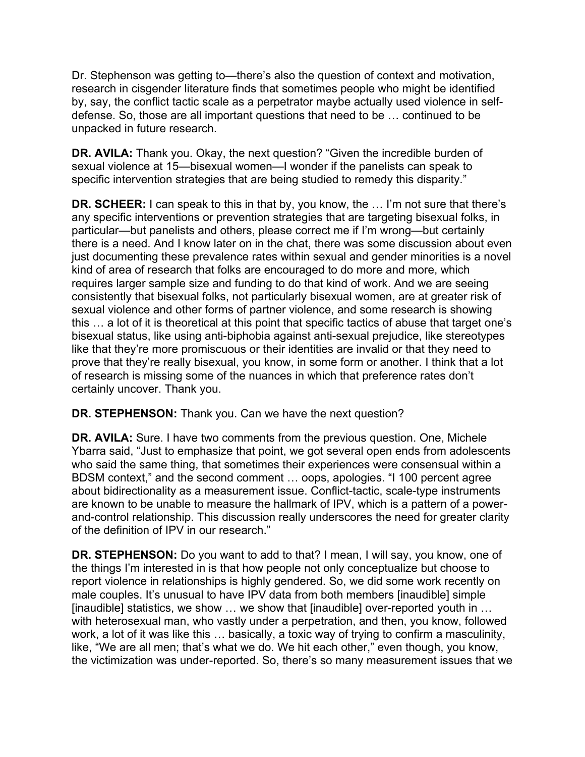Dr. Stephenson was getting to—there's also the question of context and motivation, research in cisgender literature finds that sometimes people who might be identified by, say, the conflict tactic scale as a perpetrator maybe actually used violence in self-defense. So, those are all important questions that need to be … continued to be unpacked in future research.

**DR. AVILA:** Thank you. Okay, the next question? "Given the incredible burden of sexual violence at 15—bisexual women—I wonder if the panelists can speak to specific intervention strategies that are being studied to remedy this disparity."

**DR. SCHEER:** I can speak to this in that by, you know, the … I'm not sure that there's any specific interventions or prevention strategies that are targeting bisexual folks, in particular—but panelists and others, please correct me if I'm wrong—but certainly there is a need. And I know later on in the chat, there was some discussion about even just documenting these prevalence rates within sexual and gender minorities is a novel kind of area of research that folks are encouraged to do more and more, which requires larger sample size and funding to do that kind of work. And we are seeing consistently that bisexual folks, not particularly bisexual women, are at greater risk of sexual violence and other forms of partner violence, and some research is showing this … a lot of it is theoretical at this point that specific tactics of abuse that target one's bisexual status, like using anti-biphobia against anti-sexual prejudice, like stereotypes like that they're more promiscuous or their identities are invalid or that they need to prove that they're really bisexual, you know, in some form or another. I think that a lot of research is missing some of the nuances in which that preference rates don't certainly uncover. Thank you.

**DR. STEPHENSON:** Thank you. Can we have the next question?

**DR. AVILA:** Sure. I have two comments from the previous question. One, Michele Ybarra said, "Just to emphasize that point, we got several open ends from adolescents who said the same thing, that sometimes their experiences were consensual within a BDSM context," and the second comment … oops, apologies. "I 100 percent agree about bidirectionality as a measurement issue. Conflict-tactic, scale-type instruments are known to be unable to measure the hallmark of IPV, which is a pattern of a power-and-control relationship. This discussion really underscores the need for greater clarity of the definition of IPV in our research."

**DR. STEPHENSON:** Do you want to add to that? I mean, I will say, you know, one of the things I'm interested in is that how people not only conceptualize but choose to report violence in relationships is highly gendered. So, we did some work recently on male couples. It's unusual to have IPV data from both members [inaudible] simple [inaudible] statistics, we show … we show that [inaudible] over-reported youth in … with heterosexual man, who vastly under a perpetration, and then, you know, followed work, a lot of it was like this … basically, a toxic way of trying to confirm a masculinity, like, "We are all men; that's what we do. We hit each other," even though, you know, the victimization was under-reported. So, there's so many measurement issues that we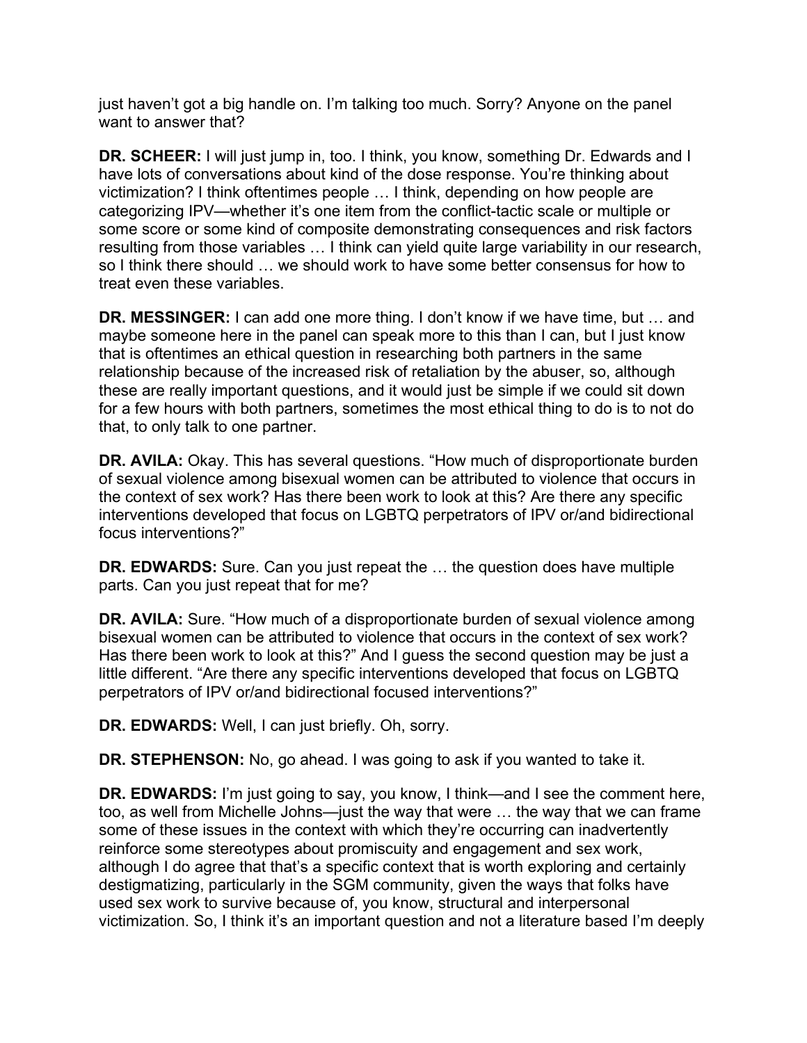just haven't got a big handle on. I'm talking too much. Sorry? Anyone on the panel want to answer that?

**DR. SCHEER:** I will just jump in, too. I think, you know, something Dr. Edwards and I have lots of conversations about kind of the dose response. You're thinking about victimization? I think oftentimes people … I think, depending on how people are categorizing IPV—whether it's one item from the conflict-tactic scale or multiple or some score or some kind of composite demonstrating consequences and risk factors resulting from those variables … I think can yield quite large variability in our research, so I think there should … we should work to have some better consensus for how to treat even these variables.

**DR. MESSINGER:** I can add one more thing. I don't know if we have time, but … and maybe someone here in the panel can speak more to this than I can, but I just know that is oftentimes an ethical question in researching both partners in the same relationship because of the increased risk of retaliation by the abuser, so, although these are really important questions, and it would just be simple if we could sit down for a few hours with both partners, sometimes the most ethical thing to do is to not do that, to only talk to one partner.

**DR. AVILA:** Okay. This has several questions. "How much of disproportionate burden of sexual violence among bisexual women can be attributed to violence that occurs in the context of sex work? Has there been work to look at this? Are there any specific interventions developed that focus on LGBTQ perpetrators of IPV or/and bidirectional focus interventions?"

**DR. EDWARDS:** Sure. Can you just repeat the … the question does have multiple parts. Can you just repeat that for me?

**DR. AVILA:** Sure. "How much of a disproportionate burden of sexual violence among bisexual women can be attributed to violence that occurs in the context of sex work? Has there been work to look at this?" And I guess the second question may be just a little different. "Are there any specific interventions developed that focus on LGBTQ perpetrators of IPV or/and bidirectional focused interventions?"

**DR. EDWARDS:** Well, I can just briefly. Oh, sorry.

**DR. STEPHENSON:** No, go ahead. I was going to ask if you wanted to take it.

**DR. EDWARDS:** I'm just going to say, you know, I think—and I see the comment here, too, as well from Michelle Johns—just the way that were … the way that we can frame some of these issues in the context with which they're occurring can inadvertently reinforce some stereotypes about promiscuity and engagement and sex work, although I do agree that that's a specific context that is worth exploring and certainly destigmatizing, particularly in the SGM community, given the ways that folks have used sex work to survive because of, you know, structural and interpersonal victimization. So, I think it's an important question and not a literature based I'm deeply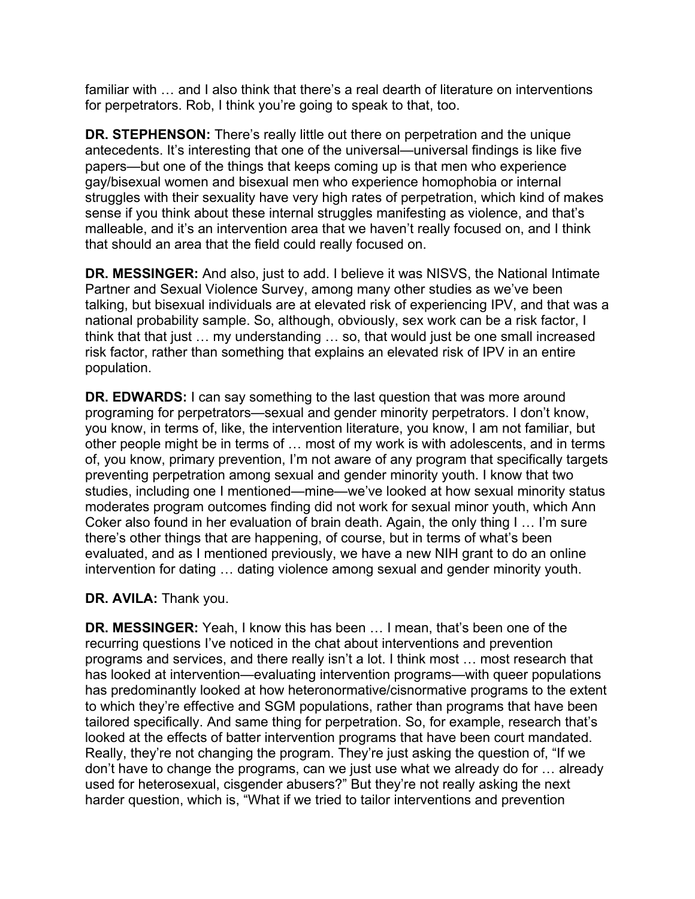familiar with … and I also think that there's a real dearth of literature on interventions for perpetrators. Rob, I think you're going to speak to that, too.

**DR. STEPHENSON:** There's really little out there on perpetration and the unique antecedents. It's interesting that one of the universal—universal findings is like five papers—but one of the things that keeps coming up is that men who experience gay/bisexual women and bisexual men who experience homophobia or internal struggles with their sexuality have very high rates of perpetration, which kind of makes sense if you think about these internal struggles manifesting as violence, and that's malleable, and it's an intervention area that we haven't really focused on, and I think that should an area that the field could really focused on.

**DR. MESSINGER:** And also, just to add. I believe it was NISVS, the National Intimate Partner and Sexual Violence Survey, among many other studies as we've been talking, but bisexual individuals are at elevated risk of experiencing IPV, and that was a national probability sample. So, although, obviously, sex work can be a risk factor, I think that that just … my understanding … so, that would just be one small increased risk factor, rather than something that explains an elevated risk of IPV in an entire population.

**DR. EDWARDS:** I can say something to the last question that was more around programing for perpetrators—sexual and gender minority perpetrators. I don't know, you know, in terms of, like, the intervention literature, you know, I am not familiar, but other people might be in terms of … most of my work is with adolescents, and in terms of, you know, primary prevention, I'm not aware of any program that specifically targets preventing perpetration among sexual and gender minority youth. I know that two studies, including one I mentioned—mine—we've looked at how sexual minority status moderates program outcomes finding did not work for sexual minor youth, which Ann Coker also found in her evaluation of brain death. Again, the only thing I … I'm sure there's other things that are happening, of course, but in terms of what's been evaluated, and as I mentioned previously, we have a new NIH grant to do an online intervention for dating … dating violence among sexual and gender minority youth.

**DR. AVILA:** Thank you.

**DR. MESSINGER:** Yeah, I know this has been … I mean, that's been one of the recurring questions I've noticed in the chat about interventions and prevention programs and services, and there really isn't a lot. I think most … most research that has looked at intervention—evaluating intervention programs—with queer populations has predominantly looked at how heteronormative/cisnormative programs to the extent to which they're effective and SGM populations, rather than programs that have been tailored specifically. And same thing for perpetration. So, for example, research that's looked at the effects of batter intervention programs that have been court mandated. Really, they're not changing the program. They're just asking the question of, "If we don't have to change the programs, can we just use what we already do for … already used for heterosexual, cisgender abusers?" But they're not really asking the next harder question, which is, "What if we tried to tailor interventions and prevention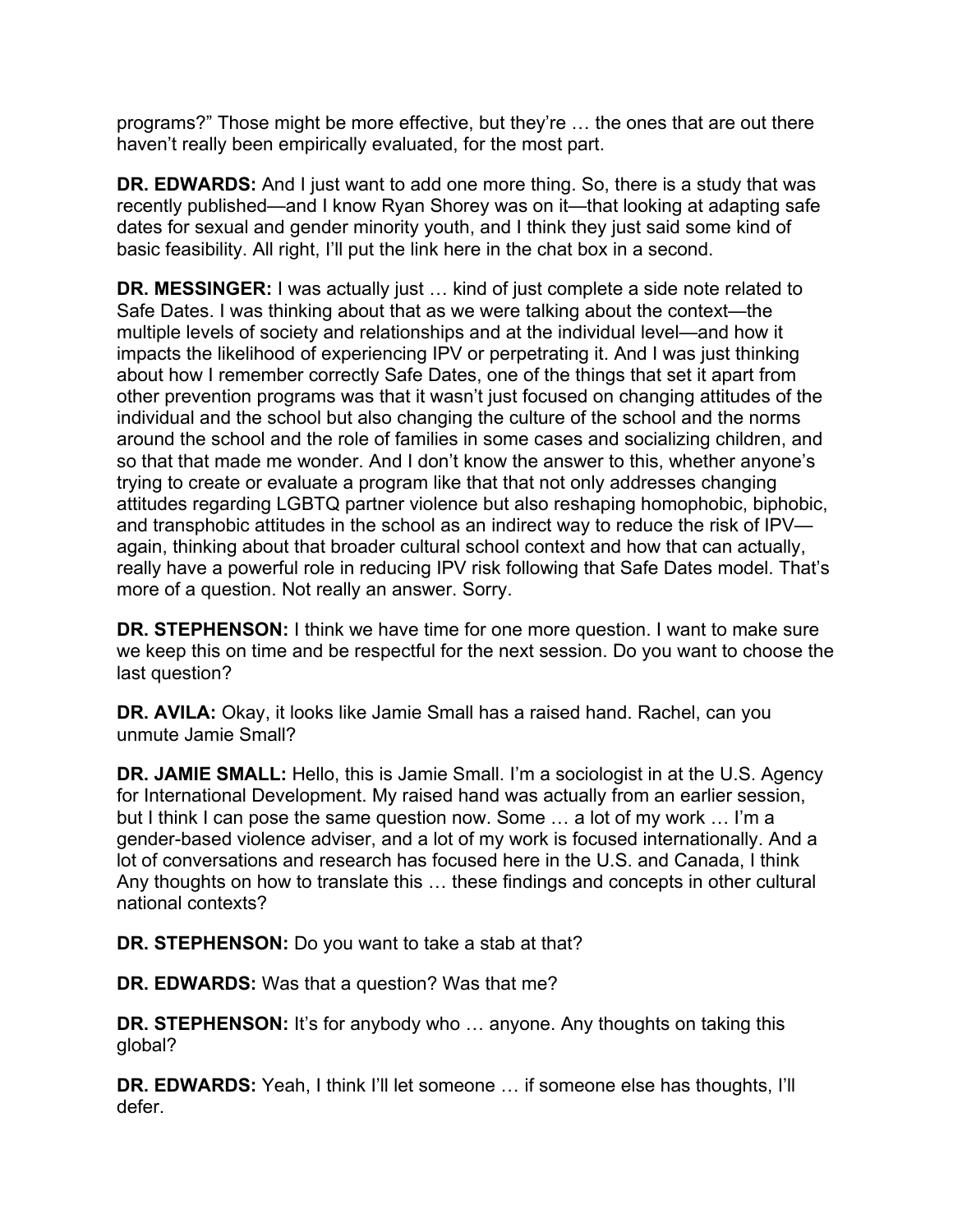programs?" Those might be more effective, but they're … the ones that are out there haven't really been empirically evaluated, for the most part.

**DR. EDWARDS:** And I just want to add one more thing. So, there is a study that was recently published—and I know Ryan Shorey was on it—that looking at adapting safe dates for sexual and gender minority youth, and I think they just said some kind of basic feasibility. All right, I'll put the link here in the chat box in a second.

**DR. MESSINGER:** I was actually just … kind of just complete a side note related to Safe Dates. I was thinking about that as we were talking about the context—the multiple levels of society and relationships and at the individual level—and how it impacts the likelihood of experiencing IPV or perpetrating it. And I was just thinking about how I remember correctly Safe Dates, one of the things that set it apart from other prevention programs was that it wasn't just focused on changing attitudes of the individual and the school but also changing the culture of the school and the norms around the school and the role of families in some cases and socializing children, and so that that made me wonder. And I don't know the answer to this, whether anyone's trying to create or evaluate a program like that that not only addresses changing attitudes regarding LGBTQ partner violence but also reshaping homophobic, biphobic, and transphobic attitudes in the school as an indirect way to reduce the risk of IPV—again, thinking about that broader cultural school context and how that can actually, really have a powerful role in reducing IPV risk following that Safe Dates model. That's more of a question. Not really an answer. Sorry.

**DR. STEPHENSON:** I think we have time for one more question. I want to make sure we keep this on time and be respectful for the next session. Do you want to choose the last question?

**DR. AVILA:** Okay, it looks like Jamie Small has a raised hand. Rachel, can you unmute Jamie Small?

**DR. JAMIE SMALL:** Hello, this is Jamie Small. I'm a sociologist in at the U.S. Agency for International Development. My raised hand was actually from an earlier session, but I think I can pose the same question now. Some … a lot of my work … I'm a gender-based violence adviser, and a lot of my work is focused internationally. And a lot of conversations and research has focused here in the U.S. and Canada, I think Any thoughts on how to translate this … these findings and concepts in other cultural national contexts?

**DR. STEPHENSON:** Do you want to take a stab at that?

**DR. EDWARDS:** Was that a question? Was that me?

**DR. STEPHENSON:** It's for anybody who … anyone. Any thoughts on taking this global?

**DR. EDWARDS:** Yeah, I think I'll let someone … if someone else has thoughts, I'll defer.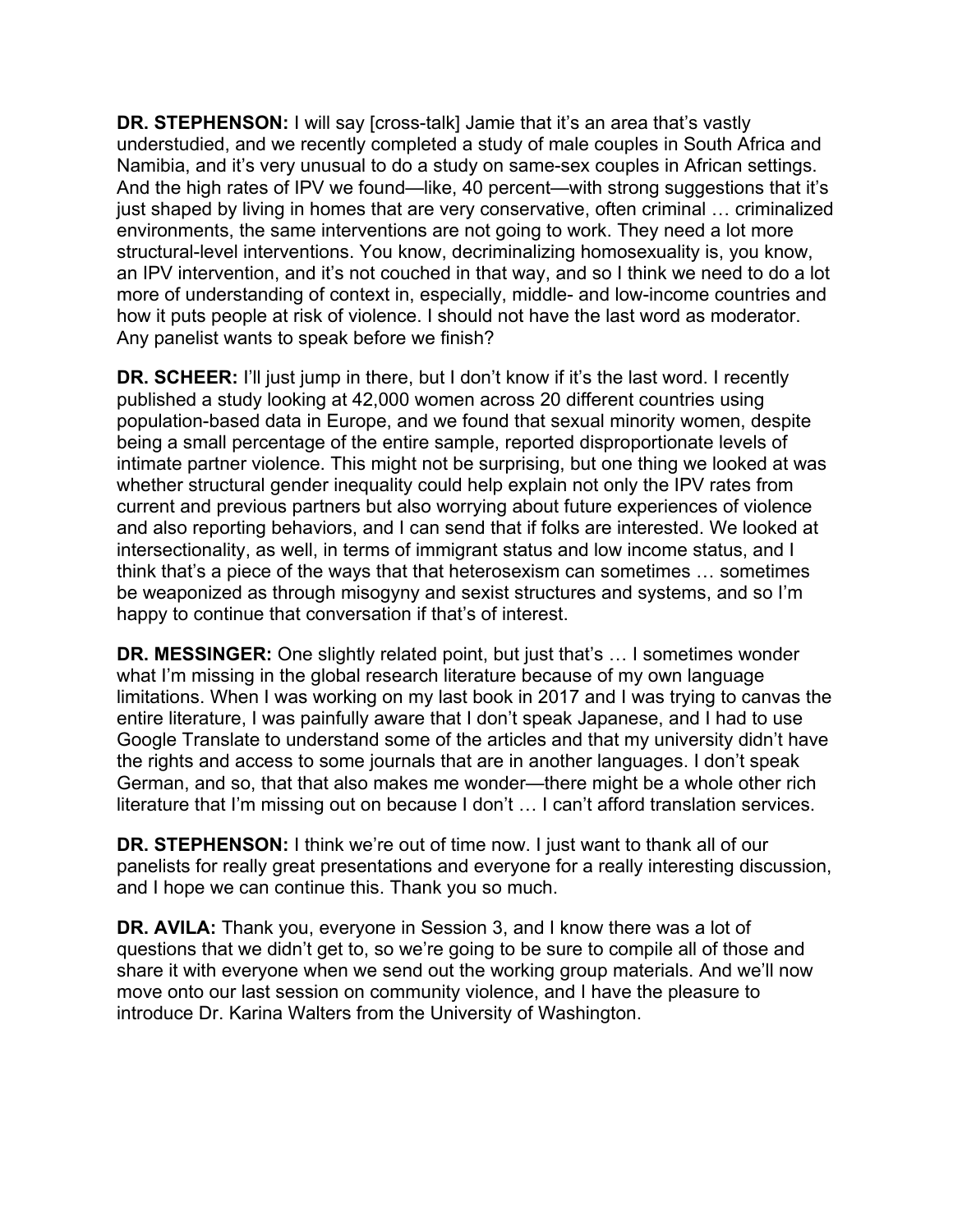**DR. STEPHENSON:** I will say [cross-talk] Jamie that it's an area that's vastly understudied, and we recently completed a study of male couples in South Africa and Namibia, and it's very unusual to do a study on same-sex couples in African settings. And the high rates of IPV we found—like, 40 percent—with strong suggestions that it's just shaped by living in homes that are very conservative, often criminal … criminalized environments, the same interventions are not going to work. They need a lot more structural-level interventions. You know, decriminalizing homosexuality is, you know, an IPV intervention, and it's not couched in that way, and so I think we need to do a lot more of understanding of context in, especially, middle- and low-income countries and how it puts people at risk of violence. I should not have the last word as moderator. Any panelist wants to speak before we finish?

**DR. SCHEER:** I'll just jump in there, but I don't know if it's the last word. I recently published a study looking at 42,000 women across 20 different countries using population-based data in Europe, and we found that sexual minority women, despite being a small percentage of the entire sample, reported disproportionate levels of intimate partner violence. This might not be surprising, but one thing we looked at was whether structural gender inequality could help explain not only the IPV rates from current and previous partners but also worrying about future experiences of violence and also reporting behaviors, and I can send that if folks are interested. We looked at intersectionality, as well, in terms of immigrant status and low income status, and I think that's a piece of the ways that that heterosexism can sometimes … sometimes be weaponized as through misogyny and sexist structures and systems, and so I'm happy to continue that conversation if that's of interest.

**DR. MESSINGER:** One slightly related point, but just that's … I sometimes wonder what I'm missing in the global research literature because of my own language limitations. When I was working on my last book in 2017 and I was trying to canvas the entire literature, I was painfully aware that I don't speak Japanese, and I had to use Google Translate to understand some of the articles and that my university didn't have the rights and access to some journals that are in another languages. I don't speak German, and so, that that also makes me wonder—there might be a whole other rich literature that I'm missing out on because I don't … I can't afford translation services.

**DR. STEPHENSON:** I think we're out of time now. I just want to thank all of our panelists for really great presentations and everyone for a really interesting discussion, and I hope we can continue this. Thank you so much.

**DR. AVILA:** Thank you, everyone in Session 3, and I know there was a lot of questions that we didn't get to, so we're going to be sure to compile all of those and share it with everyone when we send out the working group materials. And we'll now move onto our last session on community violence, and I have the pleasure to introduce Dr. Karina Walters from the University of Washington.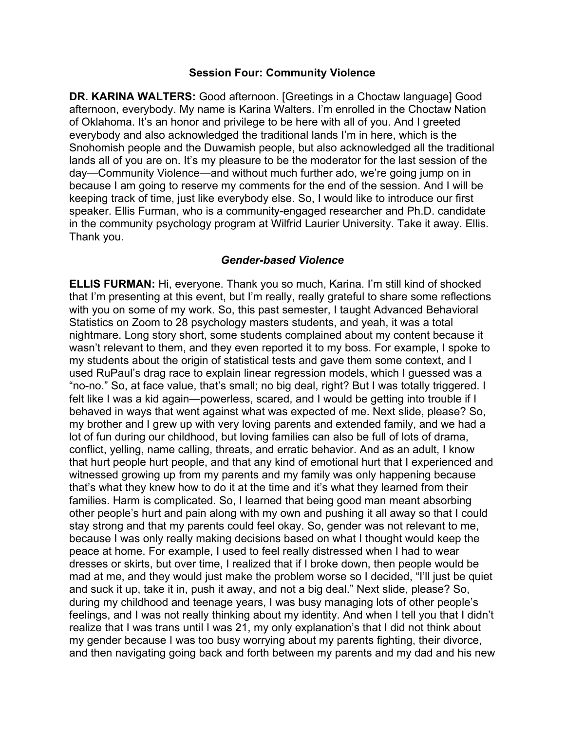## Session Four: Community Violence

**DR. KARINA WALTERS:** Good afternoon. [Greetings in a Choctaw language] Good afternoon, everybody. My name is Karina Walters. I'm enrolled in the Choctaw Nation of Oklahoma. It's an honor and privilege to be here with all of you. And I greeted everybody and also acknowledged the traditional lands I'm in here, which is the Snohomish people and the Duwamish people, but also acknowledged all the traditional lands all of you are on. It's my pleasure to be the moderator for the last session of the day—Community Violence—and without much further ado, we're going jump on in because I am going to reserve my comments for the end of the session. And I will be keeping track of time, just like everybody else. So, I would like to introduce our first speaker. Ellis Furman, who is a community-engaged researcher and Ph.D. candidate in the community psychology program at Wilfrid Laurier University. Take it away. Ellis. Thank you.

### *Gender-based Violence*

**ELLIS FURMAN:** Hi, everyone. Thank you so much, Karina. I'm still kind of shocked that I'm presenting at this event, but I'm really, really grateful to share some reflections with you on some of my work. So, this past semester, I taught Advanced Behavioral Statistics on Zoom to 28 psychology masters students, and yeah, it was a total nightmare. Long story short, some students complained about my content because it wasn't relevant to them, and they even reported it to my boss. For example, I spoke to my students about the origin of statistical tests and gave them some context, and I used RuPaul's drag race to explain linear regression models, which I guessed was a "no-no." So, at face value, that's small; no big deal, right? But I was totally triggered. I felt like I was a kid again—powerless, scared, and I would be getting into trouble if I behaved in ways that went against what was expected of me. Next slide, please? So, my brother and I grew up with very loving parents and extended family, and we had a lot of fun during our childhood, but loving families can also be full of lots of drama, conflict, yelling, name calling, threats, and erratic behavior. And as an adult, I know that hurt people hurt people, and that any kind of emotional hurt that I experienced and witnessed growing up from my parents and my family was only happening because that's what they knew how to do it at the time and it's what they learned from their families. Harm is complicated. So, I learned that being good man meant absorbing other people's hurt and pain along with my own and pushing it all away so that I could stay strong and that my parents could feel okay. So, gender was not relevant to me, because I was only really making decisions based on what I thought would keep the peace at home. For example, I used to feel really distressed when I had to wear dresses or skirts, but over time, I realized that if I broke down, then people would be mad at me, and they would just make the problem worse so I decided, "I'll just be quiet and suck it up, take it in, push it away, and not a big deal." Next slide, please? So, during my childhood and teenage years, I was busy managing lots of other people's feelings, and I was not really thinking about my identity. And when I tell you that I didn't realize that I was trans until I was 21, my only explanation's that I did not think about my gender because I was too busy worrying about my parents fighting, their divorce, and then navigating going back and forth between my parents and my dad and his new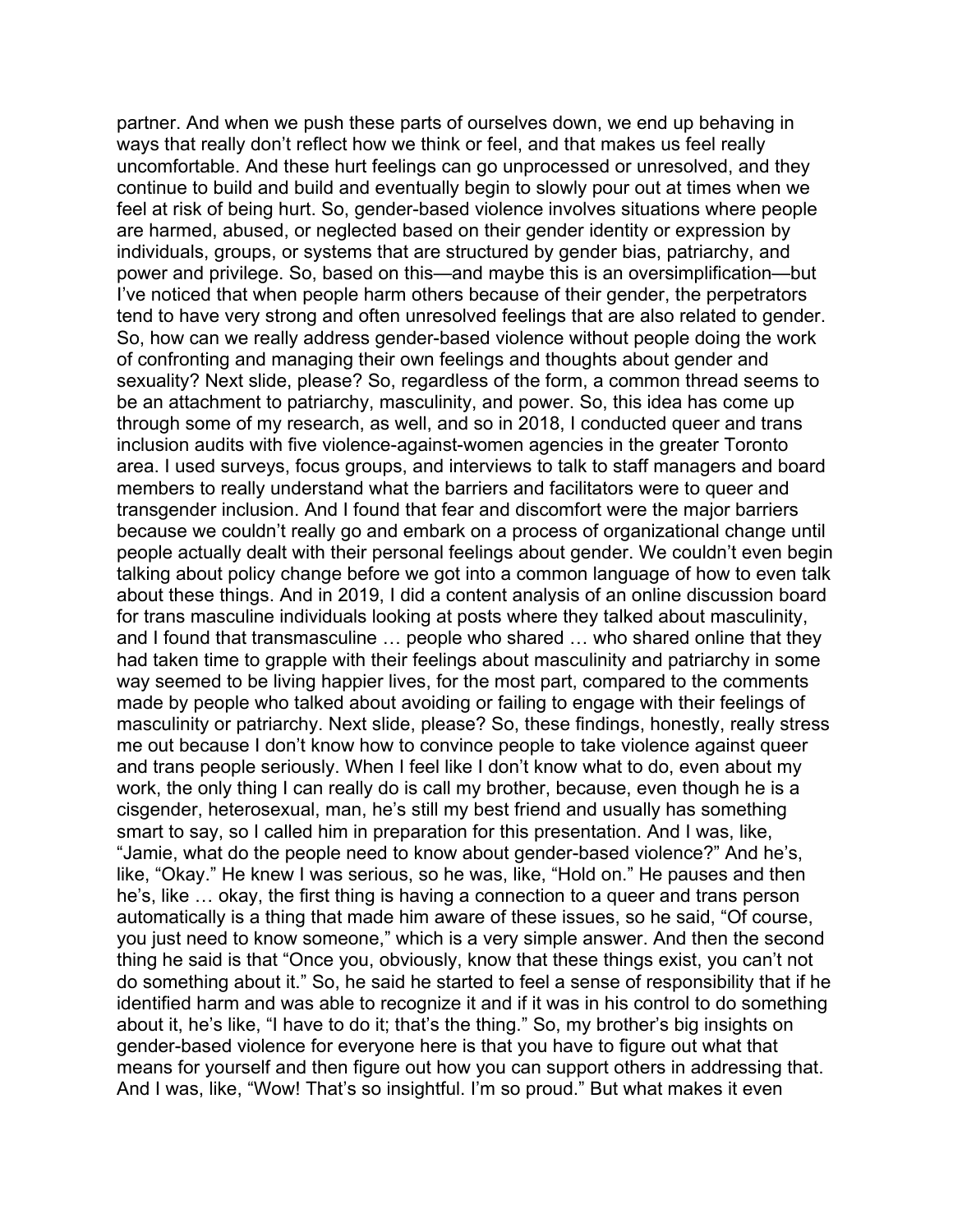partner. And when we push these parts of ourselves down, we end up behaving in ways that really don't reflect how we think or feel, and that makes us feel really uncomfortable. And these hurt feelings can go unprocessed or unresolved, and they continue to build and build and eventually begin to slowly pour out at times when we feel at risk of being hurt. So, gender-based violence involves situations where people are harmed, abused, or neglected based on their gender identity or expression by individuals, groups, or systems that are structured by gender bias, patriarchy, and power and privilege. So, based on this—and maybe this is an oversimplification—but I've noticed that when people harm others because of their gender, the perpetrators tend to have very strong and often unresolved feelings that are also related to gender. So, how can we really address gender-based violence without people doing the work of confronting and managing their own feelings and thoughts about gender and sexuality? Next slide, please? So, regardless of the form, a common thread seems to be an attachment to patriarchy, masculinity, and power. So, this idea has come up through some of my research, as well, and so in 2018, I conducted queer and trans inclusion audits with five violence-against-women agencies in the greater Toronto area. I used surveys, focus groups, and interviews to talk to staff managers and board members to really understand what the barriers and facilitators were to queer and transgender inclusion. And I found that fear and discomfort were the major barriers because we couldn't really go and embark on a process of organizational change until people actually dealt with their personal feelings about gender. We couldn't even begin talking about policy change before we got into a common language of how to even talk about these things. And in 2019, I did a content analysis of an online discussion board for trans masculine individuals looking at posts where they talked about masculinity, and I found that transmasculine … people who shared … who shared online that they had taken time to grapple with their feelings about masculinity and patriarchy in some way seemed to be living happier lives, for the most part, compared to the comments made by people who talked about avoiding or failing to engage with their feelings of masculinity or patriarchy. Next slide, please? So, these findings, honestly, really stress me out because I don't know how to convince people to take violence against queer and trans people seriously. When I feel like I don't know what to do, even about my work, the only thing I can really do is call my brother, because, even though he is a cisgender, heterosexual, man, he's still my best friend and usually has something smart to say, so I called him in preparation for this presentation. And I was, like, "Jamie, what do the people need to know about gender-based violence?" And he's, like, "Okay." He knew I was serious, so he was, like, "Hold on." He pauses and then he's, like … okay, the first thing is having a connection to a queer and trans person automatically is a thing that made him aware of these issues, so he said, "Of course, you just need to know someone," which is a very simple answer. And then the second thing he said is that "Once you, obviously, know that these things exist, you can't not do something about it." So, he said he started to feel a sense of responsibility that if he identified harm and was able to recognize it and if it was in his control to do something about it, he's like, "I have to do it; that's the thing." So, my brother's big insights on gender-based violence for everyone here is that you have to figure out what that means for yourself and then figure out how you can support others in addressing that. And I was, like, "Wow! That's so insightful. I'm so proud." But what makes it even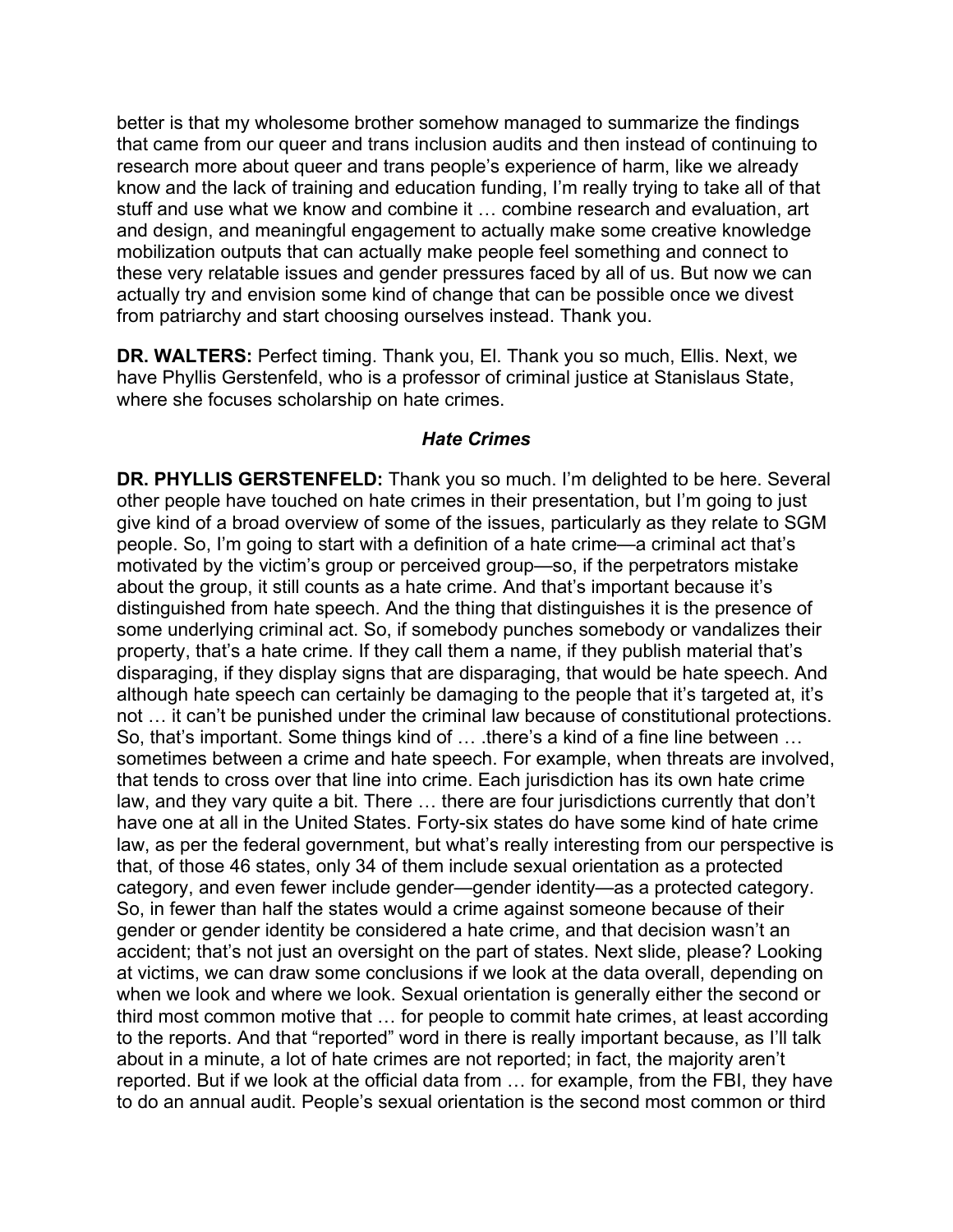better is that my wholesome brother somehow managed to summarize the findings that came from our queer and trans inclusion audits and then instead of continuing to research more about queer and trans people's experience of harm, like we already know and the lack of training and education funding, I'm really trying to take all of that stuff and use what we know and combine it … combine research and evaluation, art and design, and meaningful engagement to actually make some creative knowledge mobilization outputs that can actually make people feel something and connect to these very relatable issues and gender pressures faced by all of us. But now we can actually try and envision some kind of change that can be possible once we divest from patriarchy and start choosing ourselves instead. Thank you.

**DR. WALTERS:** Perfect timing. Thank you, El. Thank you so much, Ellis. Next, we have Phyllis Gerstenfeld, who is a professor of criminal justice at Stanislaus State, where she focuses scholarship on hate crimes.

### *Hate Crimes*

**DR. PHYLLIS GERSTENFELD:** Thank you so much. I'm delighted to be here. Several other people have touched on hate crimes in their presentation, but I'm going to just give kind of a broad overview of some of the issues, particularly as they relate to SGM people. So, I'm going to start with a definition of a hate crime—a criminal act that's motivated by the victim's group or perceived group—so, if the perpetrators mistake about the group, it still counts as a hate crime. And that's important because it's distinguished from hate speech. And the thing that distinguishes it is the presence of some underlying criminal act. So, if somebody punches somebody or vandalizes their property, that's a hate crime. If they call them a name, if they publish material that's disparaging, if they display signs that are disparaging, that would be hate speech. And although hate speech can certainly be damaging to the people that it's targeted at, it's not … it can't be punished under the criminal law because of constitutional protections. So, that's important. Some things kind of … .there's a kind of a fine line between … sometimes between a crime and hate speech. For example, when threats are involved, that tends to cross over that line into crime. Each jurisdiction has its own hate crime law, and they vary quite a bit. There … there are four jurisdictions currently that don't have one at all in the United States. Forty-six states do have some kind of hate crime law, as per the federal government, but what's really interesting from our perspective is that, of those 46 states, only 34 of them include sexual orientation as a protected category, and even fewer include gender—gender identity—as a protected category. So, in fewer than half the states would a crime against someone because of their gender or gender identity be considered a hate crime, and that decision wasn't an accident; that's not just an oversight on the part of states. Next slide, please? Looking at victims, we can draw some conclusions if we look at the data overall, depending on when we look and where we look. Sexual orientation is generally either the second or third most common motive that … for people to commit hate crimes, at least according to the reports. And that "reported" word in there is really important because, as I'll talk about in a minute, a lot of hate crimes are not reported; in fact, the majority aren't reported. But if we look at the official data from … for example, from the FBI, they have to do an annual audit. People's sexual orientation is the second most common or third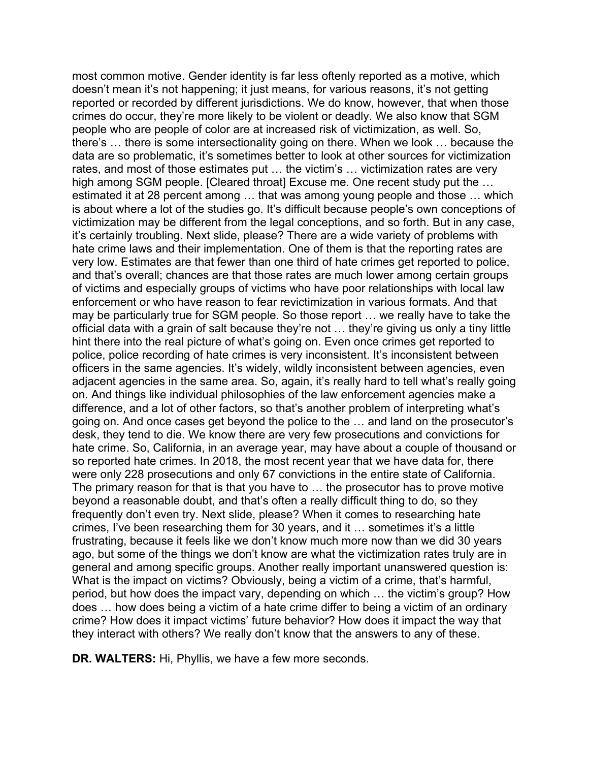most common motive. Gender identity is far less oftenly reported as a motive, which doesn't mean it's not happening; it just means, for various reasons, it's not getting reported or recorded by different jurisdictions. We do know, however, that when those crimes do occur, they're more likely to be violent or deadly. We also know that SGM people who are people of color are at increased risk of victimization, as well. So, there's … there is some intersectionality going on there. When we look … because the data are so problematic, it's sometimes better to look at other sources for victimization rates, and most of those estimates put … the victim's … victimization rates are very high among SGM people. [Cleared throat] Excuse me. One recent study put the … estimated it at 28 percent among … that was among young people and those … which is about where a lot of the studies go. It's difficult because people's own conceptions of victimization may be different from the legal conceptions, and so forth. But in any case, it's certainly troubling. Next slide, please? There are a wide variety of problems with hate crime laws and their implementation. One of them is that the reporting rates are very low. Estimates are that fewer than one third of hate crimes get reported to police, and that's overall; chances are that those rates are much lower among certain groups of victims and especially groups of victims who have poor relationships with local law enforcement or who have reason to fear revictimization in various formats. And that may be particularly true for SGM people. So those report … we really have to take the official data with a grain of salt because they're not … they're giving us only a tiny little hint there into the real picture of what's going on. Even once crimes get reported to police, police recording of hate crimes is very inconsistent. It's inconsistent between officers in the same agencies. It's widely, wildly inconsistent between agencies, even adjacent agencies in the same area. So, again, it's really hard to tell what's really going on. And things like individual philosophies of the law enforcement agencies make a difference, and a lot of other factors, so that's another problem of interpreting what's going on. And once cases get beyond the police to the … and land on the prosecutor's desk, they tend to die. We know there are very few prosecutions and convictions for hate crime. So, California, in an average year, may have about a couple of thousand or so reported hate crimes. In 2018, the most recent year that we have data for, there were only 228 prosecutions and only 67 convictions in the entire state of California. The primary reason for that is that you have to … the prosecutor has to prove motive beyond a reasonable doubt, and that's often a really difficult thing to do, so they frequently don't even try. Next slide, please? When it comes to researching hate crimes, I've been researching them for 30 years, and it … sometimes it's a little frustrating, because it feels like we don't know much more now than we did 30 years ago, but some of the things we don't know are what the victimization rates truly are in general and among specific groups. Another really important unanswered question is: What is the impact on victims? Obviously, being a victim of a crime, that's harmful, period, but how does the impact vary, depending on which … the victim's group? How does … how does being a victim of a hate crime differ to being a victim of an ordinary crime? How does it impact victims' future behavior? How does it impact the way that they interact with others? We really don't know that the answers to any of these.

**DR. WALTERS:** Hi, Phyllis, we have a few more seconds.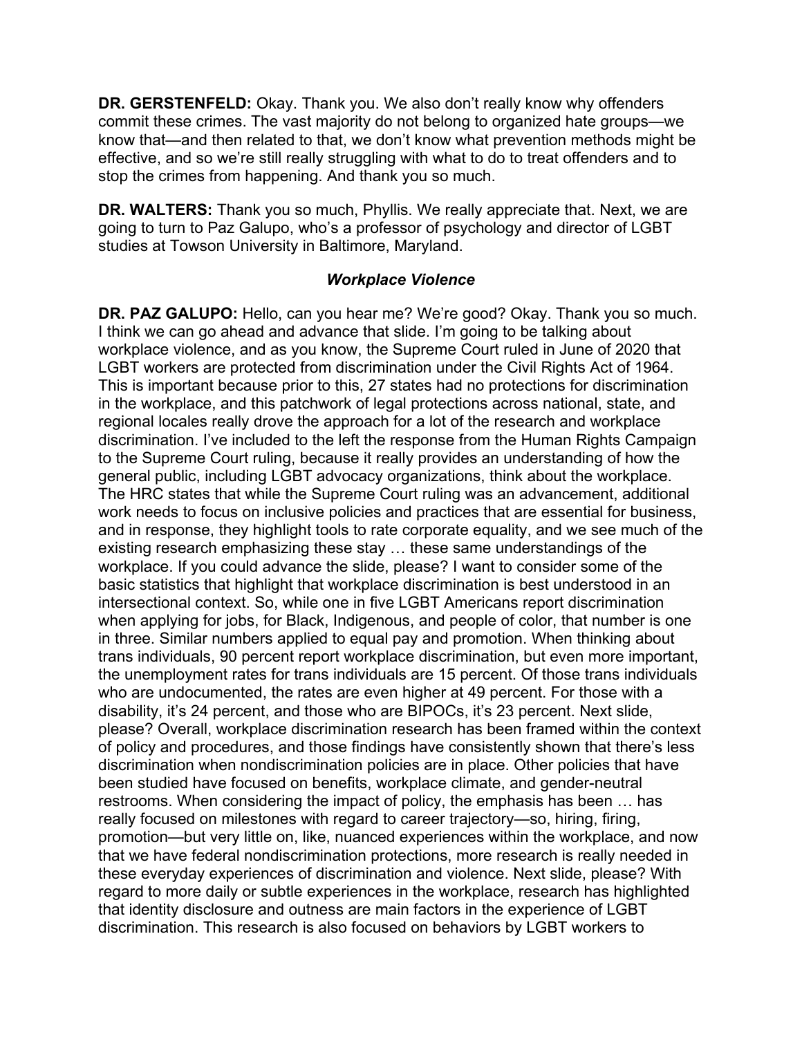**DR. GERSTENFELD:** Okay. Thank you. We also don't really know why offenders commit these crimes. The vast majority do not belong to organized hate groups—we know that—and then related to that, we don't know what prevention methods might be effective, and so we're still really struggling with what to do to treat offenders and to stop the crimes from happening. And thank you so much.

**DR. WALTERS:** Thank you so much, Phyllis. We really appreciate that. Next, we are going to turn to Paz Galupo, who's a professor of psychology and director of LGBT studies at Towson University in Baltimore, Maryland.

### *Workplace Violence*

**DR. PAZ GALUPO:** Hello, can you hear me? We're good? Okay. Thank you so much. I think we can go ahead and advance that slide. I'm going to be talking about workplace violence, and as you know, the Supreme Court ruled in June of 2020 that LGBT workers are protected from discrimination under the Civil Rights Act of 1964. This is important because prior to this, 27 states had no protections for discrimination in the workplace, and this patchwork of legal protections across national, state, and regional locales really drove the approach for a lot of the research and workplace discrimination. I've included to the left the response from the Human Rights Campaign to the Supreme Court ruling, because it really provides an understanding of how the general public, including LGBT advocacy organizations, think about the workplace. The HRC states that while the Supreme Court ruling was an advancement, additional work needs to focus on inclusive policies and practices that are essential for business, and in response, they highlight tools to rate corporate equality, and we see much of the existing research emphasizing these stay … these same understandings of the workplace. If you could advance the slide, please? I want to consider some of the basic statistics that highlight that workplace discrimination is best understood in an intersectional context. So, while one in five LGBT Americans report discrimination when applying for jobs, for Black, Indigenous, and people of color, that number is one in three. Similar numbers applied to equal pay and promotion. When thinking about trans individuals, 90 percent report workplace discrimination, but even more important, the unemployment rates for trans individuals are 15 percent. Of those trans individuals who are undocumented, the rates are even higher at 49 percent. For those with a disability, it's 24 percent, and those who are BIPOCs, it's 23 percent. Next slide, please? Overall, workplace discrimination research has been framed within the context of policy and procedures, and those findings have consistently shown that there's less discrimination when nondiscrimination policies are in place. Other policies that have been studied have focused on benefits, workplace climate, and gender-neutral restrooms. When considering the impact of policy, the emphasis has been … has really focused on milestones with regard to career trajectory—so, hiring, firing, promotion—but very little on, like, nuanced experiences within the workplace, and now that we have federal nondiscrimination protections, more research is really needed in these everyday experiences of discrimination and violence. Next slide, please? With regard to more daily or subtle experiences in the workplace, research has highlighted that identity disclosure and outness are main factors in the experience of LGBT discrimination. This research is also focused on behaviors by LGBT workers to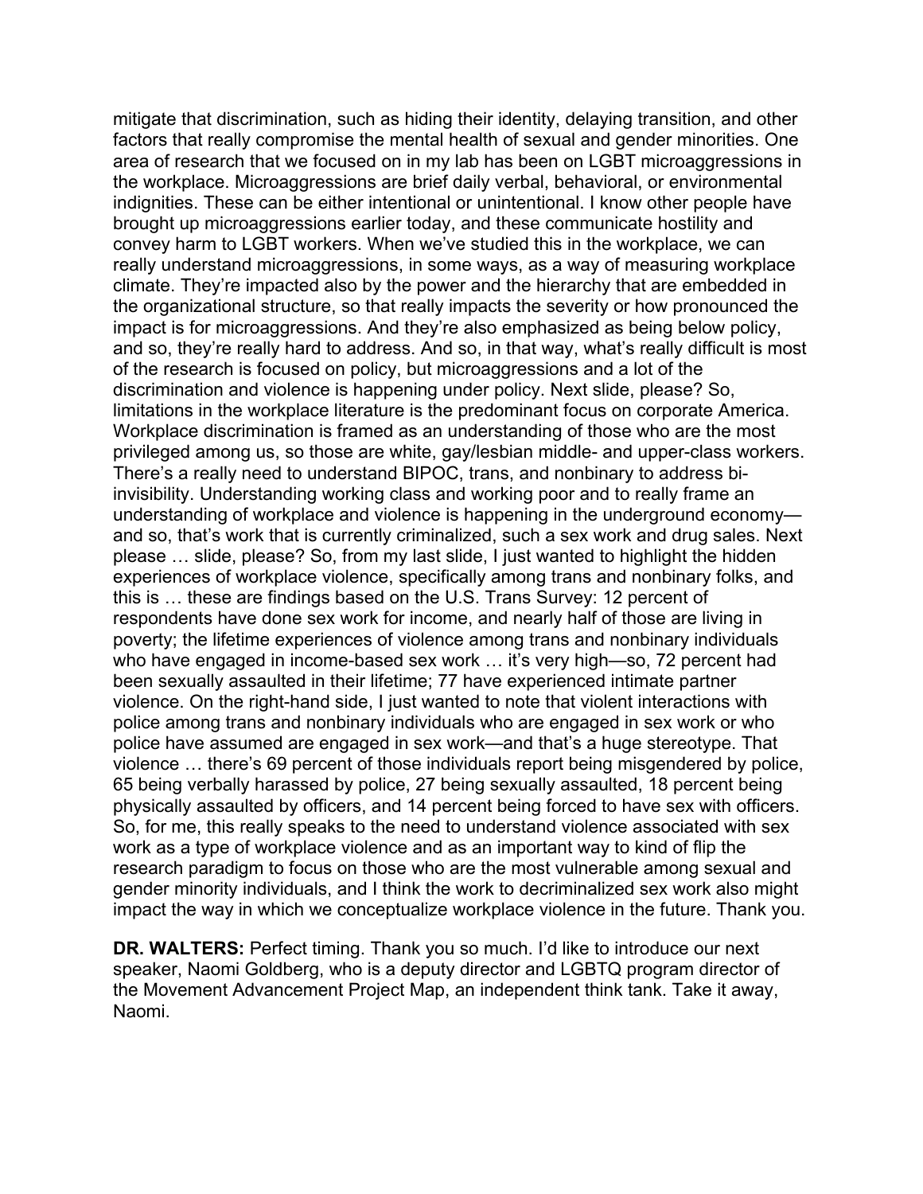mitigate that discrimination, such as hiding their identity, delaying transition, and other factors that really compromise the mental health of sexual and gender minorities. One area of research that we focused on in my lab has been on LGBT microaggressions in the workplace. Microaggressions are brief daily verbal, behavioral, or environmental indignities. These can be either intentional or unintentional. I know other people have brought up microaggressions earlier today, and these communicate hostility and convey harm to LGBT workers. When we've studied this in the workplace, we can really understand microaggressions, in some ways, as a way of measuring workplace climate. They're impacted also by the power and the hierarchy that are embedded in the organizational structure, so that really impacts the severity or how pronounced the impact is for microaggressions. And they're also emphasized as being below policy, and so, they're really hard to address. And so, in that way, what's really difficult is most of the research is focused on policy, but microaggressions and a lot of the discrimination and violence is happening under policy. Next slide, please? So, limitations in the workplace literature is the predominant focus on corporate America. Workplace discrimination is framed as an understanding of those who are the most privileged among us, so those are white, gay/lesbian middle- and upper-class workers. There's a really need to understand BIPOC, trans, and nonbinary to address bi-invisibility. Understanding working class and working poor and to really frame an understanding of workplace and violence is happening in the underground economy—and so, that's work that is currently criminalized, such a sex work and drug sales. Next please … slide, please? So, from my last slide, I just wanted to highlight the hidden experiences of workplace violence, specifically among trans and nonbinary folks, and this is … these are findings based on the U.S. Trans Survey: 12 percent of respondents have done sex work for income, and nearly half of those are living in poverty; the lifetime experiences of violence among trans and nonbinary individuals who have engaged in income-based sex work … it's very high—so, 72 percent had been sexually assaulted in their lifetime; 77 have experienced intimate partner violence. On the right-hand side, I just wanted to note that violent interactions with police among trans and nonbinary individuals who are engaged in sex work or who police have assumed are engaged in sex work—and that's a huge stereotype. That violence … there's 69 percent of those individuals report being misgendered by police, 65 being verbally harassed by police, 27 being sexually assaulted, 18 percent being physically assaulted by officers, and 14 percent being forced to have sex with officers. So, for me, this really speaks to the need to understand violence associated with sex work as a type of workplace violence and as an important way to kind of flip the research paradigm to focus on those who are the most vulnerable among sexual and gender minority individuals, and I think the work to decriminalized sex work also might impact the way in which we conceptualize workplace violence in the future. Thank you.

**DR. WALTERS:** Perfect timing. Thank you so much. I'd like to introduce our next speaker, Naomi Goldberg, who is a deputy director and LGBTQ program director of the Movement Advancement Project Map, an independent think tank. Take it away, Naomi.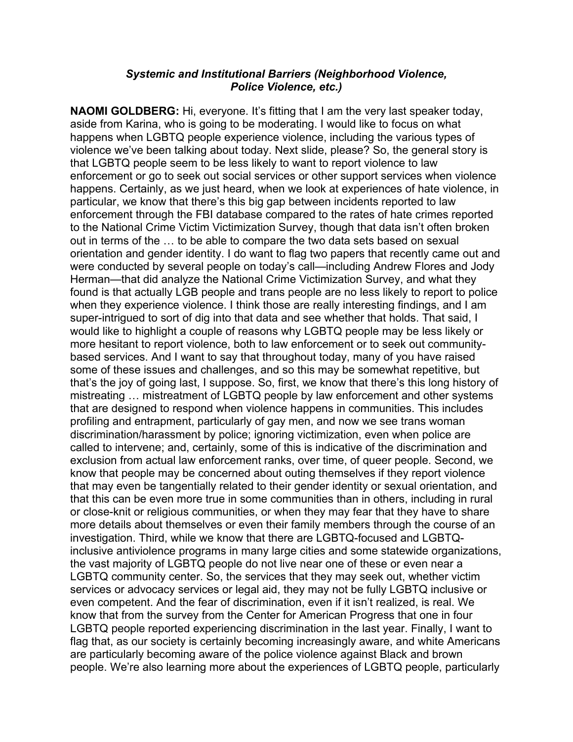***Systemic and Institutional Barriers (Neighborhood Violence, Police Violence, etc.)***

**NAOMI GOLDBERG:** Hi, everyone. It's fitting that I am the very last speaker today, aside from Karina, who is going to be moderating. I would like to focus on what happens when LGBTQ people experience violence, including the various types of violence we've been talking about today. Next slide, please? So, the general story is that LGBTQ people seem to be less likely to want to report violence to law enforcement or go to seek out social services or other support services when violence happens. Certainly, as we just heard, when we look at experiences of hate violence, in particular, we know that there's this big gap between incidents reported to law enforcement through the FBI database compared to the rates of hate crimes reported to the National Crime Victim Victimization Survey, though that data isn't often broken out in terms of the … to be able to compare the two data sets based on sexual orientation and gender identity. I do want to flag two papers that recently came out and were conducted by several people on today's call—including Andrew Flores and Jody Herman—that did analyze the National Crime Victimization Survey, and what they found is that actually LGB people and trans people are no less likely to report to police when they experience violence. I think those are really interesting findings, and I am super-intrigued to sort of dig into that data and see whether that holds. That said, I would like to highlight a couple of reasons why LGBTQ people may be less likely or more hesitant to report violence, both to law enforcement or to seek out community-based services. And I want to say that throughout today, many of you have raised some of these issues and challenges, and so this may be somewhat repetitive, but that's the joy of going last, I suppose. So, first, we know that there's this long history of mistreating … mistreatment of LGBTQ people by law enforcement and other systems that are designed to respond when violence happens in communities. This includes profiling and entrapment, particularly of gay men, and now we see trans woman discrimination/harassment by police; ignoring victimization, even when police are called to intervene; and, certainly, some of this is indicative of the discrimination and exclusion from actual law enforcement ranks, over time, of queer people. Second, we know that people may be concerned about outing themselves if they report violence that may even be tangentially related to their gender identity or sexual orientation, and that this can be even more true in some communities than in others, including in rural or close-knit or religious communities, or when they may fear that they have to share more details about themselves or even their family members through the course of an investigation. Third, while we know that there are LGBTQ-focused and LGBTQ-inclusive antiviolence programs in many large cities and some statewide organizations, the vast majority of LGBTQ people do not live near one of these or even near a LGBTQ community center. So, the services that they may seek out, whether victim services or advocacy services or legal aid, they may not be fully LGBTQ inclusive or even competent. And the fear of discrimination, even if it isn't realized, is real. We know that from the survey from the Center for American Progress that one in four LGBTQ people reported experiencing discrimination in the last year. Finally, I want to flag that, as our society is certainly becoming increasingly aware, and white Americans are particularly becoming aware of the police violence against Black and brown people. We're also learning more about the experiences of LGBTQ people, particularly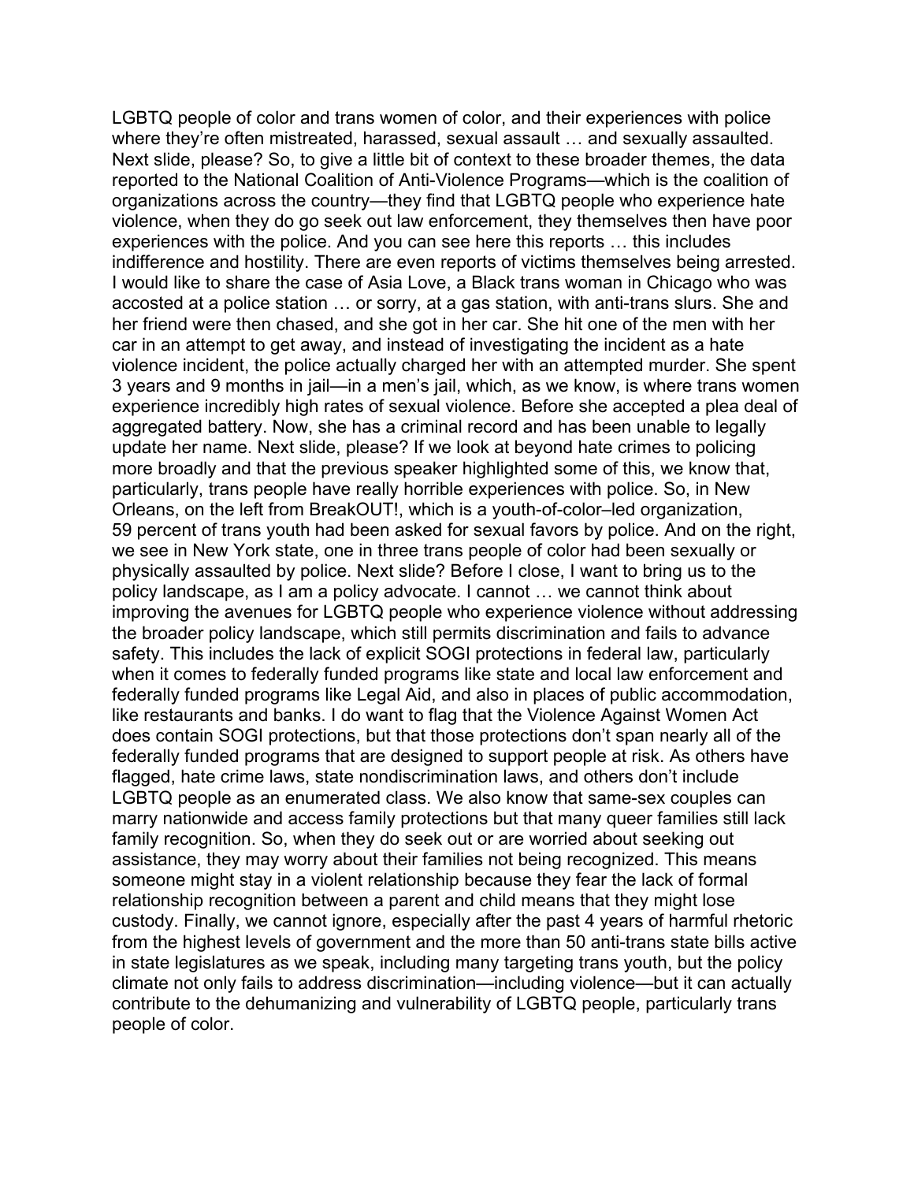LGBTQ people of color and trans women of color, and their experiences with police where they're often mistreated, harassed, sexual assault … and sexually assaulted. Next slide, please? So, to give a little bit of context to these broader themes, the data reported to the National Coalition of Anti-Violence Programs—which is the coalition of organizations across the country—they find that LGBTQ people who experience hate violence, when they do go seek out law enforcement, they themselves then have poor experiences with the police. And you can see here this reports … this includes indifference and hostility. There are even reports of victims themselves being arrested. I would like to share the case of Asia Love, a Black trans woman in Chicago who was accosted at a police station … or sorry, at a gas station, with anti-trans slurs. She and her friend were then chased, and she got in her car. She hit one of the men with her car in an attempt to get away, and instead of investigating the incident as a hate violence incident, the police actually charged her with an attempted murder. She spent 3 years and 9 months in jail—in a men's jail, which, as we know, is where trans women experience incredibly high rates of sexual violence. Before she accepted a plea deal of aggregated battery. Now, she has a criminal record and has been unable to legally update her name. Next slide, please? If we look at beyond hate crimes to policing more broadly and that the previous speaker highlighted some of this, we know that, particularly, trans people have really horrible experiences with police. So, in New Orleans, on the left from BreakOUT!, which is a youth-of-color–led organization, 59 percent of trans youth had been asked for sexual favors by police. And on the right, we see in New York state, one in three trans people of color had been sexually or physically assaulted by police. Next slide? Before I close, I want to bring us to the policy landscape, as I am a policy advocate. I cannot … we cannot think about improving the avenues for LGBTQ people who experience violence without addressing the broader policy landscape, which still permits discrimination and fails to advance safety. This includes the lack of explicit SOGI protections in federal law, particularly when it comes to federally funded programs like state and local law enforcement and federally funded programs like Legal Aid, and also in places of public accommodation, like restaurants and banks. I do want to flag that the Violence Against Women Act does contain SOGI protections, but that those protections don't span nearly all of the federally funded programs that are designed to support people at risk. As others have flagged, hate crime laws, state nondiscrimination laws, and others don't include LGBTQ people as an enumerated class. We also know that same-sex couples can marry nationwide and access family protections but that many queer families still lack family recognition. So, when they do seek out or are worried about seeking out assistance, they may worry about their families not being recognized. This means someone might stay in a violent relationship because they fear the lack of formal relationship recognition between a parent and child means that they might lose custody. Finally, we cannot ignore, especially after the past 4 years of harmful rhetoric from the highest levels of government and the more than 50 anti-trans state bills active in state legislatures as we speak, including many targeting trans youth, but the policy climate not only fails to address discrimination—including violence—but it can actually contribute to the dehumanizing and vulnerability of LGBTQ people, particularly trans people of color.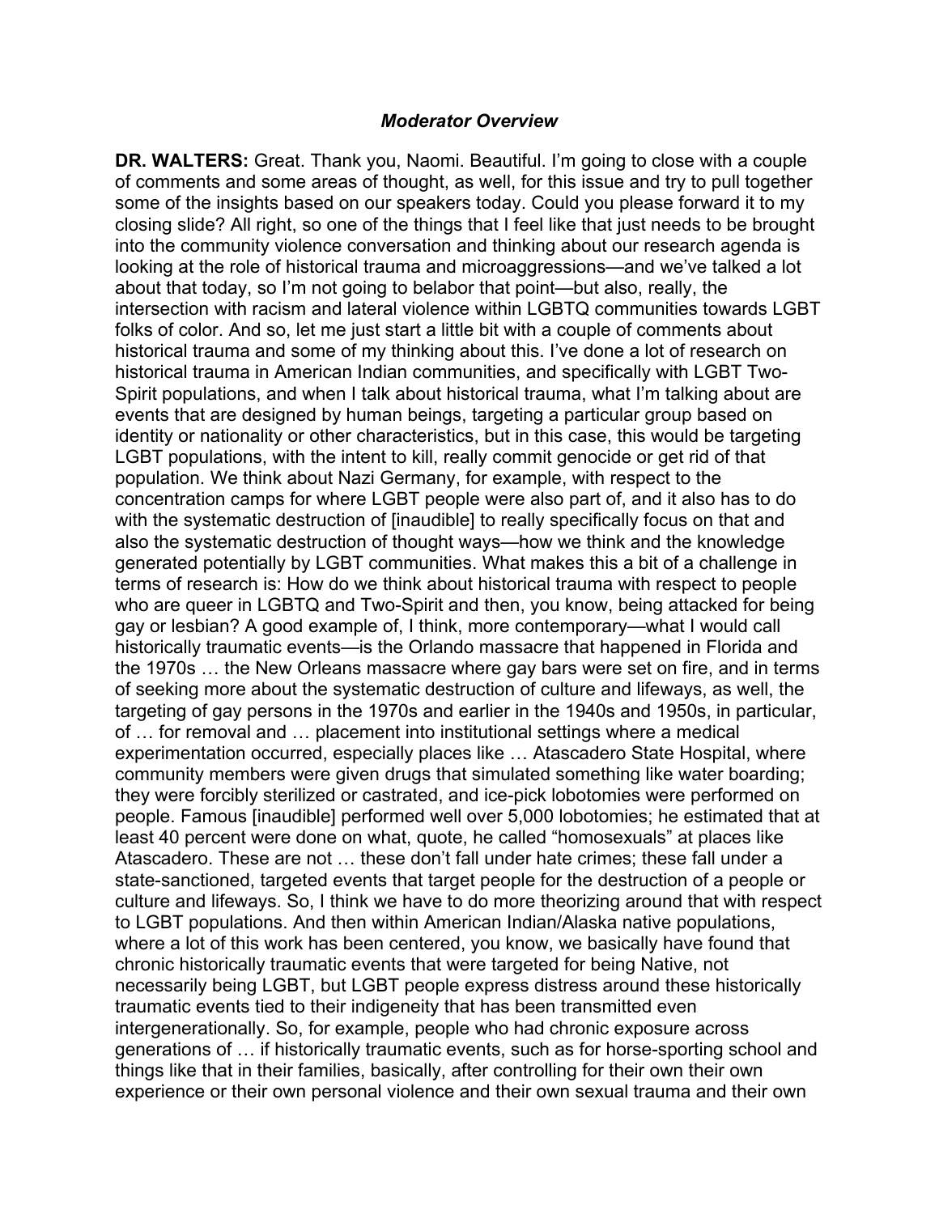### *Moderator Overview*

**DR. WALTERS:** Great. Thank you, Naomi. Beautiful. I'm going to close with a couple of comments and some areas of thought, as well, for this issue and try to pull together some of the insights based on our speakers today. Could you please forward it to my closing slide? All right, so one of the things that I feel like that just needs to be brought into the community violence conversation and thinking about our research agenda is looking at the role of historical trauma and microaggressions—and we've talked a lot about that today, so I'm not going to belabor that point—but also, really, the intersection with racism and lateral violence within LGBTQ communities towards LGBT folks of color. And so, let me just start a little bit with a couple of comments about historical trauma and some of my thinking about this. I've done a lot of research on historical trauma in American Indian communities, and specifically with LGBT Two-Spirit populations, and when I talk about historical trauma, what I'm talking about are events that are designed by human beings, targeting a particular group based on identity or nationality or other characteristics, but in this case, this would be targeting LGBT populations, with the intent to kill, really commit genocide or get rid of that population. We think about Nazi Germany, for example, with respect to the concentration camps for where LGBT people were also part of, and it also has to do with the systematic destruction of [inaudible] to really specifically focus on that and also the systematic destruction of thought ways—how we think and the knowledge generated potentially by LGBT communities. What makes this a bit of a challenge in terms of research is: How do we think about historical trauma with respect to people who are queer in LGBTQ and Two-Spirit and then, you know, being attacked for being gay or lesbian? A good example of, I think, more contemporary—what I would call historically traumatic events—is the Orlando massacre that happened in Florida and the 1970s … the New Orleans massacre where gay bars were set on fire, and in terms of seeking more about the systematic destruction of culture and lifeways, as well, the targeting of gay persons in the 1970s and earlier in the 1940s and 1950s, in particular, of … for removal and … placement into institutional settings where a medical experimentation occurred, especially places like … Atascadero State Hospital, where community members were given drugs that simulated something like water boarding; they were forcibly sterilized or castrated, and ice-pick lobotomies were performed on people. Famous [inaudible] performed well over 5,000 lobotomies; he estimated that at least 40 percent were done on what, quote, he called "homosexuals" at places like Atascadero. These are not … these don't fall under hate crimes; these fall under a state-sanctioned, targeted events that target people for the destruction of a people or culture and lifeways. So, I think we have to do more theorizing around that with respect to LGBT populations. And then within American Indian/Alaska native populations, where a lot of this work has been centered, you know, we basically have found that chronic historically traumatic events that were targeted for being Native, not necessarily being LGBT, but LGBT people express distress around these historically traumatic events tied to their indigeneity that has been transmitted even intergenerationally. So, for example, people who had chronic exposure across generations of … if historically traumatic events, such as for horse-sporting school and things like that in their families, basically, after controlling for their own their own experience or their own personal violence and their own sexual trauma and their own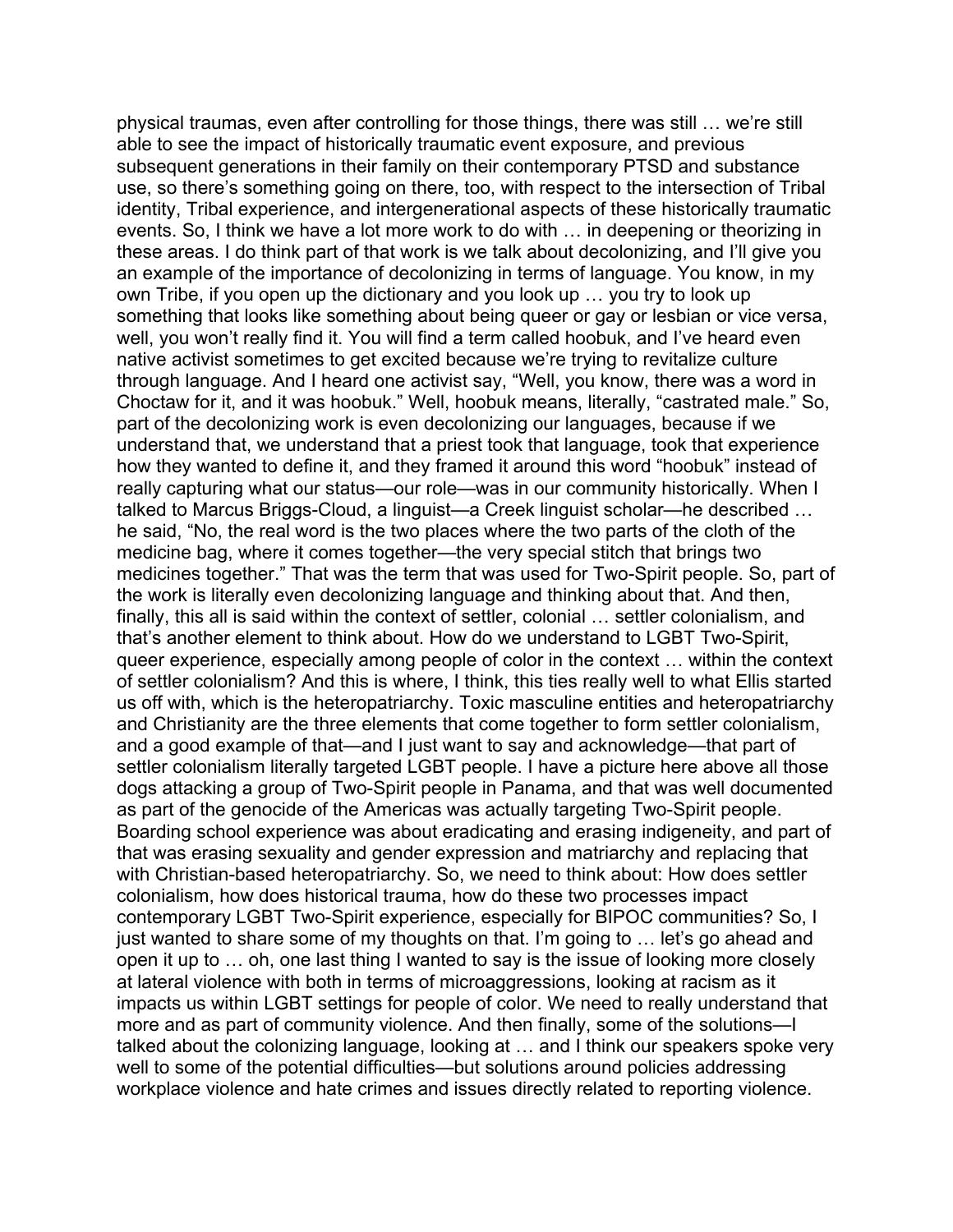physical traumas, even after controlling for those things, there was still … we're still able to see the impact of historically traumatic event exposure, and previous subsequent generations in their family on their contemporary PTSD and substance use, so there's something going on there, too, with respect to the intersection of Tribal identity, Tribal experience, and intergenerational aspects of these historically traumatic events. So, I think we have a lot more work to do with … in deepening or theorizing in these areas. I do think part of that work is we talk about decolonizing, and I'll give you an example of the importance of decolonizing in terms of language. You know, in my own Tribe, if you open up the dictionary and you look up … you try to look up something that looks like something about being queer or gay or lesbian or vice versa, well, you won't really find it. You will find a term called hoobuk, and I've heard even native activist sometimes to get excited because we're trying to revitalize culture through language. And I heard one activist say, "Well, you know, there was a word in Choctaw for it, and it was hoobuk." Well, hoobuk means, literally, "castrated male." So, part of the decolonizing work is even decolonizing our languages, because if we understand that, we understand that a priest took that language, took that experience how they wanted to define it, and they framed it around this word "hoobuk" instead of really capturing what our status—our role—was in our community historically. When I talked to Marcus Briggs-Cloud, a linguist—a Creek linguist scholar—he described … he said, "No, the real word is the two places where the two parts of the cloth of the medicine bag, where it comes together—the very special stitch that brings two medicines together." That was the term that was used for Two-Spirit people. So, part of the work is literally even decolonizing language and thinking about that. And then, finally, this all is said within the context of settler, colonial … settler colonialism, and that's another element to think about. How do we understand to LGBT Two-Spirit, queer experience, especially among people of color in the context … within the context of settler colonialism? And this is where, I think, this ties really well to what Ellis started us off with, which is the heteropatriarchy. Toxic masculine entities and heteropatriarchy and Christianity are the three elements that come together to form settler colonialism, and a good example of that—and I just want to say and acknowledge—that part of settler colonialism literally targeted LGBT people. I have a picture here above all those dogs attacking a group of Two-Spirit people in Panama, and that was well documented as part of the genocide of the Americas was actually targeting Two-Spirit people. Boarding school experience was about eradicating and erasing indigeneity, and part of that was erasing sexuality and gender expression and matriarchy and replacing that with Christian-based heteropatriarchy. So, we need to think about: How does settler colonialism, how does historical trauma, how do these two processes impact contemporary LGBT Two-Spirit experience, especially for BIPOC communities? So, I just wanted to share some of my thoughts on that. I'm going to … let's go ahead and open it up to … oh, one last thing I wanted to say is the issue of looking more closely at lateral violence with both in terms of microaggressions, looking at racism as it impacts us within LGBT settings for people of color. We need to really understand that more and as part of community violence. And then finally, some of the solutions—I talked about the colonizing language, looking at … and I think our speakers spoke very well to some of the potential difficulties—but solutions around policies addressing workplace violence and hate crimes and issues directly related to reporting violence.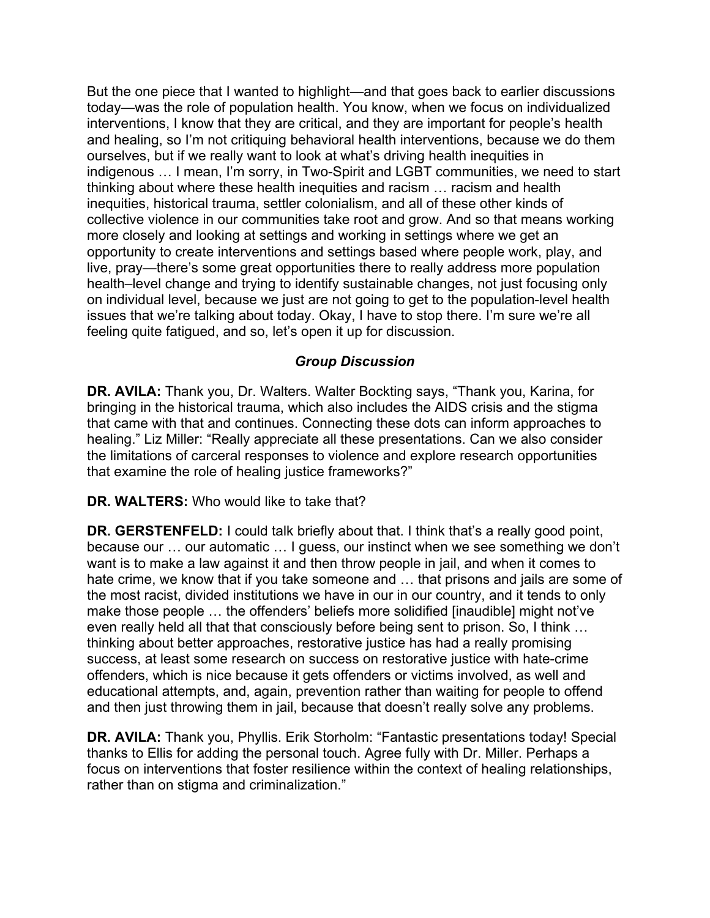But the one piece that I wanted to highlight—and that goes back to earlier discussions today—was the role of population health. You know, when we focus on individualized interventions, I know that they are critical, and they are important for people's health and healing, so I'm not critiquing behavioral health interventions, because we do them ourselves, but if we really want to look at what's driving health inequities in indigenous … I mean, I'm sorry, in Two-Spirit and LGBT communities, we need to start thinking about where these health inequities and racism … racism and health inequities, historical trauma, settler colonialism, and all of these other kinds of collective violence in our communities take root and grow. And so that means working more closely and looking at settings and working in settings where we get an opportunity to create interventions and settings based where people work, play, and live, pray—there's some great opportunities there to really address more population health–level change and trying to identify sustainable changes, not just focusing only on individual level, because we just are not going to get to the population-level health issues that we're talking about today. Okay, I have to stop there. I'm sure we're all feeling quite fatigued, and so, let's open it up for discussion.

### *Group Discussion*

**DR. AVILA:** Thank you, Dr. Walters. Walter Bockting says, "Thank you, Karina, for bringing in the historical trauma, which also includes the AIDS crisis and the stigma that came with that and continues. Connecting these dots can inform approaches to healing." Liz Miller: "Really appreciate all these presentations. Can we also consider the limitations of carceral responses to violence and explore research opportunities that examine the role of healing justice frameworks?"

**DR. WALTERS:** Who would like to take that?

**DR. GERSTENFELD:** I could talk briefly about that. I think that's a really good point, because our … our automatic … I guess, our instinct when we see something we don't want is to make a law against it and then throw people in jail, and when it comes to hate crime, we know that if you take someone and … that prisons and jails are some of the most racist, divided institutions we have in our in our country, and it tends to only make those people … the offenders' beliefs more solidified [inaudible] might not've even really held all that that consciously before being sent to prison. So, I think … thinking about better approaches, restorative justice has had a really promising success, at least some research on success on restorative justice with hate-crime offenders, which is nice because it gets offenders or victims involved, as well and educational attempts, and, again, prevention rather than waiting for people to offend and then just throwing them in jail, because that doesn't really solve any problems.

**DR. AVILA:** Thank you, Phyllis. Erik Storholm: "Fantastic presentations today! Special thanks to Ellis for adding the personal touch. Agree fully with Dr. Miller. Perhaps a focus on interventions that foster resilience within the context of healing relationships, rather than on stigma and criminalization."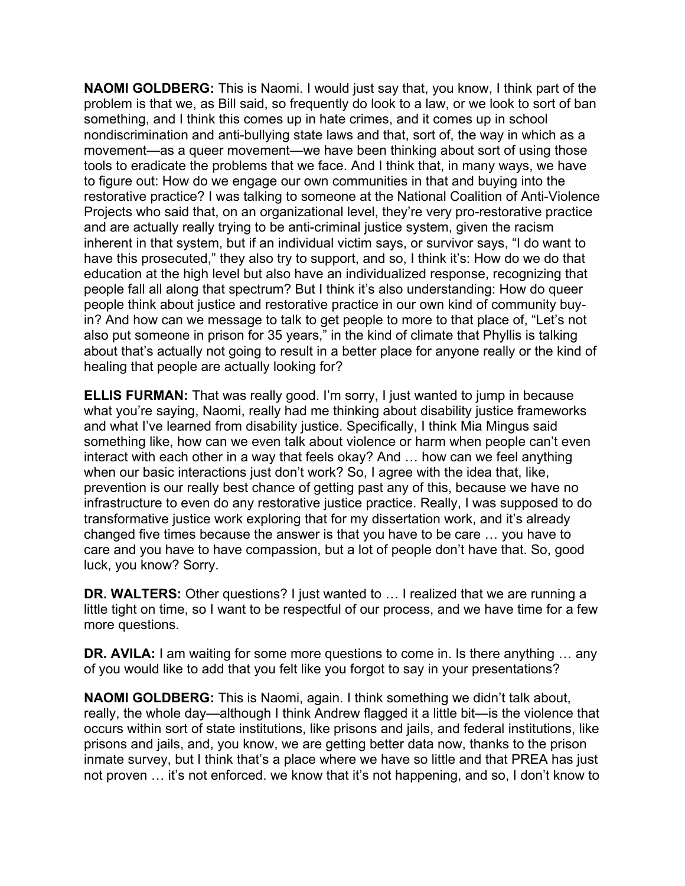**NAOMI GOLDBERG:** This is Naomi. I would just say that, you know, I think part of the problem is that we, as Bill said, so frequently do look to a law, or we look to sort of ban something, and I think this comes up in hate crimes, and it comes up in school nondiscrimination and anti-bullying state laws and that, sort of, the way in which as a movement—as a queer movement—we have been thinking about sort of using those tools to eradicate the problems that we face. And I think that, in many ways, we have to figure out: How do we engage our own communities in that and buying into the restorative practice? I was talking to someone at the National Coalition of Anti-Violence Projects who said that, on an organizational level, they're very pro-restorative practice and are actually really trying to be anti-criminal justice system, given the racism inherent in that system, but if an individual victim says, or survivor says, "I do want to have this prosecuted," they also try to support, and so, I think it's: How do we do that education at the high level but also have an individualized response, recognizing that people fall all along that spectrum? But I think it's also understanding: How do queer people think about justice and restorative practice in our own kind of community buy-in? And how can we message to talk to get people to more to that place of, "Let's not also put someone in prison for 35 years," in the kind of climate that Phyllis is talking about that's actually not going to result in a better place for anyone really or the kind of healing that people are actually looking for?

**ELLIS FURMAN:** That was really good. I'm sorry, I just wanted to jump in because what you're saying, Naomi, really had me thinking about disability justice frameworks and what I've learned from disability justice. Specifically, I think Mia Mingus said something like, how can we even talk about violence or harm when people can't even interact with each other in a way that feels okay? And … how can we feel anything when our basic interactions just don't work? So, I agree with the idea that, like, prevention is our really best chance of getting past any of this, because we have no infrastructure to even do any restorative justice practice. Really, I was supposed to do transformative justice work exploring that for my dissertation work, and it's already changed five times because the answer is that you have to be care … you have to care and you have to have compassion, but a lot of people don't have that. So, good luck, you know? Sorry.

**DR. WALTERS:** Other questions? I just wanted to … I realized that we are running a little tight on time, so I want to be respectful of our process, and we have time for a few more questions.

**DR. AVILA:** I am waiting for some more questions to come in. Is there anything … any of you would like to add that you felt like you forgot to say in your presentations?

**NAOMI GOLDBERG:** This is Naomi, again. I think something we didn't talk about, really, the whole day—although I think Andrew flagged it a little bit—is the violence that occurs within sort of state institutions, like prisons and jails, and federal institutions, like prisons and jails, and, you know, we are getting better data now, thanks to the prison inmate survey, but I think that's a place where we have so little and that PREA has just not proven … it's not enforced. we know that it's not happening, and so, I don't know to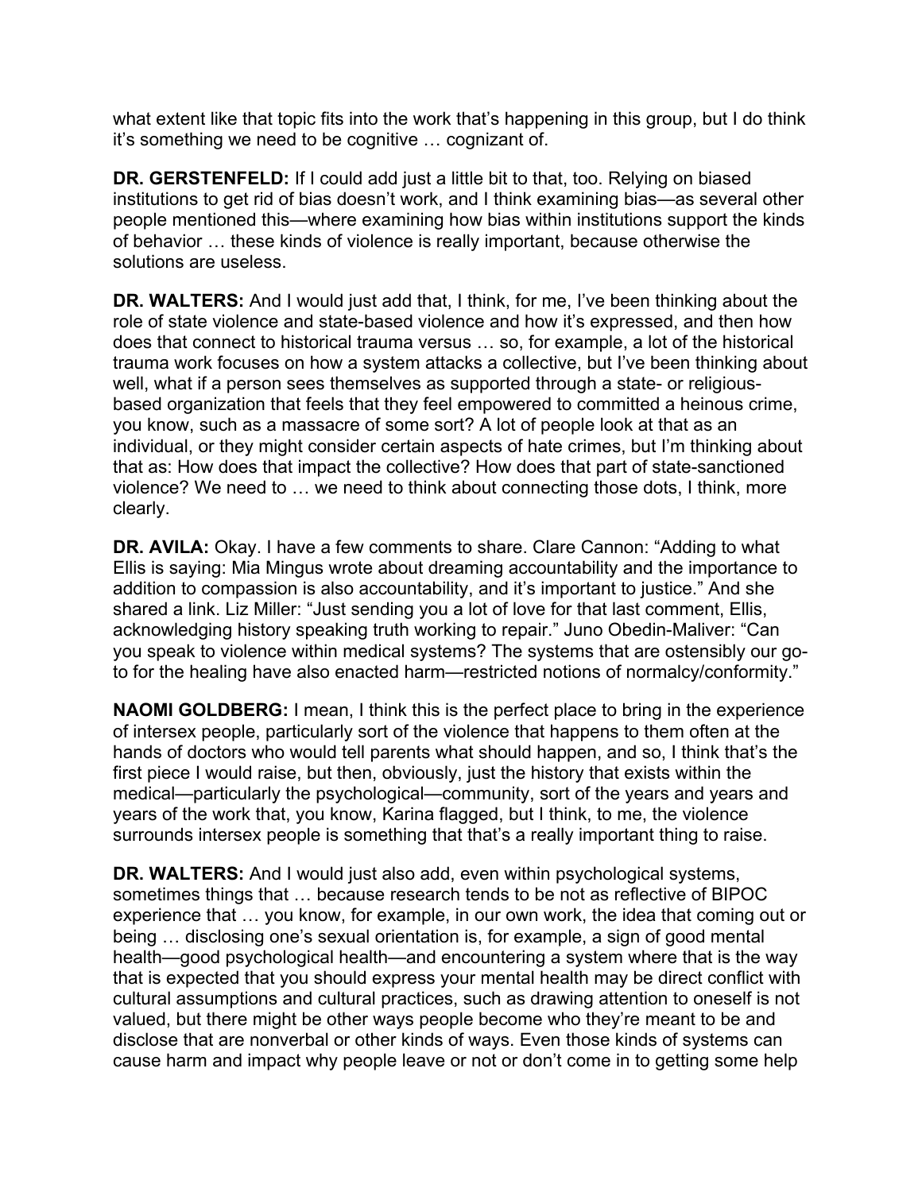what extent like that topic fits into the work that's happening in this group, but I do think it's something we need to be cognitive … cognizant of.

**DR. GERSTENFELD:** If I could add just a little bit to that, too. Relying on biased institutions to get rid of bias doesn't work, and I think examining bias—as several other people mentioned this—where examining how bias within institutions support the kinds of behavior … these kinds of violence is really important, because otherwise the solutions are useless.

**DR. WALTERS:** And I would just add that, I think, for me, I've been thinking about the role of state violence and state-based violence and how it's expressed, and then how does that connect to historical trauma versus … so, for example, a lot of the historical trauma work focuses on how a system attacks a collective, but I've been thinking about well, what if a person sees themselves as supported through a state- or religious-based organization that feels that they feel empowered to committed a heinous crime, you know, such as a massacre of some sort? A lot of people look at that as an individual, or they might consider certain aspects of hate crimes, but I'm thinking about that as: How does that impact the collective? How does that part of state-sanctioned violence? We need to … we need to think about connecting those dots, I think, more clearly.

**DR. AVILA:** Okay. I have a few comments to share. Clare Cannon: "Adding to what Ellis is saying: Mia Mingus wrote about dreaming accountability and the importance to addition to compassion is also accountability, and it's important to justice." And she shared a link. Liz Miller: "Just sending you a lot of love for that last comment, Ellis, acknowledging history speaking truth working to repair." Juno Obedin-Maliver: "Can you speak to violence within medical systems? The systems that are ostensibly our go-to for the healing have also enacted harm—restricted notions of normalcy/conformity."

**NAOMI GOLDBERG:** I mean, I think this is the perfect place to bring in the experience of intersex people, particularly sort of the violence that happens to them often at the hands of doctors who would tell parents what should happen, and so, I think that's the first piece I would raise, but then, obviously, just the history that exists within the medical—particularly the psychological—community, sort of the years and years and years of the work that, you know, Karina flagged, but I think, to me, the violence surrounds intersex people is something that that's a really important thing to raise.

**DR. WALTERS:** And I would just also add, even within psychological systems, sometimes things that … because research tends to be not as reflective of BIPOC experience that … you know, for example, in our own work, the idea that coming out or being … disclosing one's sexual orientation is, for example, a sign of good mental health—good psychological health—and encountering a system where that is the way that is expected that you should express your mental health may be direct conflict with cultural assumptions and cultural practices, such as drawing attention to oneself is not valued, but there might be other ways people become who they're meant to be and disclose that are nonverbal or other kinds of ways. Even those kinds of systems can cause harm and impact why people leave or not or don't come in to getting some help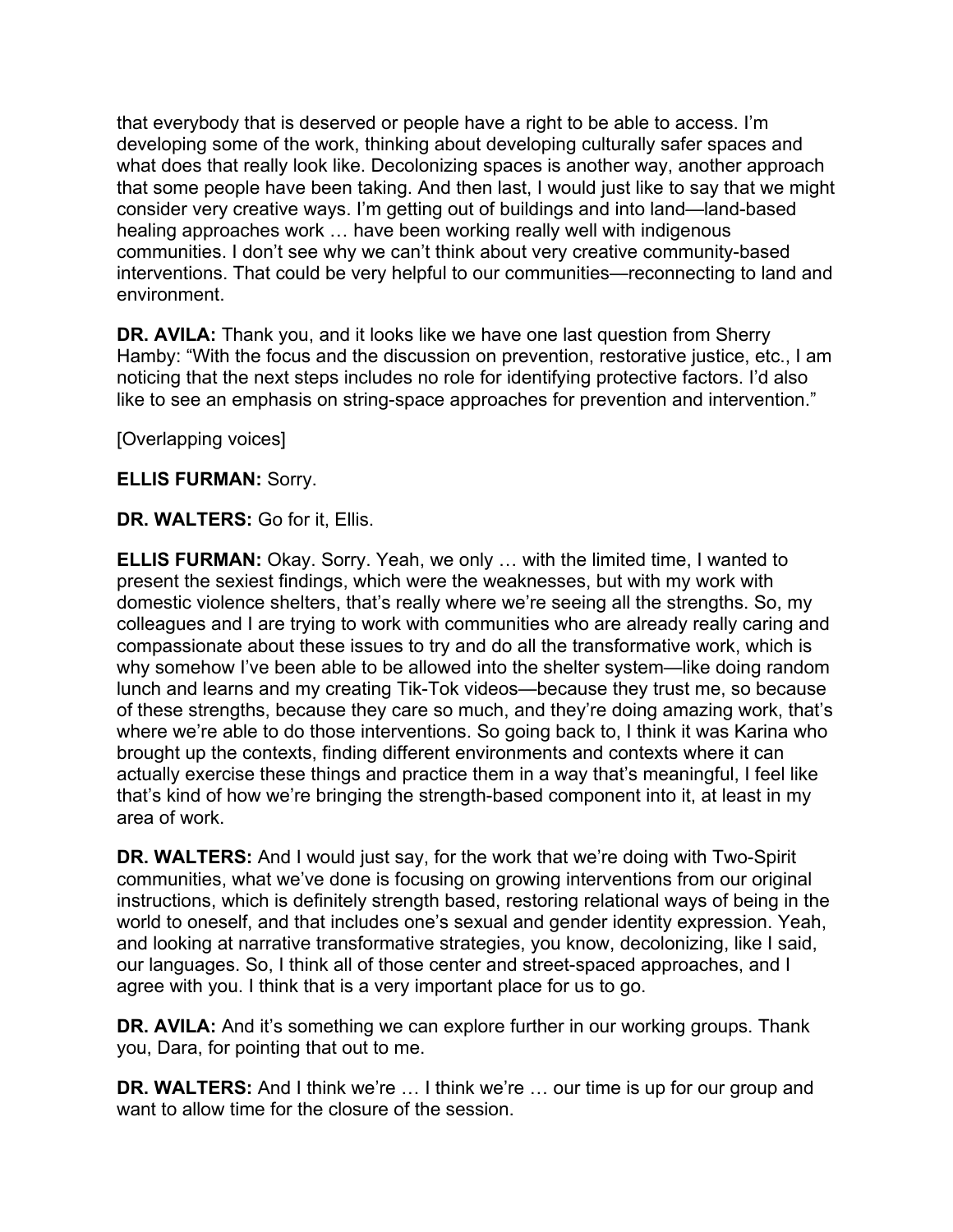that everybody that is deserved or people have a right to be able to access. I'm developing some of the work, thinking about developing culturally safer spaces and what does that really look like. Decolonizing spaces is another way, another approach that some people have been taking. And then last, I would just like to say that we might consider very creative ways. I'm getting out of buildings and into land—land-based healing approaches work … have been working really well with indigenous communities. I don't see why we can't think about very creative community-based interventions. That could be very helpful to our communities—reconnecting to land and environment.

**DR. AVILA:** Thank you, and it looks like we have one last question from Sherry Hamby: "With the focus and the discussion on prevention, restorative justice, etc., I am noticing that the next steps includes no role for identifying protective factors. I'd also like to see an emphasis on string-space approaches for prevention and intervention."

[Overlapping voices]

**ELLIS FURMAN:** Sorry.

**DR. WALTERS:** Go for it, Ellis.

**ELLIS FURMAN:** Okay. Sorry. Yeah, we only … with the limited time, I wanted to present the sexiest findings, which were the weaknesses, but with my work with domestic violence shelters, that's really where we're seeing all the strengths. So, my colleagues and I are trying to work with communities who are already really caring and compassionate about these issues to try and do all the transformative work, which is why somehow I've been able to be allowed into the shelter system—like doing random lunch and learns and my creating Tik-Tok videos—because they trust me, so because of these strengths, because they care so much, and they're doing amazing work, that's where we're able to do those interventions. So going back to, I think it was Karina who brought up the contexts, finding different environments and contexts where it can actually exercise these things and practice them in a way that's meaningful, I feel like that's kind of how we're bringing the strength-based component into it, at least in my area of work.

**DR. WALTERS:** And I would just say, for the work that we're doing with Two-Spirit communities, what we've done is focusing on growing interventions from our original instructions, which is definitely strength based, restoring relational ways of being in the world to oneself, and that includes one's sexual and gender identity expression. Yeah, and looking at narrative transformative strategies, you know, decolonizing, like I said, our languages. So, I think all of those center and street-spaced approaches, and I agree with you. I think that is a very important place for us to go.

**DR. AVILA:** And it's something we can explore further in our working groups. Thank you, Dara, for pointing that out to me.

**DR. WALTERS:** And I think we're … I think we're … our time is up for our group and want to allow time for the closure of the session.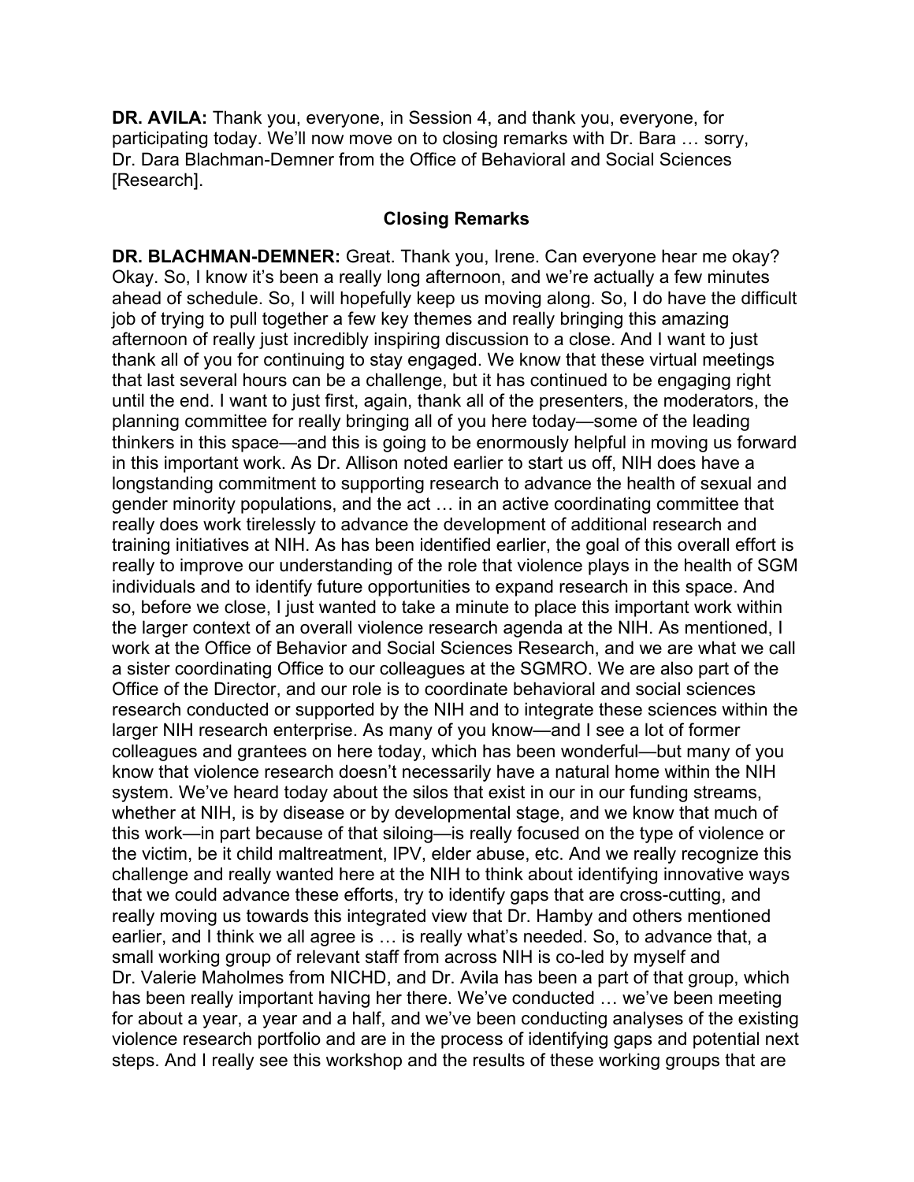**DR. AVILA:** Thank you, everyone, in Session 4, and thank you, everyone, for participating today. We'll now move on to closing remarks with Dr. Bara … sorry, Dr. Dara Blachman-Demner from the Office of Behavioral and Social Sciences [Research].

## Closing Remarks

**DR. BLACHMAN-DEMNER:** Great. Thank you, Irene. Can everyone hear me okay? Okay. So, I know it's been a really long afternoon, and we're actually a few minutes ahead of schedule. So, I will hopefully keep us moving along. So, I do have the difficult job of trying to pull together a few key themes and really bringing this amazing afternoon of really just incredibly inspiring discussion to a close. And I want to just thank all of you for continuing to stay engaged. We know that these virtual meetings that last several hours can be a challenge, but it has continued to be engaging right until the end. I want to just first, again, thank all of the presenters, the moderators, the planning committee for really bringing all of you here today—some of the leading thinkers in this space—and this is going to be enormously helpful in moving us forward in this important work. As Dr. Allison noted earlier to start us off, NIH does have a longstanding commitment to supporting research to advance the health of sexual and gender minority populations, and the act … in an active coordinating committee that really does work tirelessly to advance the development of additional research and training initiatives at NIH. As has been identified earlier, the goal of this overall effort is really to improve our understanding of the role that violence plays in the health of SGM individuals and to identify future opportunities to expand research in this space. And so, before we close, I just wanted to take a minute to place this important work within the larger context of an overall violence research agenda at the NIH. As mentioned, I work at the Office of Behavior and Social Sciences Research, and we are what we call a sister coordinating Office to our colleagues at the SGMRO. We are also part of the Office of the Director, and our role is to coordinate behavioral and social sciences research conducted or supported by the NIH and to integrate these sciences within the larger NIH research enterprise. As many of you know—and I see a lot of former colleagues and grantees on here today, which has been wonderful—but many of you know that violence research doesn't necessarily have a natural home within the NIH system. We've heard today about the silos that exist in our in our funding streams, whether at NIH, is by disease or by developmental stage, and we know that much of this work—in part because of that siloing—is really focused on the type of violence or the victim, be it child maltreatment, IPV, elder abuse, etc. And we really recognize this challenge and really wanted here at the NIH to think about identifying innovative ways that we could advance these efforts, try to identify gaps that are cross-cutting, and really moving us towards this integrated view that Dr. Hamby and others mentioned earlier, and I think we all agree is … is really what's needed. So, to advance that, a small working group of relevant staff from across NIH is co-led by myself and Dr. Valerie Maholmes from NICHD, and Dr. Avila has been a part of that group, which has been really important having her there. We've conducted … we've been meeting for about a year, a year and a half, and we've been conducting analyses of the existing violence research portfolio and are in the process of identifying gaps and potential next steps. And I really see this workshop and the results of these working groups that are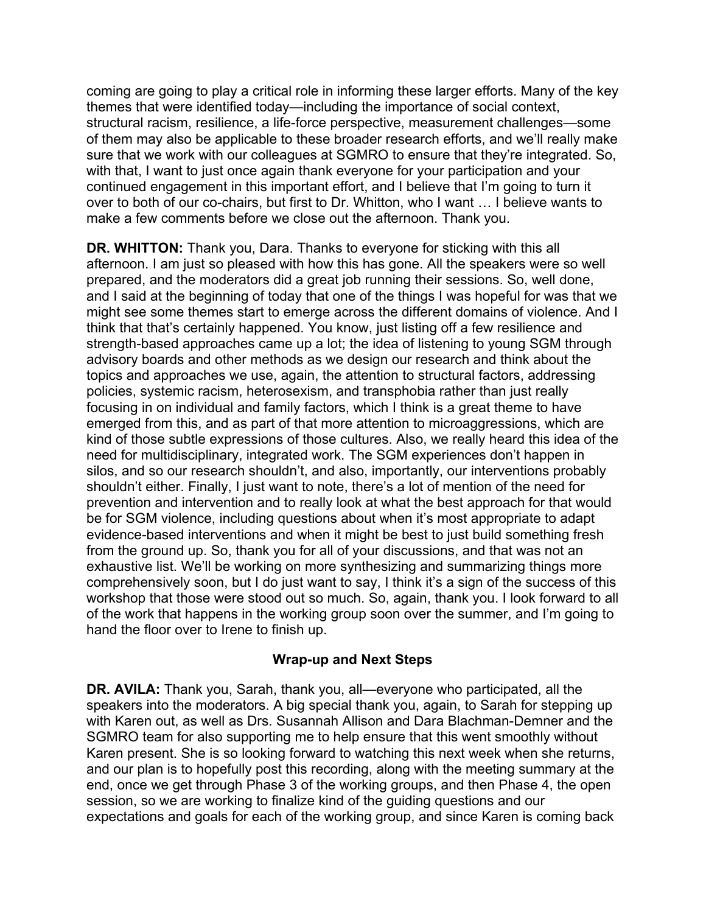coming are going to play a critical role in informing these larger efforts. Many of the key themes that were identified today—including the importance of social context, structural racism, resilience, a life-force perspective, measurement challenges—some of them may also be applicable to these broader research efforts, and we'll really make sure that we work with our colleagues at SGMRO to ensure that they're integrated. So, with that, I want to just once again thank everyone for your participation and your continued engagement in this important effort, and I believe that I'm going to turn it over to both of our co-chairs, but first to Dr. Whitton, who I want … I believe wants to make a few comments before we close out the afternoon. Thank you.

**DR. WHITTON:** Thank you, Dara. Thanks to everyone for sticking with this all afternoon. I am just so pleased with how this has gone. All the speakers were so well prepared, and the moderators did a great job running their sessions. So, well done, and I said at the beginning of today that one of the things I was hopeful for was that we might see some themes start to emerge across the different domains of violence. And I think that that's certainly happened. You know, just listing off a few resilience and strength-based approaches came up a lot; the idea of listening to young SGM through advisory boards and other methods as we design our research and think about the topics and approaches we use, again, the attention to structural factors, addressing policies, systemic racism, heterosexism, and transphobia rather than just really focusing in on individual and family factors, which I think is a great theme to have emerged from this, and as part of that more attention to microaggressions, which are kind of those subtle expressions of those cultures. Also, we really heard this idea of the need for multidisciplinary, integrated work. The SGM experiences don't happen in silos, and so our research shouldn't, and also, importantly, our interventions probably shouldn't either. Finally, I just want to note, there's a lot of mention of the need for prevention and intervention and to really look at what the best approach for that would be for SGM violence, including questions about when it's most appropriate to adapt evidence-based interventions and when it might be best to just build something fresh from the ground up. So, thank you for all of your discussions, and that was not an exhaustive list. We'll be working on more synthesizing and summarizing things more comprehensively soon, but I do just want to say, I think it's a sign of the success of this workshop that those were stood out so much. So, again, thank you. I look forward to all of the work that happens in the working group soon over the summer, and I'm going to hand the floor over to Irene to finish up.

### Wrap-up and Next Steps

**DR. AVILA:** Thank you, Sarah, thank you, all—everyone who participated, all the speakers into the moderators. A big special thank you, again, to Sarah for stepping up with Karen out, as well as Drs. Susannah Allison and Dara Blachman-Demner and the SGMRO team for also supporting me to help ensure that this went smoothly without Karen present. She is so looking forward to watching this next week when she returns, and our plan is to hopefully post this recording, along with the meeting summary at the end, once we get through Phase 3 of the working groups, and then Phase 4, the open session, so we are working to finalize kind of the guiding questions and our expectations and goals for each of the working group, and since Karen is coming back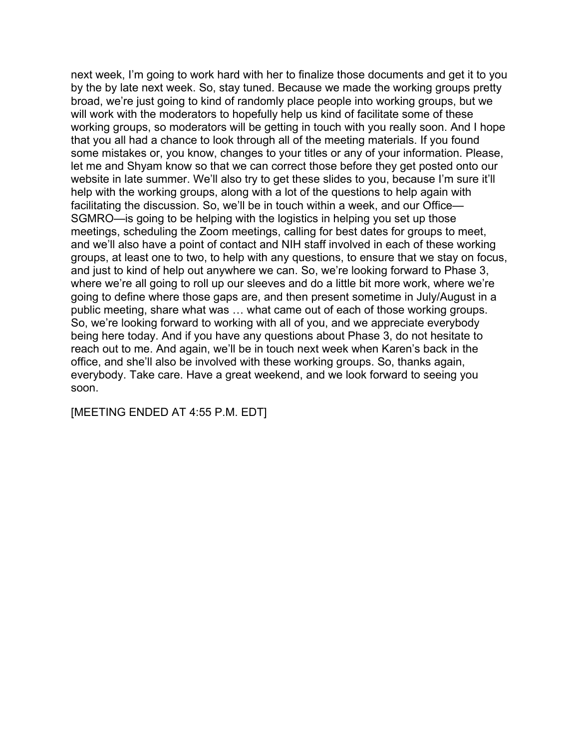next week, I'm going to work hard with her to finalize those documents and get it to you by the by late next week. So, stay tuned. Because we made the working groups pretty broad, we're just going to kind of randomly place people into working groups, but we will work with the moderators to hopefully help us kind of facilitate some of these working groups, so moderators will be getting in touch with you really soon. And I hope that you all had a chance to look through all of the meeting materials. If you found some mistakes or, you know, changes to your titles or any of your information. Please, let me and Shyam know so that we can correct those before they get posted onto our website in late summer. We'll also try to get these slides to you, because I'm sure it'll help with the working groups, along with a lot of the questions to help again with facilitating the discussion. So, we'll be in touch within a week, and our Office—SGMRO—is going to be helping with the logistics in helping you set up those meetings, scheduling the Zoom meetings, calling for best dates for groups to meet, and we'll also have a point of contact and NIH staff involved in each of these working groups, at least one to two, to help with any questions, to ensure that we stay on focus, and just to kind of help out anywhere we can. So, we're looking forward to Phase 3, where we're all going to roll up our sleeves and do a little bit more work, where we're going to define where those gaps are, and then present sometime in July/August in a public meeting, share what was … what came out of each of those working groups. So, we're looking forward to working with all of you, and we appreciate everybody being here today. And if you have any questions about Phase 3, do not hesitate to reach out to me. And again, we'll be in touch next week when Karen's back in the office, and she'll also be involved with these working groups. So, thanks again, everybody. Take care. Have a great weekend, and we look forward to seeing you soon.

[MEETING ENDED AT 4:55 P.M. EDT]